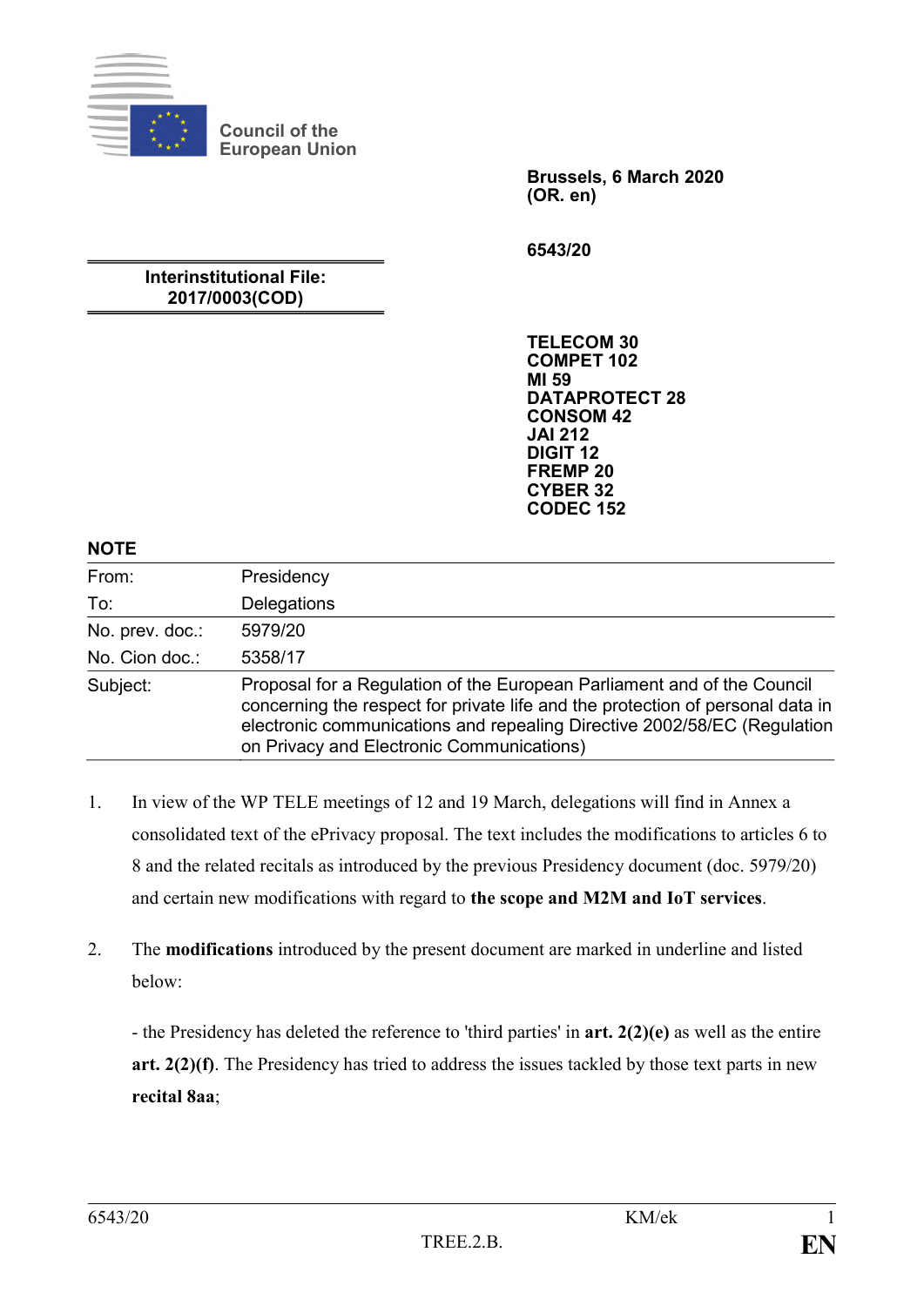Council of the European Union

**Brussels, 6 March 2020**
**(OR. en)**

**6543/20**

**Interinstitutional File:**
**2017/0003(COD)**

**TELECOM 30**
**COMPET 102**
**MI 59**
**DATAPROTECT 28**
**CONSOM 42**
**JAI 212**
**DIGIT 12**
**FREMP 20**
**CYBER 32**
**CODEC 152**

**NOTE**

| | |
|---|---|
| From: | Presidency |
| To: | Delegations |
| No. prev. doc.: | 5979/20 |
| No. Cion doc.: | 5358/17 |
| Subject: | Proposal for a Regulation of the European Parliament and of the Council concerning the respect for private life and the protection of personal data in electronic communications and repealing Directive 2002/58/EC (Regulation on Privacy and Electronic Communications) |

1. In view of the WP TELE meetings of 12 and 19 March, delegations will find in Annex a consolidated text of the ePrivacy proposal. The text includes the modifications to articles 6 to 8 and the related recitals as introduced by the previous Presidency document (doc. 5979/20) and certain new modifications with regard to **the scope and M2M and IoT services**.

2. The **modifications** introduced by the present document are marked in underline and listed below:

   - the Presidency has deleted the reference to 'third parties' in **art. 2(2)(e)** as well as the entire **art. 2(2)(f)**. The Presidency has tried to address the issues tackled by those text parts in new **recital 8aa**;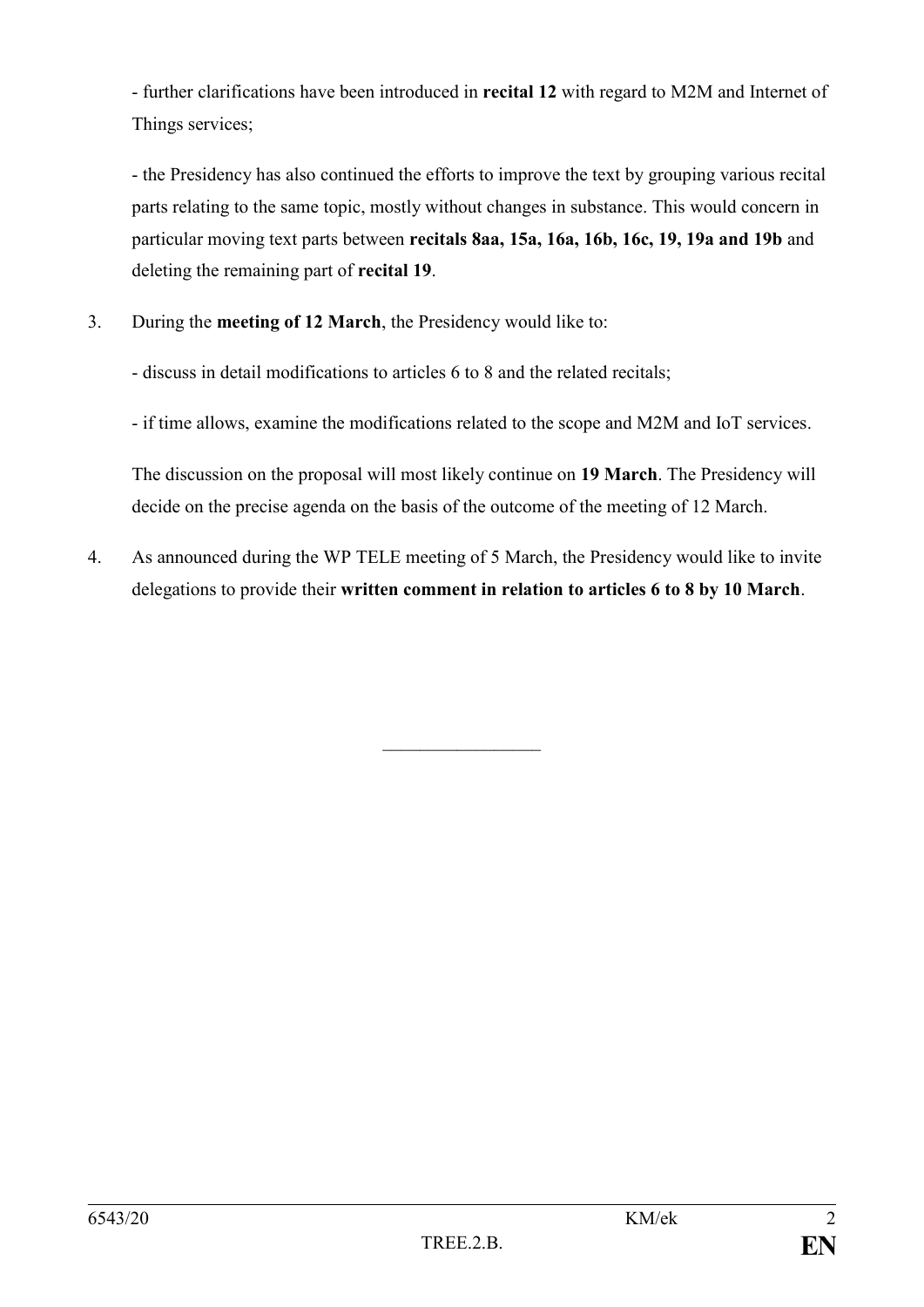- further clarifications have been introduced in **recital 12** with regard to M2M and Internet of Things services;

- the Presidency has also continued the efforts to improve the text by grouping various recital parts relating to the same topic, mostly without changes in substance. This would concern in particular moving text parts between **recitals 8aa, 15a, 16a, 16b, 16c, 19, 19a and 19b** and deleting the remaining part of **recital 19**.

3. During the **meeting of 12 March**, the Presidency would like to:

   - discuss in detail modifications to articles 6 to 8 and the related recitals;

   - if time allows, examine the modifications related to the scope and M2M and IoT services.

   The discussion on the proposal will most likely continue on **19 March**. The Presidency will decide on the precise agenda on the basis of the outcome of the meeting of 12 March.

4. As announced during the WP TELE meeting of 5 March, the Presidency would like to invite delegations to provide their **written comment in relation to articles 6 to 8 by 10 March**.

_________________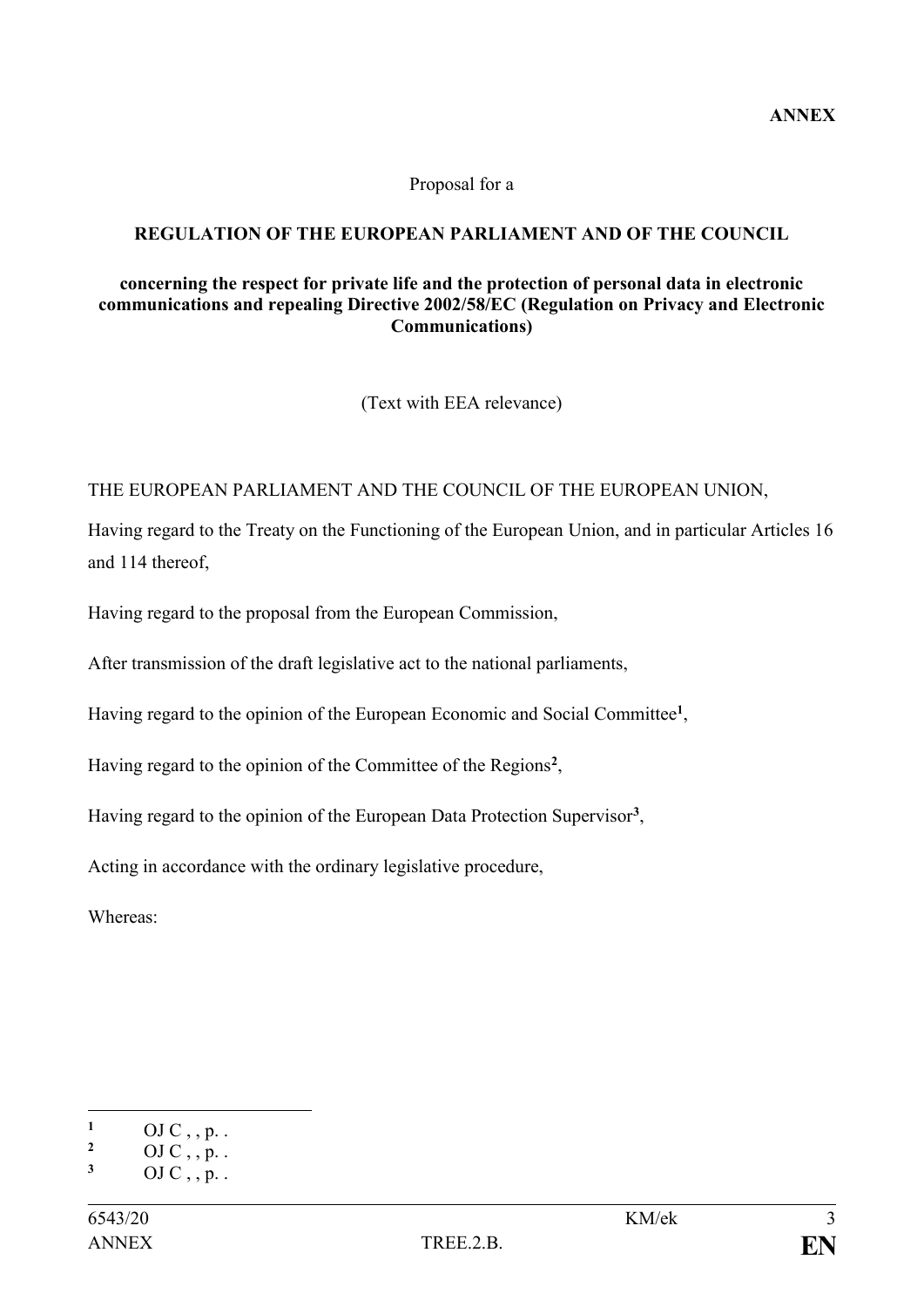**ANNEX**

Proposal for a

**REGULATION OF THE EUROPEAN PARLIAMENT AND OF THE COUNCIL**

**concerning the respect for private life and the protection of personal data in electronic communications and repealing Directive 2002/58/EC (Regulation on Privacy and Electronic Communications)**

(Text with EEA relevance)

THE EUROPEAN PARLIAMENT AND THE COUNCIL OF THE EUROPEAN UNION,

Having regard to the Treaty on the Functioning of the European Union, and in particular Articles 16 and 114 thereof,

Having regard to the proposal from the European Commission,

After transmission of the draft legislative act to the national parliaments,

Having regard to the opinion of the European Economic and Social Committee[1],

Having regard to the opinion of the Committee of the Regions[2],

Having regard to the opinion of the European Data Protection Supervisor[3],

Acting in accordance with the ordinary legislative procedure,

Whereas:

---

[1] OJ C , , p. .

[2] OJ C , , p. .

[3] OJ C , , p. .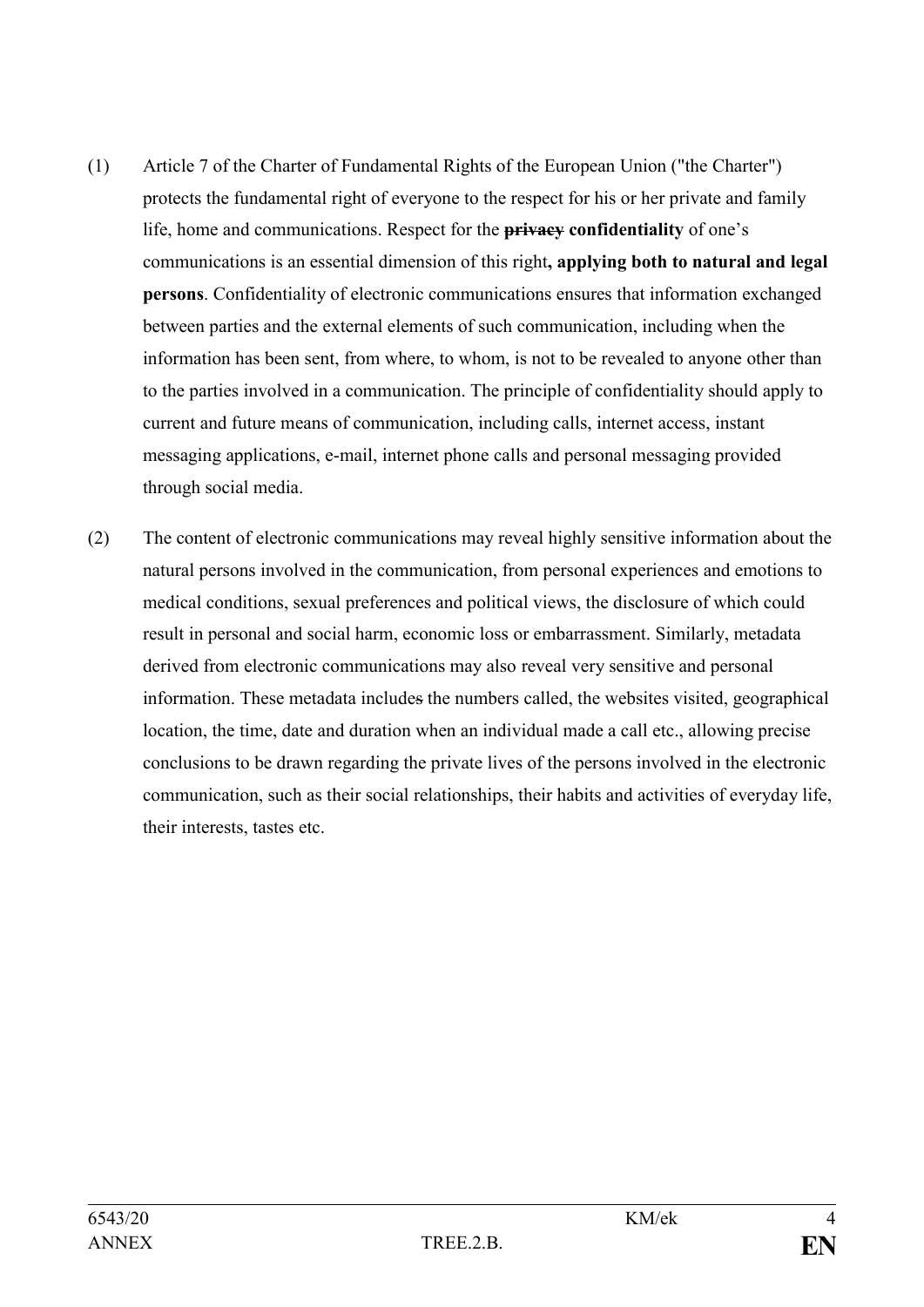(1) Article 7 of the Charter of Fundamental Rights of the European Union ("the Charter") protects the fundamental right of everyone to the respect for his or her private and family life, home and communications. Respect for the ~~**privacy**~~ **confidentiality** of one's communications is an essential dimension of this right**, applying both to natural and legal persons**. Confidentiality of electronic communications ensures that information exchanged between parties and the external elements of such communication, including when the information has been sent, from where, to whom, is not to be revealed to anyone other than to the parties involved in a communication. The principle of confidentiality should apply to current and future means of communication, including calls, internet access, instant messaging applications, e-mail, internet phone calls and personal messaging provided through social media.

(2) The content of electronic communications may reveal highly sensitive information about the natural persons involved in the communication, from personal experiences and emotions to medical conditions, sexual preferences and political views, the disclosure of which could result in personal and social harm, economic loss or embarrassment. Similarly, metadata derived from electronic communications may also reveal very sensitive and personal information. These metadata include~~s~~ the numbers called, the websites visited, geographical location, the time, date and duration when an individual made a call etc., allowing precise conclusions to be drawn regarding the private lives of the persons involved in the electronic communication, such as their social relationships, their habits and activities of everyday life, their interests, tastes etc.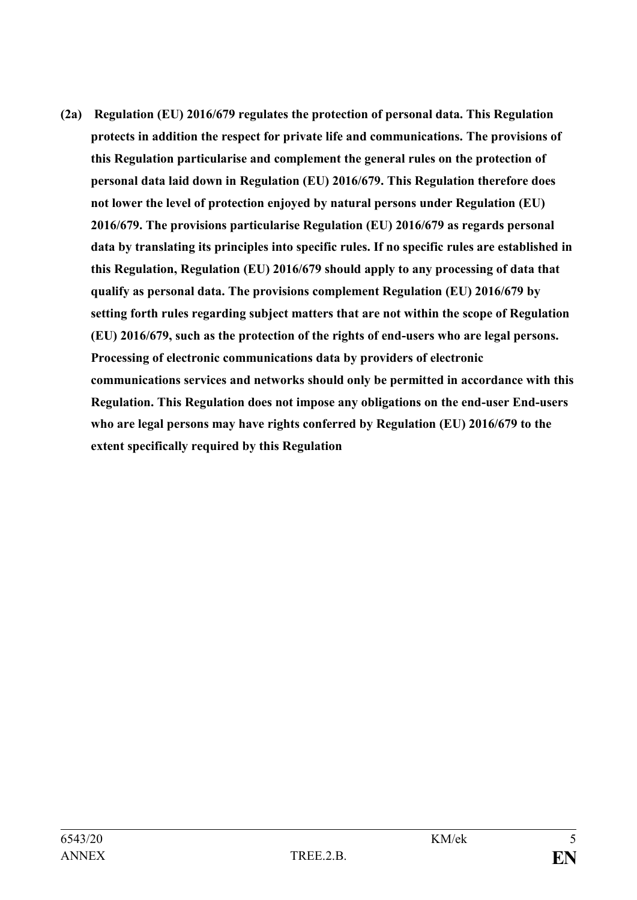**(2a) Regulation (EU) 2016/679 regulates the protection of personal data. This Regulation protects in addition the respect for private life and communications. The provisions of this Regulation particularise and complement the general rules on the protection of personal data laid down in Regulation (EU) 2016/679. This Regulation therefore does not lower the level of protection enjoyed by natural persons under Regulation (EU) 2016/679. The provisions particularise Regulation (EU) 2016/679 as regards personal data by translating its principles into specific rules. If no specific rules are established in this Regulation, Regulation (EU) 2016/679 should apply to any processing of data that qualify as personal data. The provisions complement Regulation (EU) 2016/679 by setting forth rules regarding subject matters that are not within the scope of Regulation (EU) 2016/679, such as the protection of the rights of end-users who are legal persons. Processing of electronic communications data by providers of electronic communications services and networks should only be permitted in accordance with this Regulation. This Regulation does not impose any obligations on the end-user End-users who are legal persons may have rights conferred by Regulation (EU) 2016/679 to the extent specifically required by this Regulation**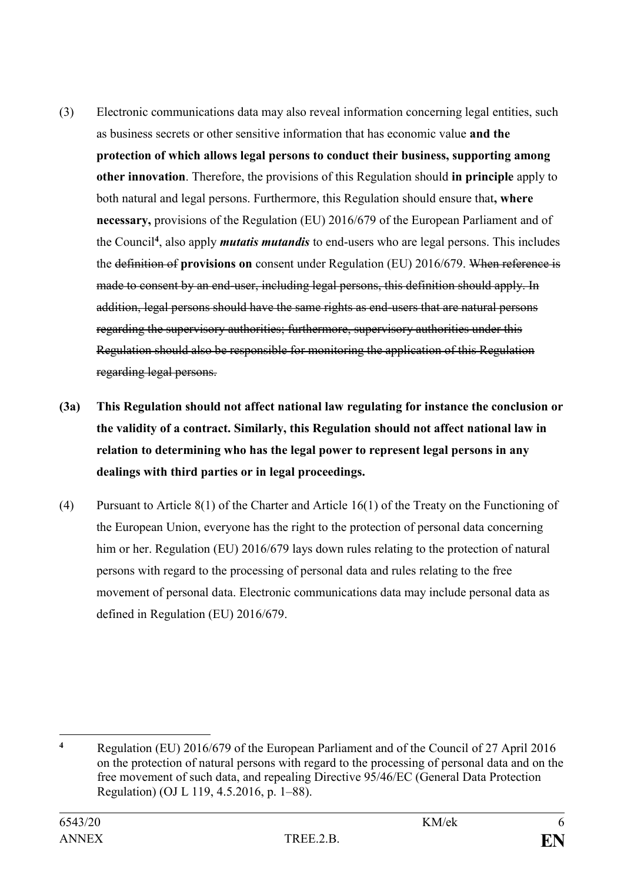(3) Electronic communications data may also reveal information concerning legal entities, such as business secrets or other sensitive information that has economic value **and the protection of which allows legal persons to conduct their business, supporting among other innovation**. Therefore, the provisions of this Regulation should **in principle** apply to both natural and legal persons. Furthermore, this Regulation should ensure that**, where necessary,** provisions of the Regulation (EU) 2016/679 of the European Parliament and of the Council[4], also apply ***mutatis mutandis*** to end-users who are legal persons. This includes the ~~definition of~~ **provisions on** consent under Regulation (EU) 2016/679. ~~When reference is made to consent by an end-user, including legal persons, this definition should apply. In addition, legal persons should have the same rights as end-users that are natural persons regarding the supervisory authorities; furthermore, supervisory authorities under this Regulation should also be responsible for monitoring the application of this Regulation regarding legal persons.~~

**(3a) This Regulation should not affect national law regulating for instance the conclusion or the validity of a contract. Similarly, this Regulation should not affect national law in relation to determining who has the legal power to represent legal persons in any dealings with third parties or in legal proceedings.**

(4) Pursuant to Article 8(1) of the Charter and Article 16(1) of the Treaty on the Functioning of the European Union, everyone has the right to the protection of personal data concerning him or her. Regulation (EU) 2016/679 lays down rules relating to the protection of natural persons with regard to the processing of personal data and rules relating to the free movement of personal data. Electronic communications data may include personal data as defined in Regulation (EU) 2016/679.

---

[4] Regulation (EU) 2016/679 of the European Parliament and of the Council of 27 April 2016 on the protection of natural persons with regard to the processing of personal data and on the free movement of such data, and repealing Directive 95/46/EC (General Data Protection Regulation) (OJ L 119, 4.5.2016, p. 1–88).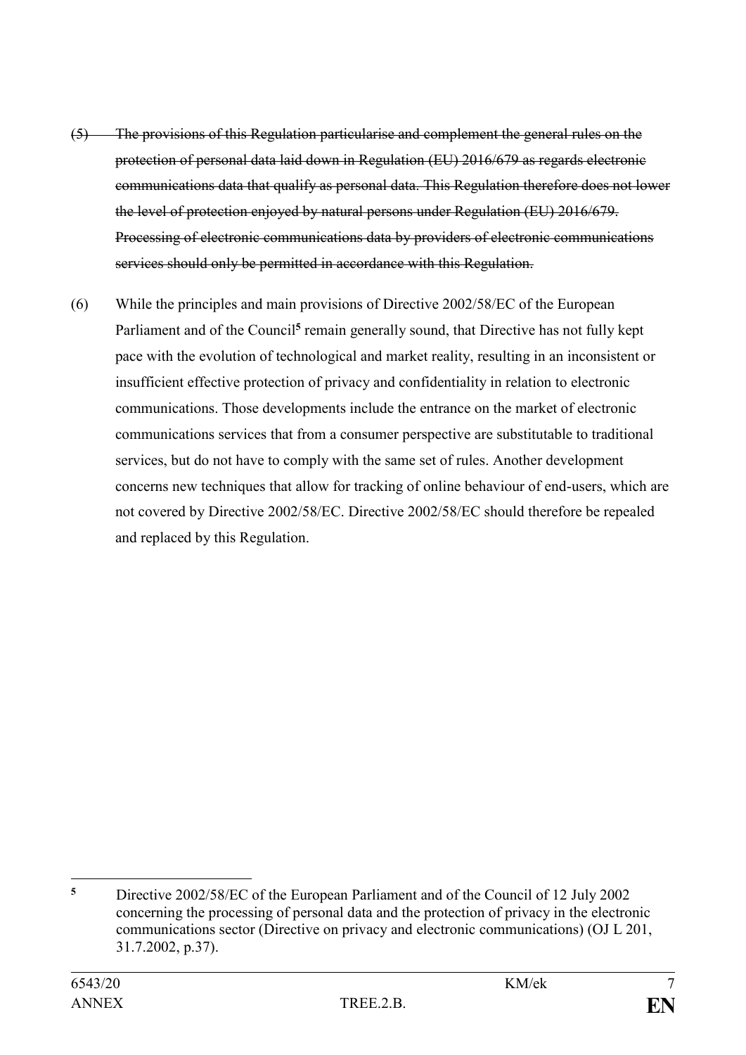(5) ~~The provisions of this Regulation particularise and complement the general rules on the protection of personal data laid down in Regulation (EU) 2016/679 as regards electronic communications data that qualify as personal data. This Regulation therefore does not lower the level of protection enjoyed by natural persons under Regulation (EU) 2016/679. Processing of electronic communications data by providers of electronic communications services should only be permitted in accordance with this Regulation.~~

(6) While the principles and main provisions of Directive 2002/58/EC of the European Parliament and of the Council[5] remain generally sound, that Directive has not fully kept pace with the evolution of technological and market reality, resulting in an inconsistent or insufficient effective protection of privacy and confidentiality in relation to electronic communications. Those developments include the entrance on the market of electronic communications services that from a consumer perspective are substitutable to traditional services, but do not have to comply with the same set of rules. Another development concerns new techniques that allow for tracking of online behaviour of end-users, which are not covered by Directive 2002/58/EC. Directive 2002/58/EC should therefore be repealed and replaced by this Regulation.

---

[5] Directive 2002/58/EC of the European Parliament and of the Council of 12 July 2002 concerning the processing of personal data and the protection of privacy in the electronic communications sector (Directive on privacy and electronic communications) (OJ L 201, 31.7.2002, p.37).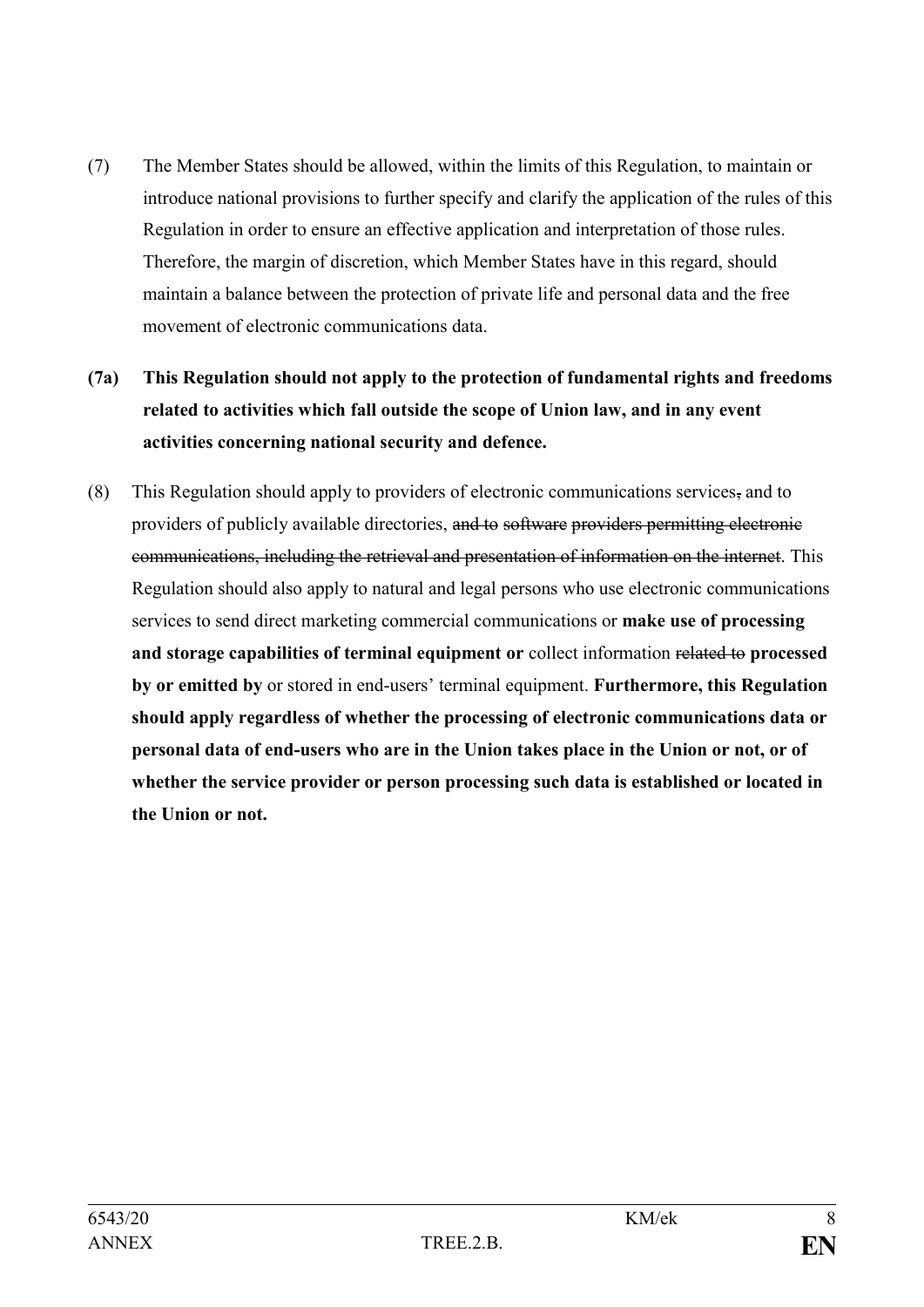(7) The Member States should be allowed, within the limits of this Regulation, to maintain or introduce national provisions to further specify and clarify the application of the rules of this Regulation in order to ensure an effective application and interpretation of those rules. Therefore, the margin of discretion, which Member States have in this regard, should maintain a balance between the protection of private life and personal data and the free movement of electronic communications data.

**(7a) This Regulation should not apply to the protection of fundamental rights and freedoms related to activities which fall outside the scope of Union law, and in any event activities concerning national security and defence.**

(8) This Regulation should apply to providers of electronic communications services~~,~~ and to providers of publicly available directories, ~~and to software providers permitting electronic communications, including the retrieval and presentation of information on the internet~~. This Regulation should also apply to natural and legal persons who use electronic communications services to send direct marketing commercial communications or **make use of processing and storage capabilities of terminal equipment or** collect information ~~related to~~ **processed by or emitted by** or stored in end-users' terminal equipment. **Furthermore, this Regulation should apply regardless of whether the processing of electronic communications data or personal data of end-users who are in the Union takes place in the Union or not, or of whether the service provider or person processing such data is established or located in the Union or not.**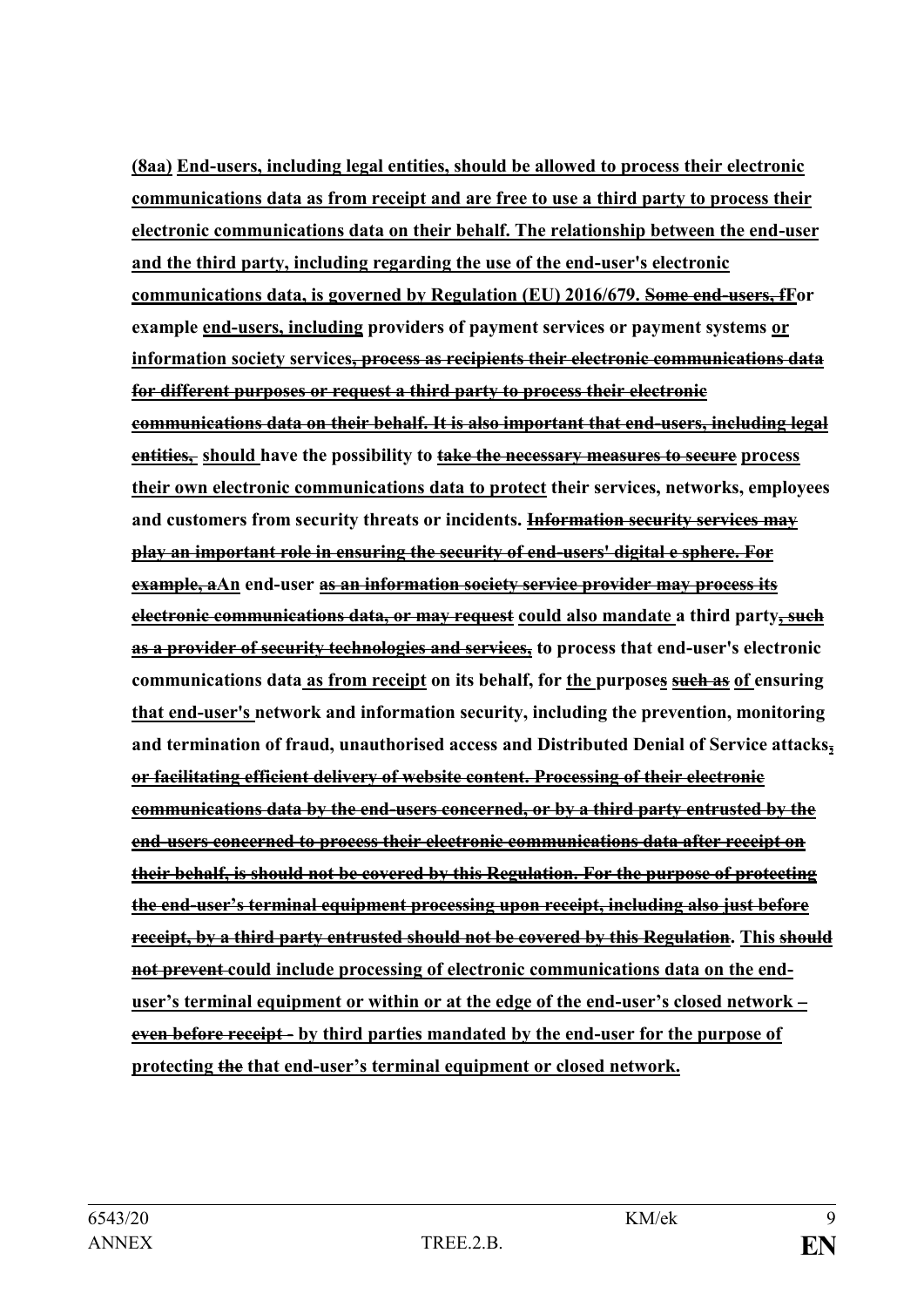**(8aa) End-users, including legal entities, should be allowed to process their electronic communications data as from receipt and are free to use a third party to process their electronic communications data on their behalf. The relationship between the end-user and the third party, including regarding the use of the end-user's electronic communications data, is governed by Regulation (EU) 2016/679. ~~Some end-users, f~~For example end-users, including providers of payment services or payment systems or information society services~~, process as recipients their electronic communications data for different purposes or request a third party to process their electronic communications data on their behalf. It is also important that end-users, including legal entities,~~ should have the possibility to ~~take the necessary measures to secure~~ process their own electronic communications data to protect their services, networks, employees and customers from security threats or incidents. ~~Information security services may play an important role in ensuring the security of end-users' digital e sphere. For example, a~~An end-user ~~as an information society service provider may process its electronic communications data, or may request~~ could also mandate a third party~~, such as a provider of security technologies and services,~~ to process that end-user's electronic communications data as from receipt on its behalf, for the purpose~~s such as~~ of ensuring that end-user's network and information security, including the prevention, monitoring and termination of fraud, unauthorised access and Distributed Denial of Service attacks~~, or facilitating efficient delivery of website content. Processing of their electronic communications data by the end-users concerned, or by a third party entrusted by the end-users concerned to process their electronic communications data after receipt on their behalf, is should not be covered by this Regulation. For the purpose of protecting the end-user's terminal equipment processing upon receipt, including also just before receipt, by a third party entrusted should not be covered by this Regulation~~. This ~~should not prevent~~ could include processing of electronic communications data on the end-user's terminal equipment or within or at the edge of the end-user's closed network – ~~even before receipt -~~ by third parties mandated by the end-user for the purpose of protecting ~~the~~ that end-user's terminal equipment or closed network.**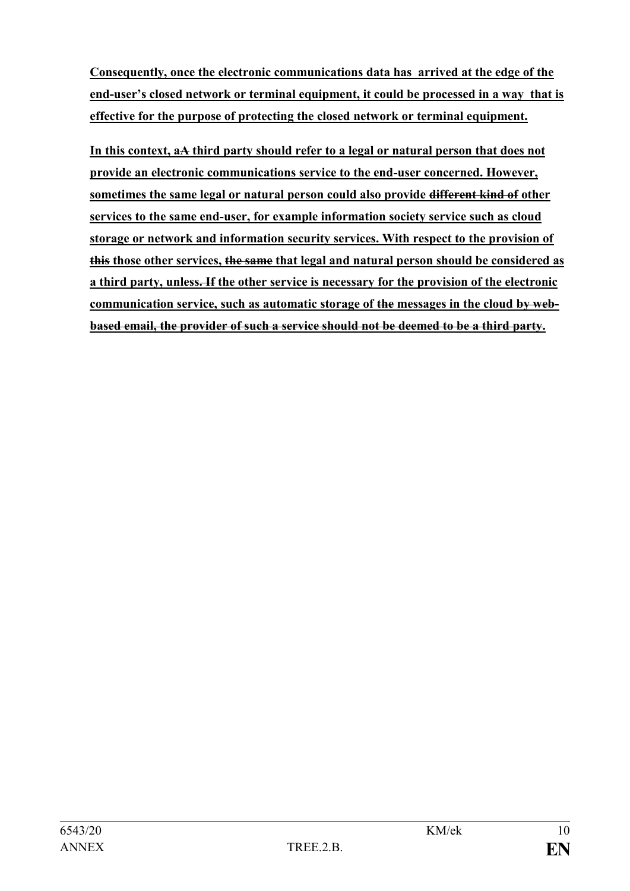**Consequently, once the electronic communications data has arrived at the edge of the end-user's closed network or terminal equipment, it could be processed in a way that is effective for the purpose of protecting the closed network or terminal equipment.**

**In this context, a~~A~~ third party should refer to a legal or natural person that does not provide an electronic communications service to the end-user concerned. However, sometimes the same legal or natural person could also provide ~~different kind of~~ other services to the same end-user, for example information society service such as cloud storage or network and information security services. With respect to the provision of ~~this~~ those other services, ~~the same~~ that legal and natural person should be considered as a third party, unless~~. If~~ the other service is necessary for the provision of the electronic communication service, such as automatic storage of ~~the~~ messages in the cloud ~~by web-based email, the provider of such a service should not be deemed to be a third party~~.**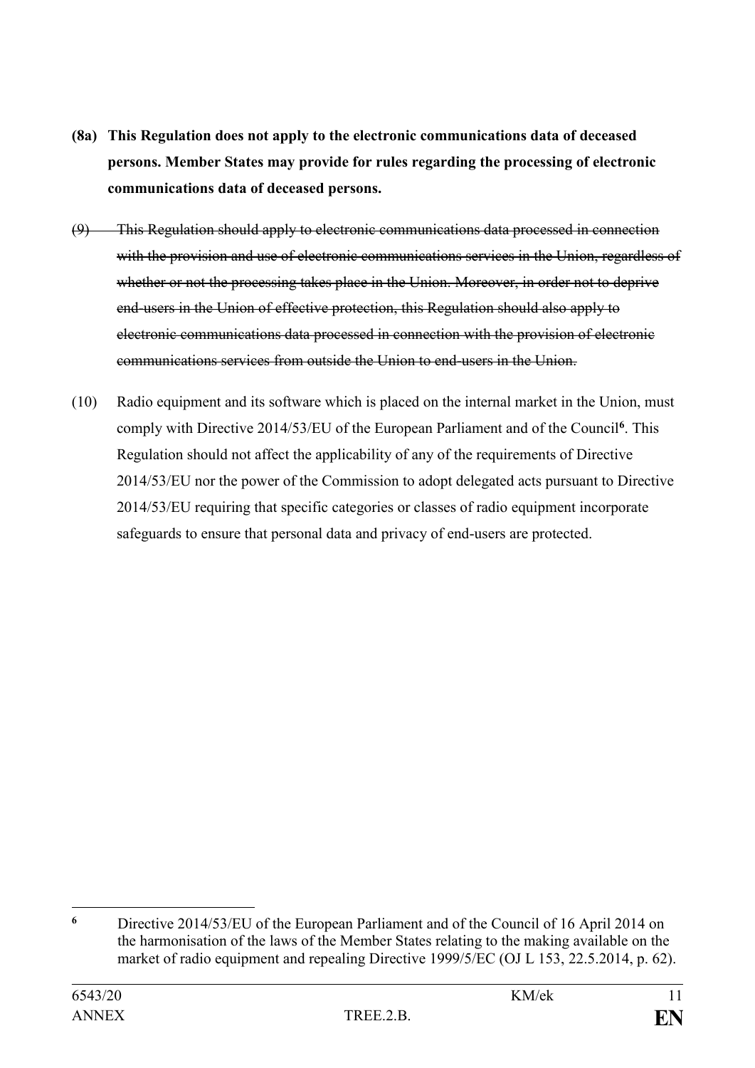**(8a) This Regulation does not apply to the electronic communications data of deceased persons. Member States may provide for rules regarding the processing of electronic communications data of deceased persons.**

~~(9) This Regulation should apply to electronic communications data processed in connection with the provision and use of electronic communications services in the Union, regardless of whether or not the processing takes place in the Union. Moreover, in order not to deprive end-users in the Union of effective protection, this Regulation should also apply to electronic communications data processed in connection with the provision of electronic communications services from outside the Union to end-users in the Union.~~

(10) Radio equipment and its software which is placed on the internal market in the Union, must comply with Directive 2014/53/EU of the European Parliament and of the Council[6]. This Regulation should not affect the applicability of any of the requirements of Directive 2014/53/EU nor the power of the Commission to adopt delegated acts pursuant to Directive 2014/53/EU requiring that specific categories or classes of radio equipment incorporate safeguards to ensure that personal data and privacy of end-users are protected.

---

[6] Directive 2014/53/EU of the European Parliament and of the Council of 16 April 2014 on the harmonisation of the laws of the Member States relating to the making available on the market of radio equipment and repealing Directive 1999/5/EC (OJ L 153, 22.5.2014, p. 62).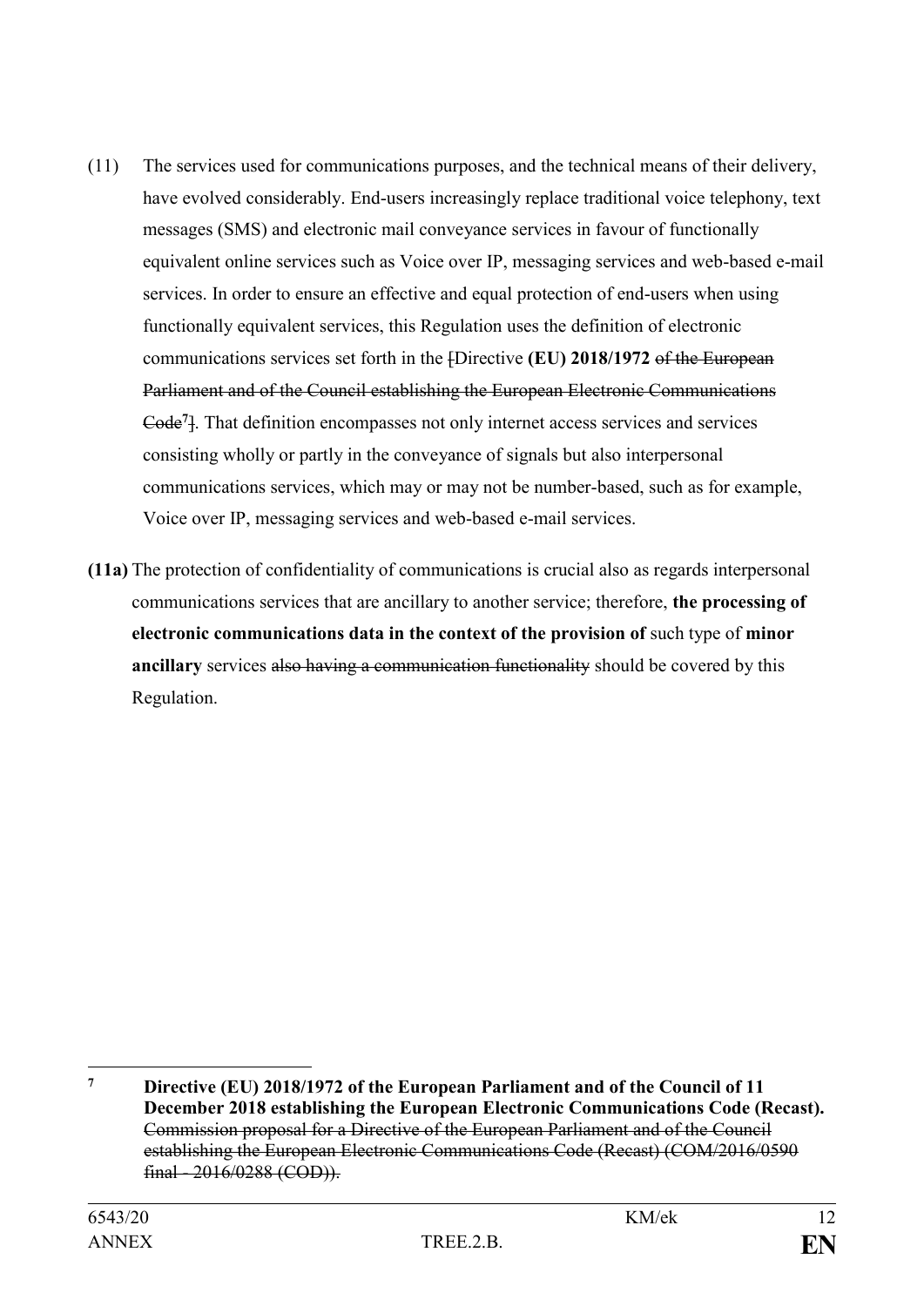(11) The services used for communications purposes, and the technical means of their delivery, have evolved considerably. End-users increasingly replace traditional voice telephony, text messages (SMS) and electronic mail conveyance services in favour of functionally equivalent online services such as Voice over IP, messaging services and web-based e-mail services. In order to ensure an effective and equal protection of end-users when using functionally equivalent services, this Regulation uses the definition of electronic communications services set forth in the ~~[~~Directive **(EU) 2018/1972** ~~of the European Parliament and of the Council establishing the European Electronic Communications Code[7]]~~. That definition encompasses not only internet access services and services consisting wholly or partly in the conveyance of signals but also interpersonal communications services, which may or may not be number-based, such as for example, Voice over IP, messaging services and web-based e-mail services.

**(11a)** The protection of confidentiality of communications is crucial also as regards interpersonal communications services that are ancillary to another service; therefore, **the processing of electronic communications data in the context of the provision of** such type of **minor ancillary** services ~~also having a communication functionality~~ should be covered by this Regulation.

---

[7] **Directive (EU) 2018/1972 of the European Parliament and of the Council of 11 December 2018 establishing the European Electronic Communications Code (Recast).** ~~Commission proposal for a Directive of the European Parliament and of the Council establishing the European Electronic Communications Code (Recast) (COM/2016/0590 final - 2016/0288 (COD)).~~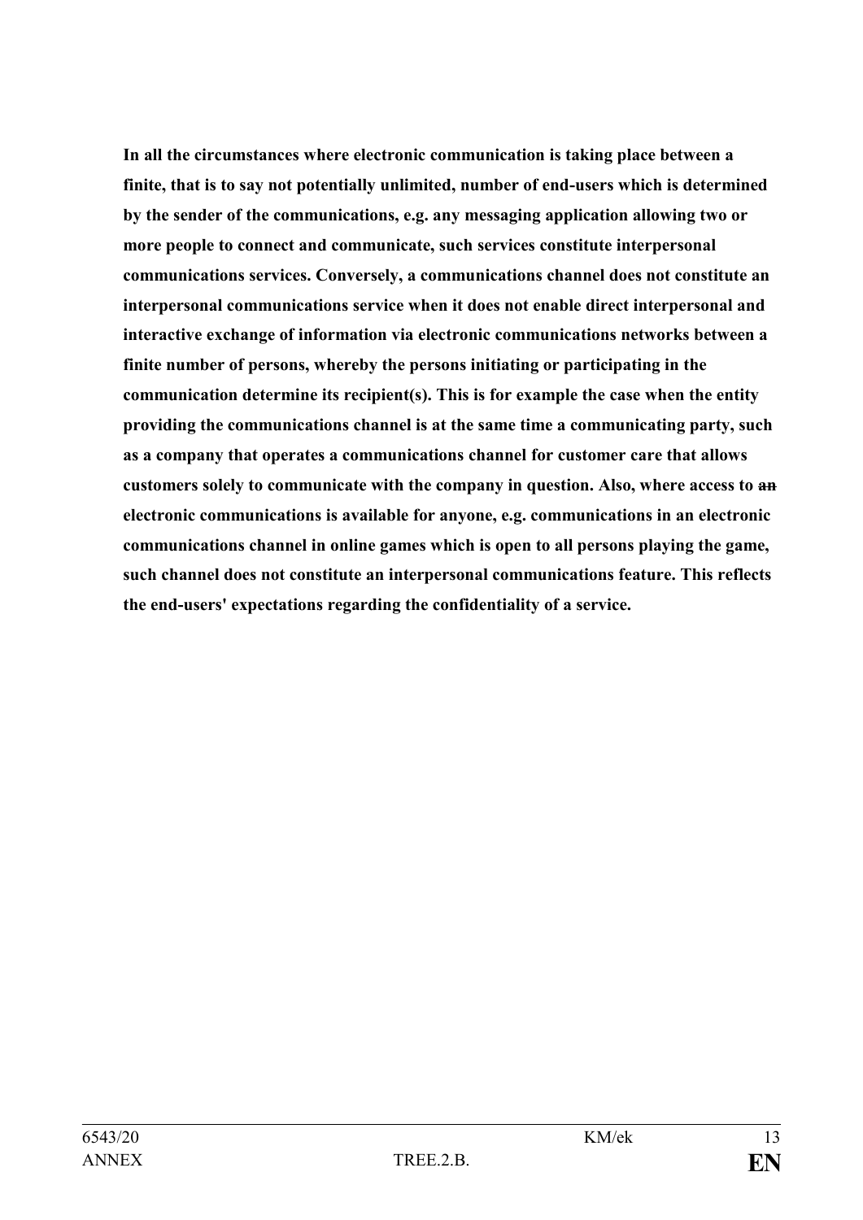**In all the circumstances where electronic communication is taking place between a finite, that is to say not potentially unlimited, number of end-users which is determined by the sender of the communications, e.g. any messaging application allowing two or more people to connect and communicate, such services constitute interpersonal communications services. Conversely, a communications channel does not constitute an interpersonal communications service when it does not enable direct interpersonal and interactive exchange of information via electronic communications networks between a finite number of persons, whereby the persons initiating or participating in the communication determine its recipient(s). This is for example the case when the entity providing the communications channel is at the same time a communicating party, such as a company that operates a communications channel for customer care that allows customers solely to communicate with the company in question. Also, where access to ~~an~~ electronic communications is available for anyone, e.g. communications in an electronic communications channel in online games which is open to all persons playing the game, such channel does not constitute an interpersonal communications feature. This reflects the end-users' expectations regarding the confidentiality of a service.**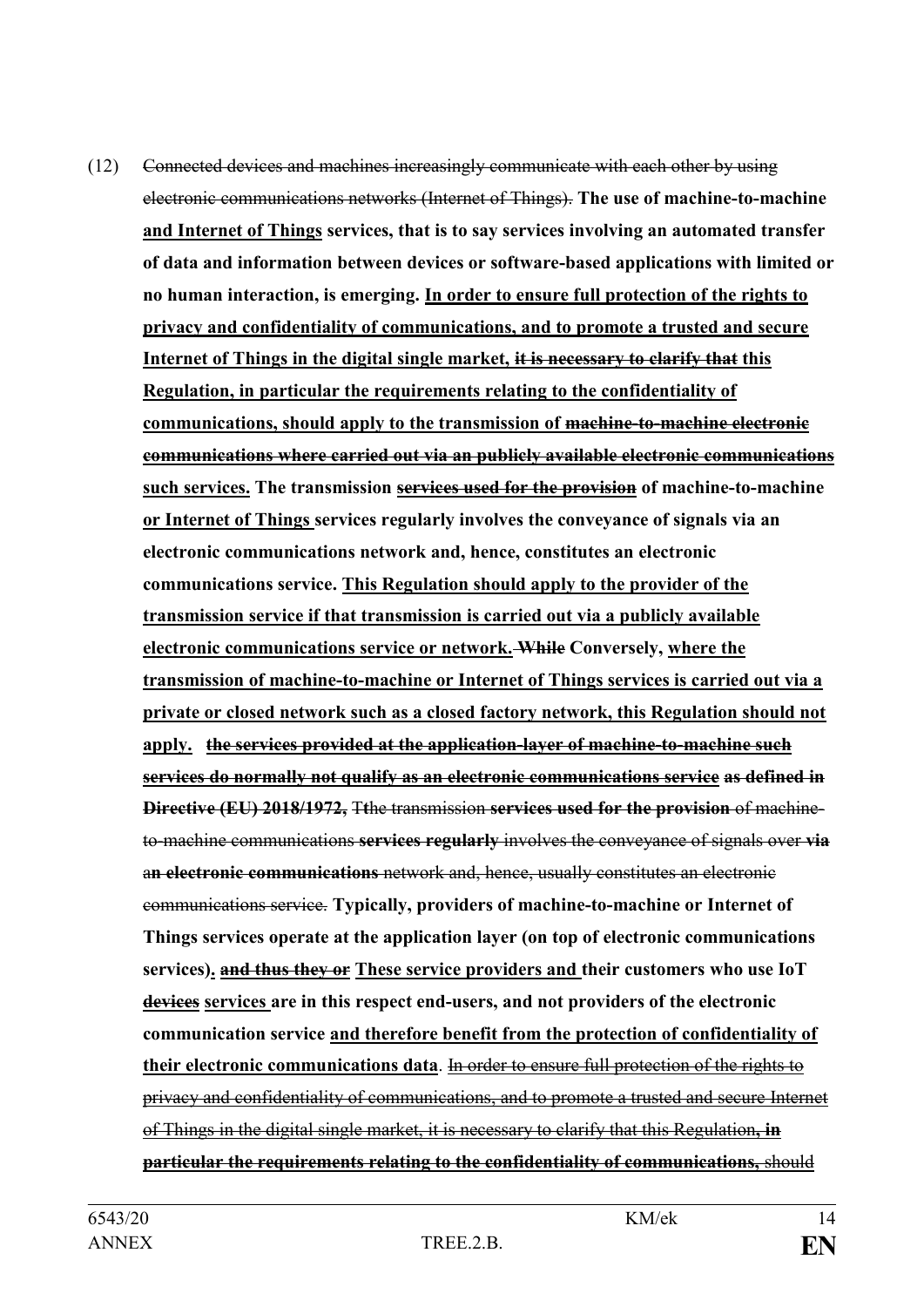(12) ~~Connected devices and machines increasingly communicate with each other by using electronic communications networks (Internet of Things).~~ **The use of machine-to-machine <u>and Internet of Things</u> services, that is to say services involving an automated transfer of data and information between devices or software-based applications with limited or no human interaction, is emerging. <u>In order to ensure full protection of the rights to privacy and confidentiality of communications, and to promote a trusted and secure Internet of Things in the digital single market, ~~it is necessary to clarify that~~ this Regulation, in particular the requirements relating to the confidentiality of communications, should apply to the transmission of ~~machine-to-machine electronic communications where carried out via an publicly available electronic communications~~ such services.</u> The transmission <u>~~services used for the provision~~</u> of machine-to-machine <u>or Internet of Things</u> services regularly involves the conveyance of signals via an electronic communications network and, hence, constitutes an electronic communications service. <u>This Regulation should apply to the provider of the transmission service if that transmission is carried out via a publicly available electronic communications service or network.</u> ~~While~~ Conversely, <u>where the transmission of machine-to-machine or Internet of Things services is carried out via a private or closed network such as a closed factory network, this Regulation should not apply.</u> <u>~~the services provided at the application-layer of machine-to-machine such services do normally not qualify as an electronic communications service~~</u> ~~as defined in Directive (EU) 2018/1972,~~** ~~T~~**t**~~he transmission~~ **~~services used for the provision~~** ~~of machine-to-machine communications~~ **~~services regularly~~** ~~involves the conveyance of signals over~~ **~~via~~** ~~a~~**~~n electronic communications~~** ~~network and, hence, usually constitutes an electronic communications service.~~ **Typically, providers of machine-to-machine or Internet of Things services operate at the application layer (on top of electronic communications services)<u>.</u> <u>~~and thus they or~~</u> <u>These service providers and</u> their customers who use IoT <u>~~devices~~</u> <u>services</u> are in this respect end-users, and not providers of the electronic communication service <u>and therefore benefit from the protection of confidentiality of their electronic communications data</u>.** ~~In order to ensure full protection of the rights to privacy and confidentiality of communications, and to promote a trusted and secure Internet of Things in the digital single market, it is necessary to clarify that this Regulation~~**~~, in particular the requirements relating to the confidentiality of communications,~~** ~~should~~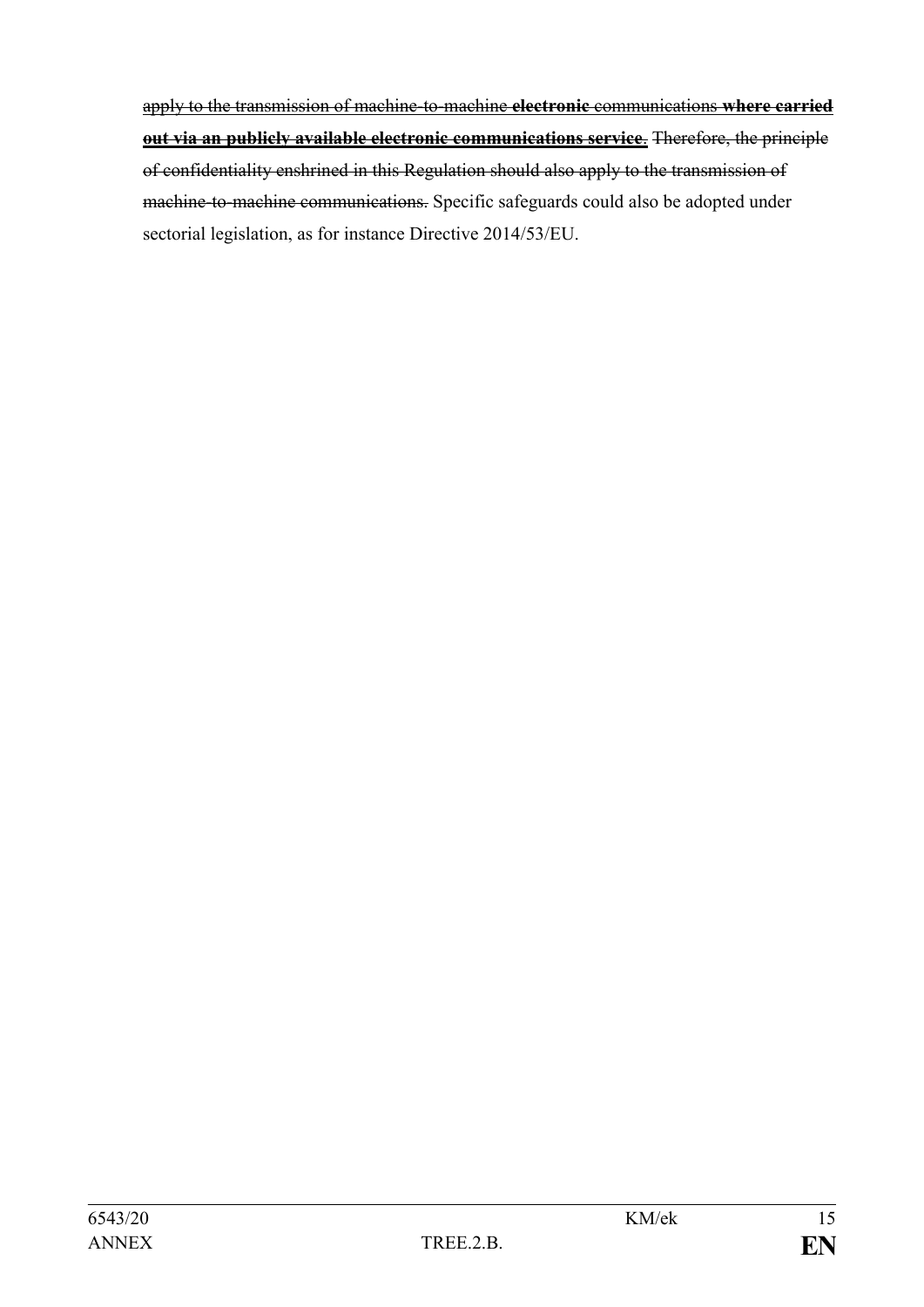~~apply to the transmission of machine-to-machine **electronic** communications **where carried out via an publicly available electronic communications service**.~~ ~~Therefore, the principle of confidentiality enshrined in this Regulation should also apply to the transmission of machine-to-machine communications.~~ Specific safeguards could also be adopted under sectorial legislation, as for instance Directive 2014/53/EU.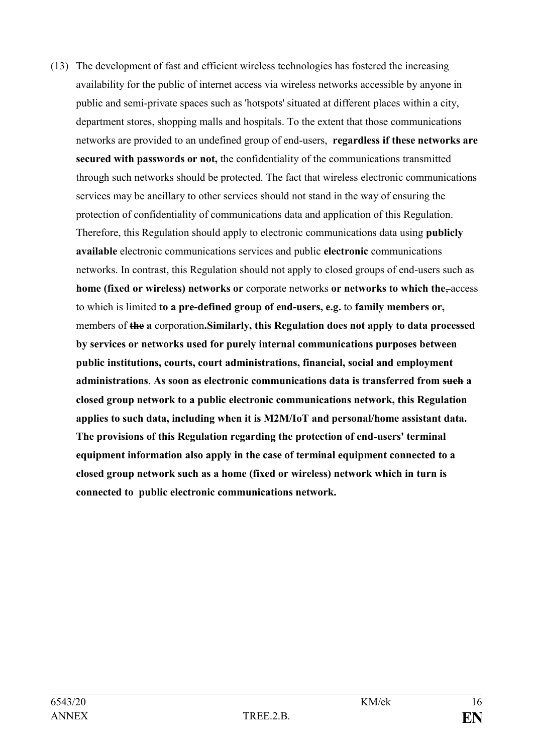(13) The development of fast and efficient wireless technologies has fostered the increasing availability for the public of internet access via wireless networks accessible by anyone in public and semi-private spaces such as 'hotspots' situated at different places within a city, department stores, shopping malls and hospitals. To the extent that those communications networks are provided to an undefined group of end-users, **regardless if these networks are secured with passwords or not,** the confidentiality of the communications transmitted through such networks should be protected. The fact that wireless electronic communications services may be ancillary to other services should not stand in the way of ensuring the protection of confidentiality of communications data and application of this Regulation. Therefore, this Regulation should apply to electronic communications data using **publicly available** electronic communications services and public **electronic** communications networks. In contrast, this Regulation should not apply to closed groups of end-users such as **home (fixed or wireless) networks or** corporate networks **or networks to which the**~~,~~ access ~~to which~~ is limited **to a pre-defined group of end-users, e.g.** to **family members or**~~,~~ members of ~~**the**~~ **a** corporation**.Similarly, this Regulation does not apply to data processed by services or networks used for purely internal communications purposes between public institutions, courts, court administrations, financial, social and employment administrations**. **As soon as electronic communications data is transferred from ~~such~~ a closed group network to a public electronic communications network, this Regulation applies to such data, including when it is M2M/IoT and personal/home assistant data. The provisions of this Regulation regarding the protection of end-users' terminal equipment information also apply in the case of terminal equipment connected to a closed group network such as a home (fixed or wireless) network which in turn is connected to public electronic communications network.**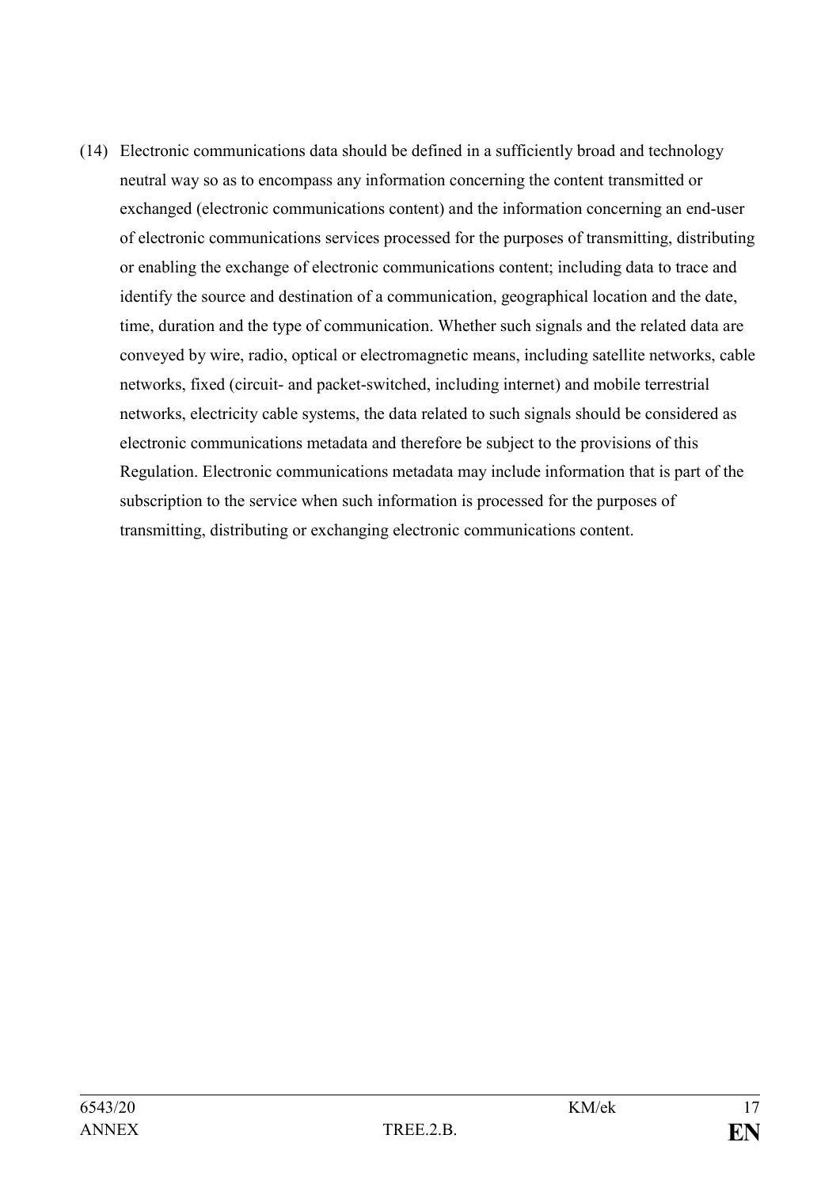(14) Electronic communications data should be defined in a sufficiently broad and technology neutral way so as to encompass any information concerning the content transmitted or exchanged (electronic communications content) and the information concerning an end-user of electronic communications services processed for the purposes of transmitting, distributing or enabling the exchange of electronic communications content; including data to trace and identify the source and destination of a communication, geographical location and the date, time, duration and the type of communication. Whether such signals and the related data are conveyed by wire, radio, optical or electromagnetic means, including satellite networks, cable networks, fixed (circuit- and packet-switched, including internet) and mobile terrestrial networks, electricity cable systems, the data related to such signals should be considered as electronic communications metadata and therefore be subject to the provisions of this Regulation. Electronic communications metadata may include information that is part of the subscription to the service when such information is processed for the purposes of transmitting, distributing or exchanging electronic communications content.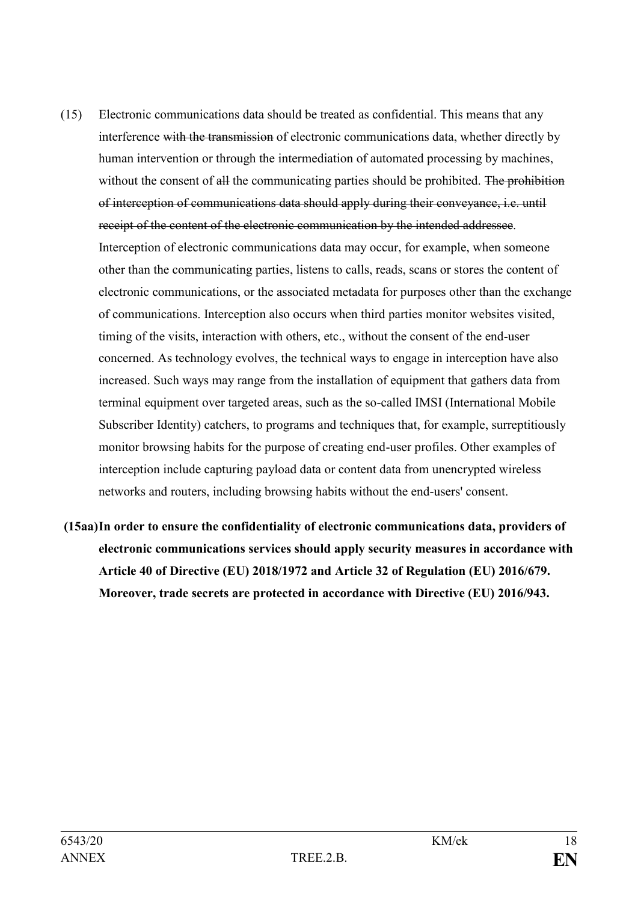(15) Electronic communications data should be treated as confidential. This means that any interference ~~with the transmission~~ of electronic communications data, whether directly by human intervention or through the intermediation of automated processing by machines, without the consent of ~~all~~ the communicating parties should be prohibited. ~~The prohibition of interception of communications data should apply during their conveyance, i.e. until receipt of the content of the electronic communication by the intended addressee~~. Interception of electronic communications data may occur, for example, when someone other than the communicating parties, listens to calls, reads, scans or stores the content of electronic communications, or the associated metadata for purposes other than the exchange of communications. Interception also occurs when third parties monitor websites visited, timing of the visits, interaction with others, etc., without the consent of the end-user concerned. As technology evolves, the technical ways to engage in interception have also increased. Such ways may range from the installation of equipment that gathers data from terminal equipment over targeted areas, such as the so-called IMSI (International Mobile Subscriber Identity) catchers, to programs and techniques that, for example, surreptitiously monitor browsing habits for the purpose of creating end-user profiles. Other examples of interception include capturing payload data or content data from unencrypted wireless networks and routers, including browsing habits without the end-users' consent.

**(15aa) In order to ensure the confidentiality of electronic communications data, providers of electronic communications services should apply security measures in accordance with Article 40 of Directive (EU) 2018/1972 and Article 32 of Regulation (EU) 2016/679. Moreover, trade secrets are protected in accordance with Directive (EU) 2016/943.**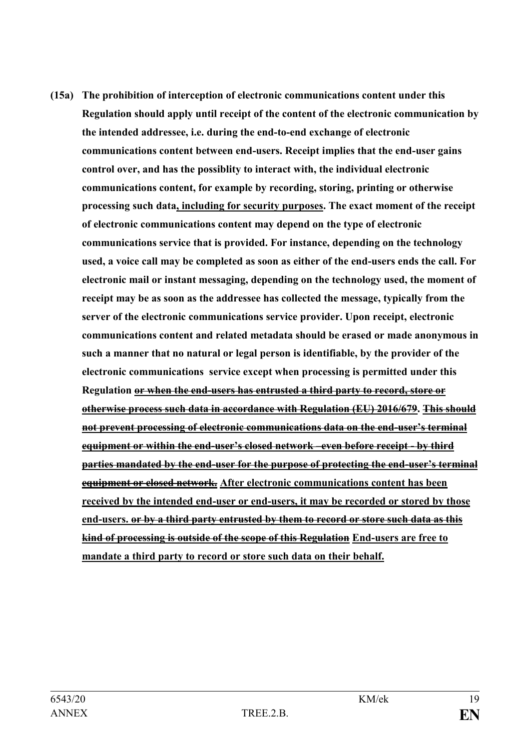**(15a) The prohibition of interception of electronic communications content under this Regulation should apply until receipt of the content of the electronic communication by the intended addressee, i.e. during the end-to-end exchange of electronic communications content between end-users. Receipt implies that the end-user gains control over, and has the possiblity to interact with, the individual electronic communications content, for example by recording, storing, printing or otherwise processing such data<u>, including for security purposes</u>. The exact moment of the receipt of electronic communications content may depend on the type of electronic communications service that is provided. For instance, depending on the technology used, a voice call may be completed as soon as either of the end-users ends the call. For electronic mail or instant messaging, depending on the technology used, the moment of receipt may be as soon as the addressee has collected the message, typically from the server of the electronic communications service provider. Upon receipt, electronic communications content and related metadata should be erased or made anonymous in such a manner that no natural or legal person is identifiable, by the provider of the electronic communications service except when processing is permitted under this Regulation ~~or when the end-users has entrusted a third party to record, store or otherwise process such data in accordance with Regulation (EU) 2016/679~~. ~~This should not prevent processing of electronic communications data on the end-user's terminal equipment or within the end-user's closed network - even before receipt - by third parties mandated by the end-user for the purpose of protecting the end-user's terminal equipment or closed network.~~ <u>After electronic communications content has been received by the intended end-user or end-users, it may be recorded or stored by those end-users.</u> ~~or by a third party entrusted by them to record or store such data as this kind of processing is outside of the scope of this Regulation~~ <u>End-users are free to mandate a third party to record or store such data on their behalf.</u>**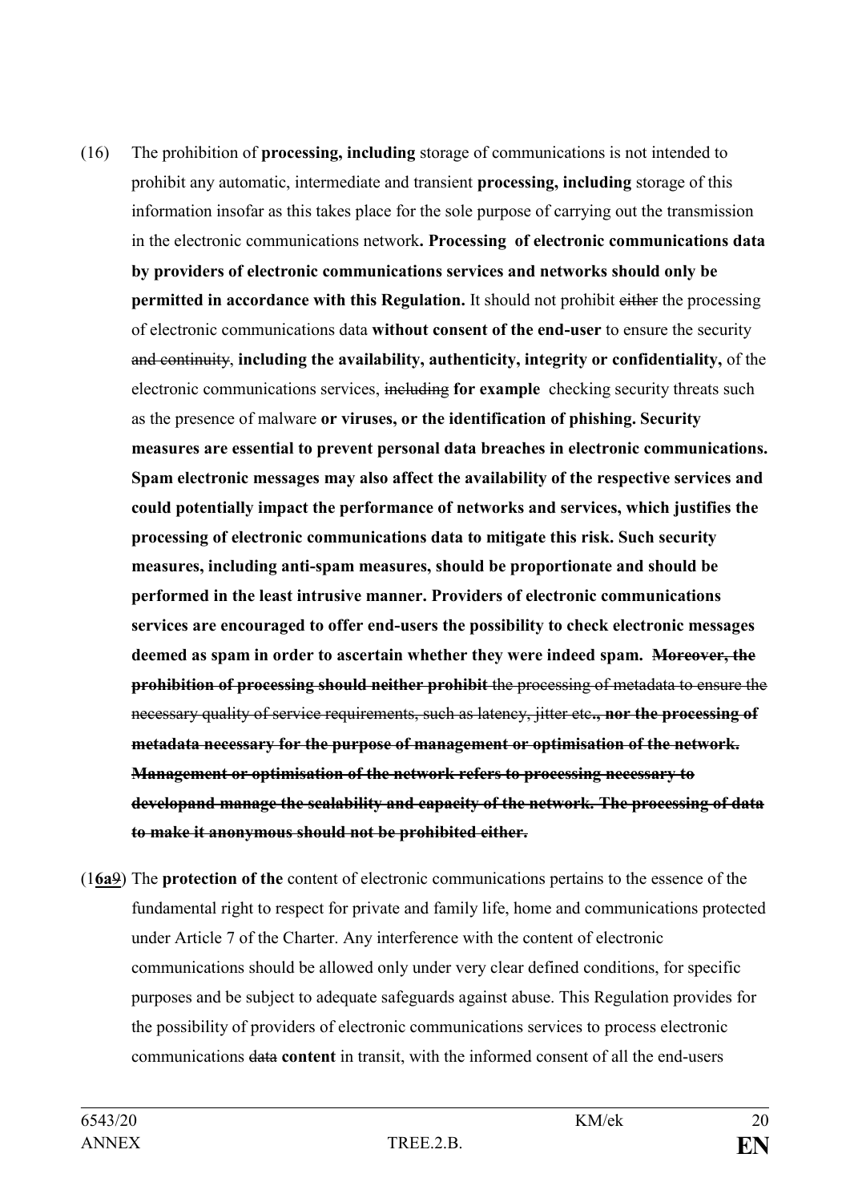(16) The prohibition of **processing, including** storage of communications is not intended to prohibit any automatic, intermediate and transient **processing, including** storage of this information insofar as this takes place for the sole purpose of carrying out the transmission in the electronic communications network**. Processing of electronic communications data by providers of electronic communications services and networks should only be permitted in accordance with this Regulation.** It should not prohibit ~~either~~ the processing of electronic communications data **without consent of the end-user** to ensure the security ~~and continuity~~, **including the availability, authenticity, integrity or confidentiality,** of the electronic communications services, ~~including~~ **for example** checking security threats such as the presence of malware **or viruses, or the identification of phishing. Security measures are essential to prevent personal data breaches in electronic communications. Spam electronic messages may also affect the availability of the respective services and could potentially impact the performance of networks and services, which justifies the processing of electronic communications data to mitigate this risk. Such security measures, including anti-spam measures, should be proportionate and should be performed in the least intrusive manner. Providers of electronic communications services are encouraged to offer end-users the possibility to check electronic messages deemed as spam in order to ascertain whether they were indeed spam.** ~~**Moreover, the prohibition of processing should neither prohibit** the processing of metadata to ensure the necessary quality of service requirements, such as latency, jitter etc**., nor the processing of metadata necessary for the purpose of management or optimisation of the network. Management or optimisation of the network refers to processing necessary to developand manage the scalability and capacity of the network. The processing of data to make it anonymous should not be prohibited either.**~~

(1**6a**~~9~~) The **protection of the** content of electronic communications pertains to the essence of the fundamental right to respect for private and family life, home and communications protected under Article 7 of the Charter. Any interference with the content of electronic communications should be allowed only under very clear defined conditions, for specific purposes and be subject to adequate safeguards against abuse. This Regulation provides for the possibility of providers of electronic communications services to process electronic communications ~~data~~ **content** in transit, with the informed consent of all the end-users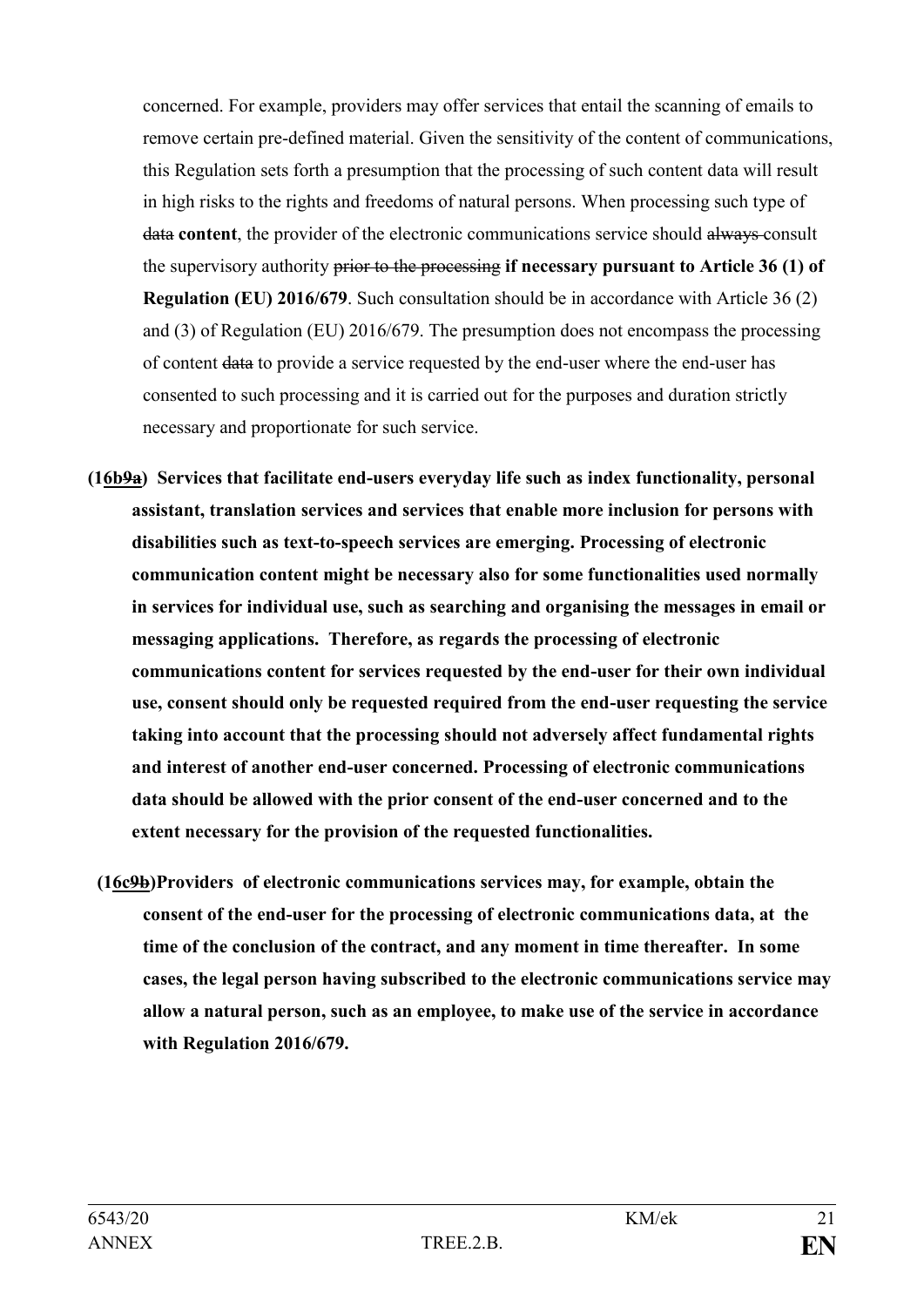concerned. For example, providers may offer services that entail the scanning of emails to remove certain pre-defined material. Given the sensitivity of the content of communications, this Regulation sets forth a presumption that the processing of such content data will result in high risks to the rights and freedoms of natural persons. When processing such type of ~~data~~ **content**, the provider of the electronic communications service should ~~always~~ consult the supervisory authority ~~prior to the processing~~ **if necessary pursuant to Article 36 (1) of Regulation (EU) 2016/679**. Such consultation should be in accordance with Article 36 (2) and (3) of Regulation (EU) 2016/679. The presumption does not encompass the processing of content ~~data~~ to provide a service requested by the end-user where the end-user has consented to such processing and it is carried out for the purposes and duration strictly necessary and proportionate for such service.

**(16b~~9a~~) Services that facilitate end-users everyday life such as index functionality, personal assistant, translation services and services that enable more inclusion for persons with disabilities such as text-to-speech services are emerging. Processing of electronic communication content might be necessary also for some functionalities used normally in services for individual use, such as searching and organising the messages in email or messaging applications. Therefore, as regards the processing of electronic communications content for services requested by the end-user for their own individual use, consent should only be requested required from the end-user requesting the service taking into account that the processing should not adversely affect fundamental rights and interest of another end-user concerned. Processing of electronic communications data should be allowed with the prior consent of the end-user concerned and to the extent necessary for the provision of the requested functionalities.**

**(16c~~9b~~)Providers of electronic communications services may, for example, obtain the consent of the end-user for the processing of electronic communications data, at the time of the conclusion of the contract, and any moment in time thereafter. In some cases, the legal person having subscribed to the electronic communications service may allow a natural person, such as an employee, to make use of the service in accordance with Regulation 2016/679.**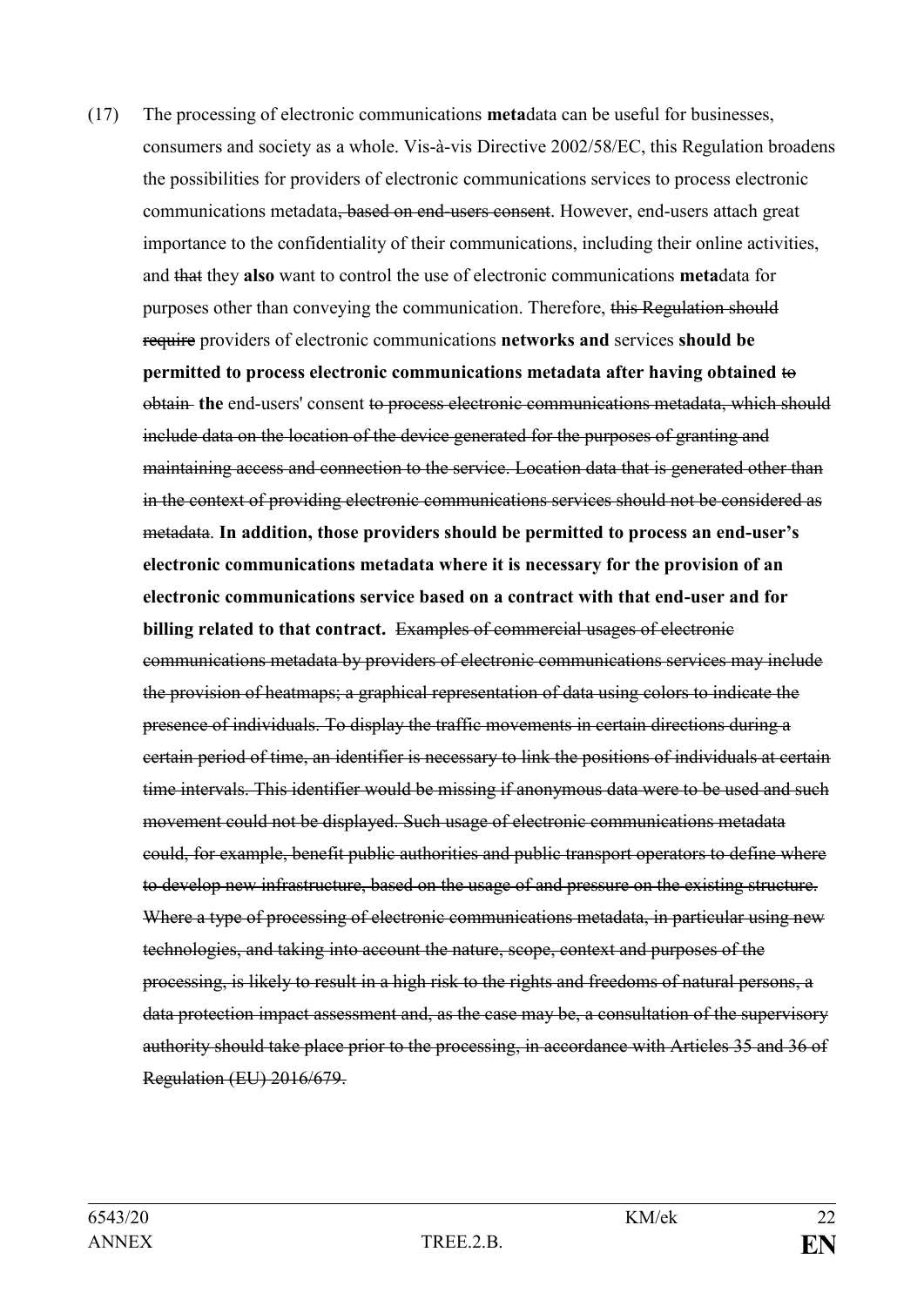(17) The processing of electronic communications **meta**data can be useful for businesses, consumers and society as a whole. Vis-à-vis Directive 2002/58/EC, this Regulation broadens the possibilities for providers of electronic communications services to process electronic communications metadata~~, based on end-users consent~~. However, end-users attach great importance to the confidentiality of their communications, including their online activities, and ~~that~~ they **also** want to control the use of electronic communications **meta**data for purposes other than conveying the communication. Therefore, ~~this Regulation should require~~ providers of electronic communications **networks and** services **should be permitted to process electronic communications metadata after having obtained** ~~to obtain~~ **the** end-users' consent ~~to process electronic communications metadata, which should include data on the location of the device generated for the purposes of granting and maintaining access and connection to the service. Location data that is generated other than in the context of providing electronic communications services should not be considered as metadata~~. **In addition, those providers should be permitted to process an end-user's electronic communications metadata where it is necessary for the provision of an electronic communications service based on a contract with that end-user and for billing related to that contract.** ~~Examples of commercial usages of electronic communications metadata by providers of electronic communications services may include the provision of heatmaps; a graphical representation of data using colors to indicate the presence of individuals. To display the traffic movements in certain directions during a certain period of time, an identifier is necessary to link the positions of individuals at certain time intervals. This identifier would be missing if anonymous data were to be used and such movement could not be displayed. Such usage of electronic communications metadata could, for example, benefit public authorities and public transport operators to define where to develop new infrastructure, based on the usage of and pressure on the existing structure. Where a type of processing of electronic communications metadata, in particular using new technologies, and taking into account the nature, scope, context and purposes of the processing, is likely to result in a high risk to the rights and freedoms of natural persons, a data protection impact assessment and, as the case may be, a consultation of the supervisory authority should take place prior to the processing, in accordance with Articles 35 and 36 of Regulation (EU) 2016/679.~~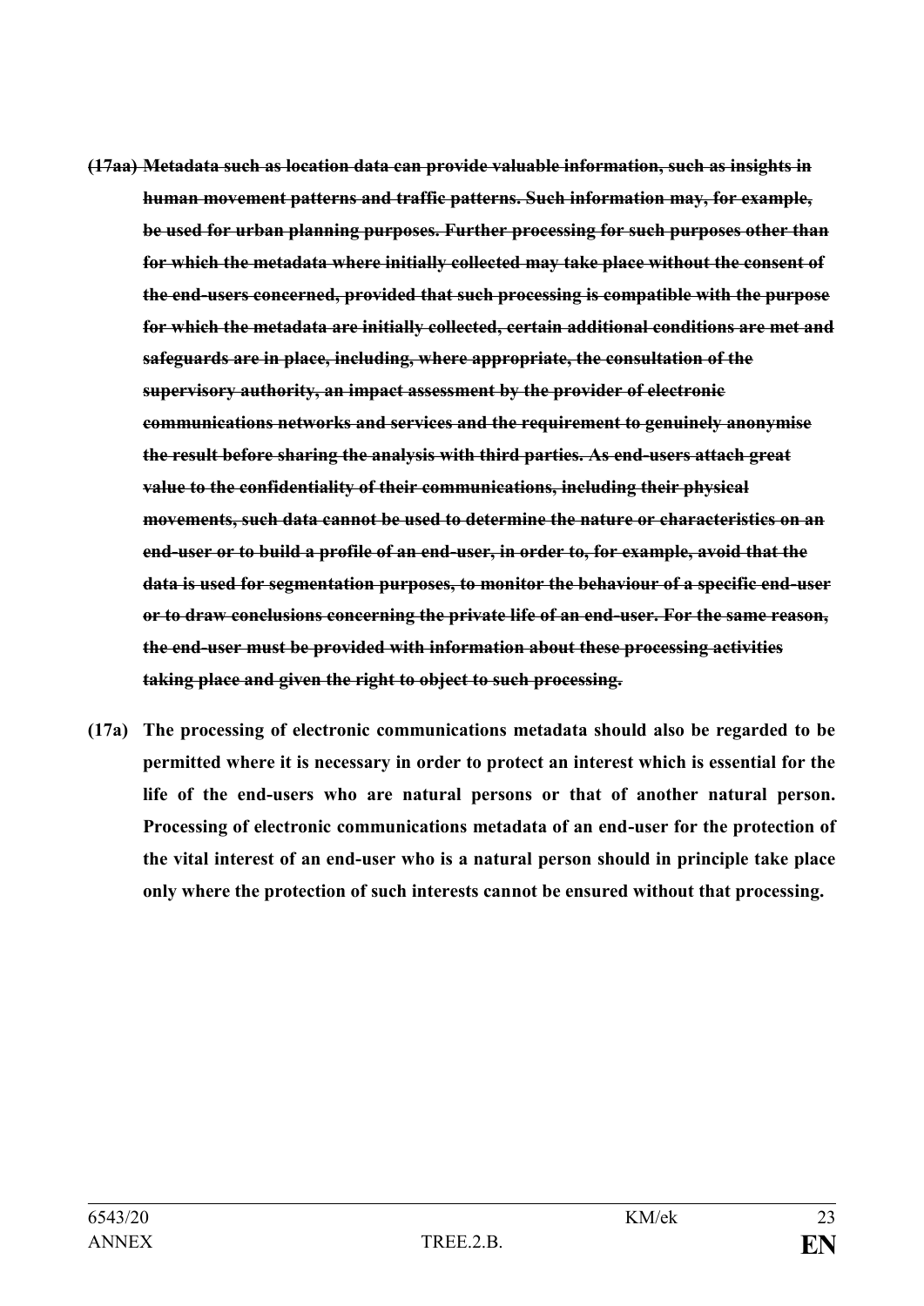~~**(17aa) Metadata such as location data can provide valuable information, such as insights in human movement patterns and traffic patterns. Such information may, for example, be used for urban planning purposes. Further processing for such purposes other than for which the metadata where initially collected may take place without the consent of the end-users concerned, provided that such processing is compatible with the purpose for which the metadata are initially collected, certain additional conditions are met and safeguards are in place, including, where appropriate, the consultation of the supervisory authority, an impact assessment by the provider of electronic communications networks and services and the requirement to genuinely anonymise the result before sharing the analysis with third parties. As end-users attach great value to the confidentiality of their communications, including their physical movements, such data cannot be used to determine the nature or characteristics on an end-user or to build a profile of an end-user, in order to, for example, avoid that the data is used for segmentation purposes, to monitor the behaviour of a specific end-user or to draw conclusions concerning the private life of an end-user. For the same reason, the end-user must be provided with information about these processing activities taking place and given the right to object to such processing.**~~

**(17a) The processing of electronic communications metadata should also be regarded to be permitted where it is necessary in order to protect an interest which is essential for the life of the end-users who are natural persons or that of another natural person. Processing of electronic communications metadata of an end-user for the protection of the vital interest of an end-user who is a natural person should in principle take place only where the protection of such interests cannot be ensured without that processing.**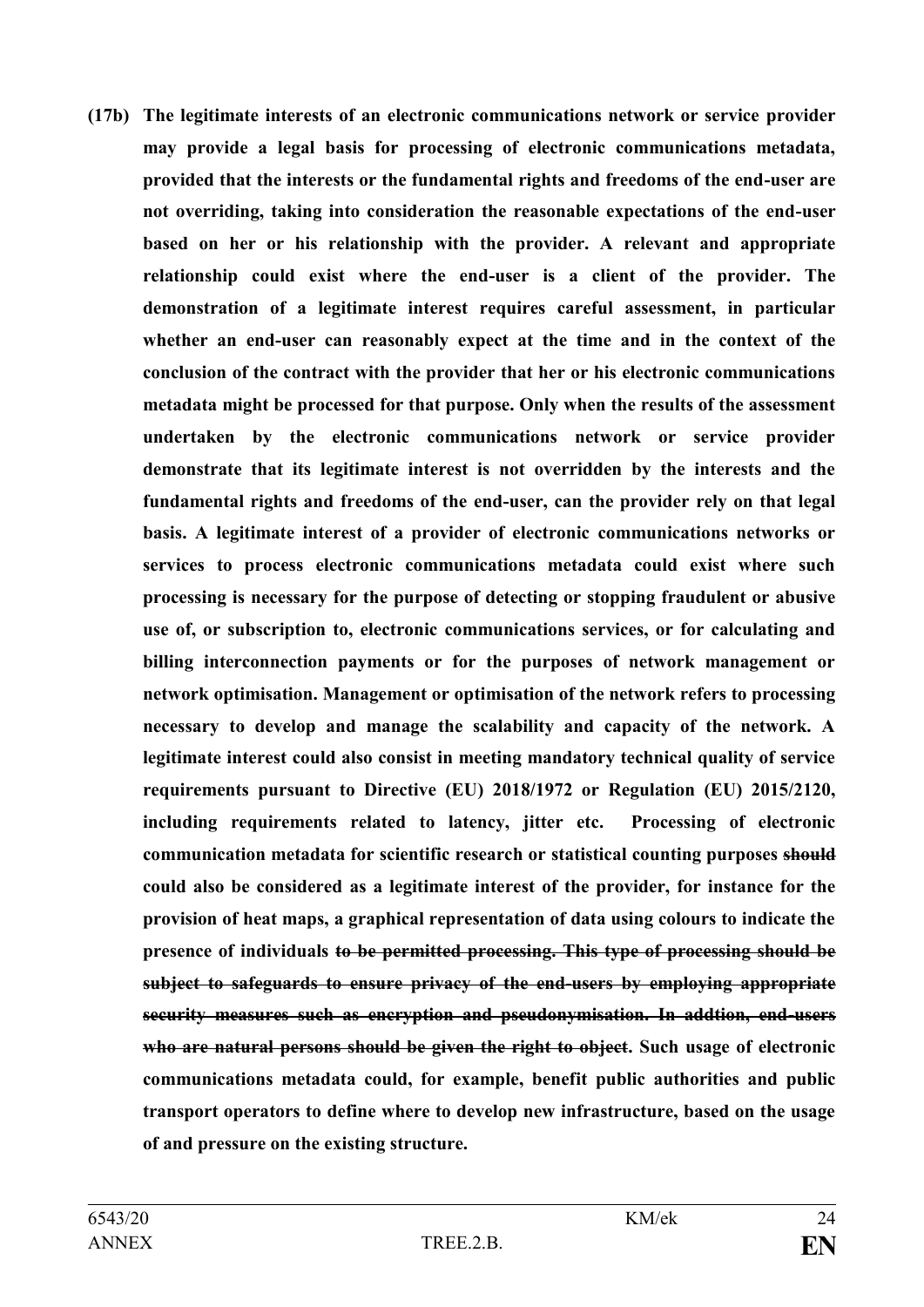**(17b) The legitimate interests of an electronic communications network or service provider may provide a legal basis for processing of electronic communications metadata, provided that the interests or the fundamental rights and freedoms of the end-user are not overriding, taking into consideration the reasonable expectations of the end-user based on her or his relationship with the provider. A relevant and appropriate relationship could exist where the end-user is a client of the provider. The demonstration of a legitimate interest requires careful assessment, in particular whether an end-user can reasonably expect at the time and in the context of the conclusion of the contract with the provider that her or his electronic communications metadata might be processed for that purpose. Only when the results of the assessment undertaken by the electronic communications network or service provider demonstrate that its legitimate interest is not overridden by the interests and the fundamental rights and freedoms of the end-user, can the provider rely on that legal basis. A legitimate interest of a provider of electronic communications networks or services to process electronic communications metadata could exist where such processing is necessary for the purpose of detecting or stopping fraudulent or abusive use of, or subscription to, electronic communications services, or for calculating and billing interconnection payments or for the purposes of network management or network optimisation. Management or optimisation of the network refers to processing necessary to develop and manage the scalability and capacity of the network. A legitimate interest could also consist in meeting mandatory technical quality of service requirements pursuant to Directive (EU) 2018/1972 or Regulation (EU) 2015/2120, including requirements related to latency, jitter etc. Processing of electronic communication metadata for scientific research or statistical counting purposes ~~should~~ could also be considered as a legitimate interest of the provider, for instance for the provision of heat maps, a graphical representation of data using colours to indicate the presence of individuals ~~to be permitted processing. This type of processing should be subject to safeguards to ensure privacy of the end-users by employing appropriate security measures such as encryption and pseudonymisation. In addtion, end-users who are natural persons should be given the right to object~~. Such usage of electronic communications metadata could, for example, benefit public authorities and public transport operators to define where to develop new infrastructure, based on the usage of and pressure on the existing structure.**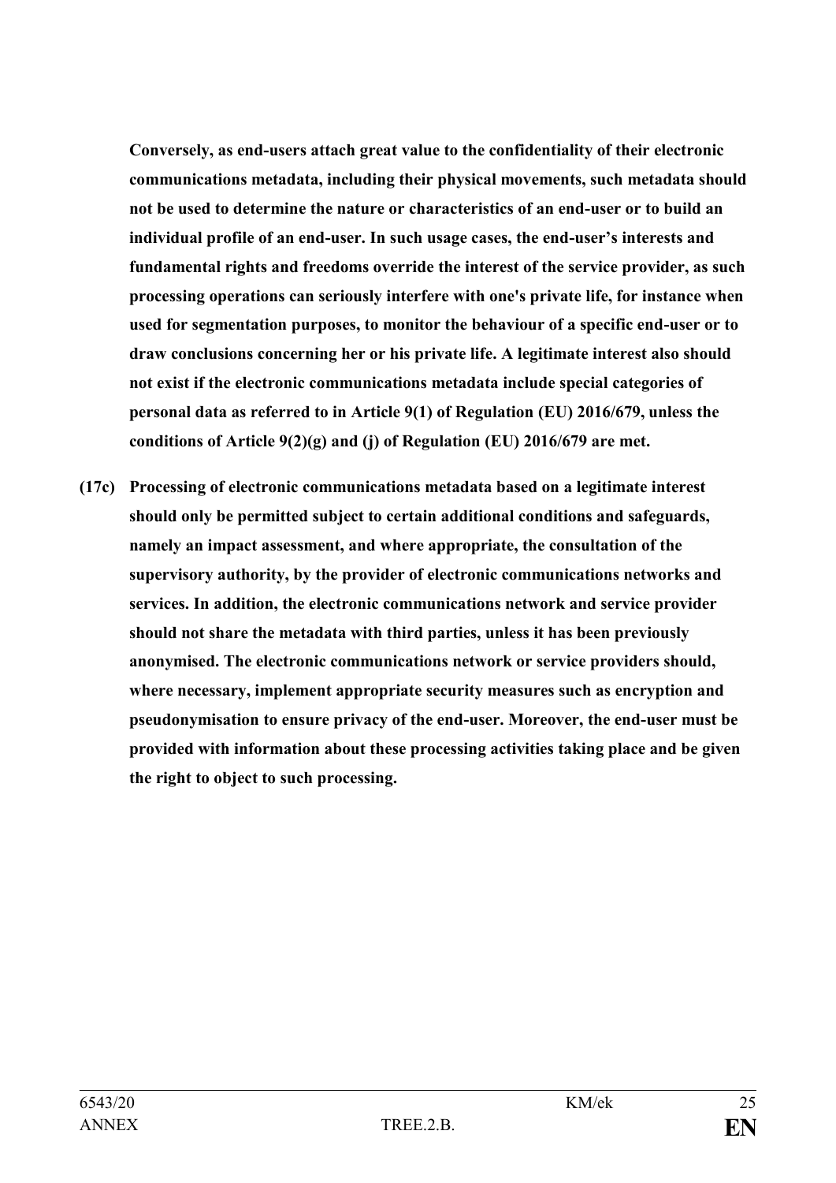**Conversely, as end-users attach great value to the confidentiality of their electronic communications metadata, including their physical movements, such metadata should not be used to determine the nature or characteristics of an end-user or to build an individual profile of an end-user. In such usage cases, the end-user's interests and fundamental rights and freedoms override the interest of the service provider, as such processing operations can seriously interfere with one's private life, for instance when used for segmentation purposes, to monitor the behaviour of a specific end-user or to draw conclusions concerning her or his private life. A legitimate interest also should not exist if the electronic communications metadata include special categories of personal data as referred to in Article 9(1) of Regulation (EU) 2016/679, unless the conditions of Article 9(2)(g) and (j) of Regulation (EU) 2016/679 are met.**

**(17c) Processing of electronic communications metadata based on a legitimate interest should only be permitted subject to certain additional conditions and safeguards, namely an impact assessment, and where appropriate, the consultation of the supervisory authority, by the provider of electronic communications networks and services. In addition, the electronic communications network and service provider should not share the metadata with third parties, unless it has been previously anonymised. The electronic communications network or service providers should, where necessary, implement appropriate security measures such as encryption and pseudonymisation to ensure privacy of the end-user. Moreover, the end-user must be provided with information about these processing activities taking place and be given the right to object to such processing.**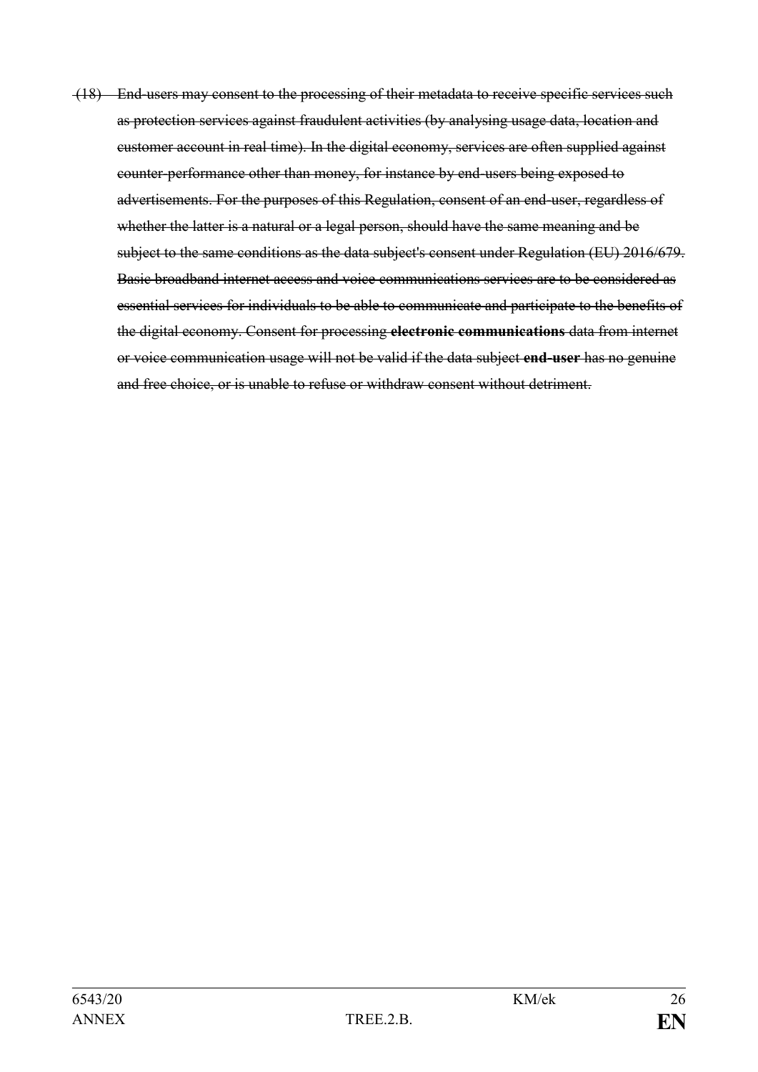~~(18) End-users may consent to the processing of their metadata to receive specific services such as protection services against fraudulent activities (by analysing usage data, location and customer account in real time). In the digital economy, services are often supplied against counter-performance other than money, for instance by end-users being exposed to advertisements. For the purposes of this Regulation, consent of an end-user, regardless of whether the latter is a natural or a legal person, should have the same meaning and be subject to the same conditions as the data subject's consent under Regulation (EU) 2016/679. Basic broadband internet access and voice communications services are to be considered as essential services for individuals to be able to communicate and participate to the benefits of the digital economy. Consent for processing **electronic communications** data from internet or voice communication usage will not be valid if the data subject **end-user** has no genuine and free choice, or is unable to refuse or withdraw consent without detriment.~~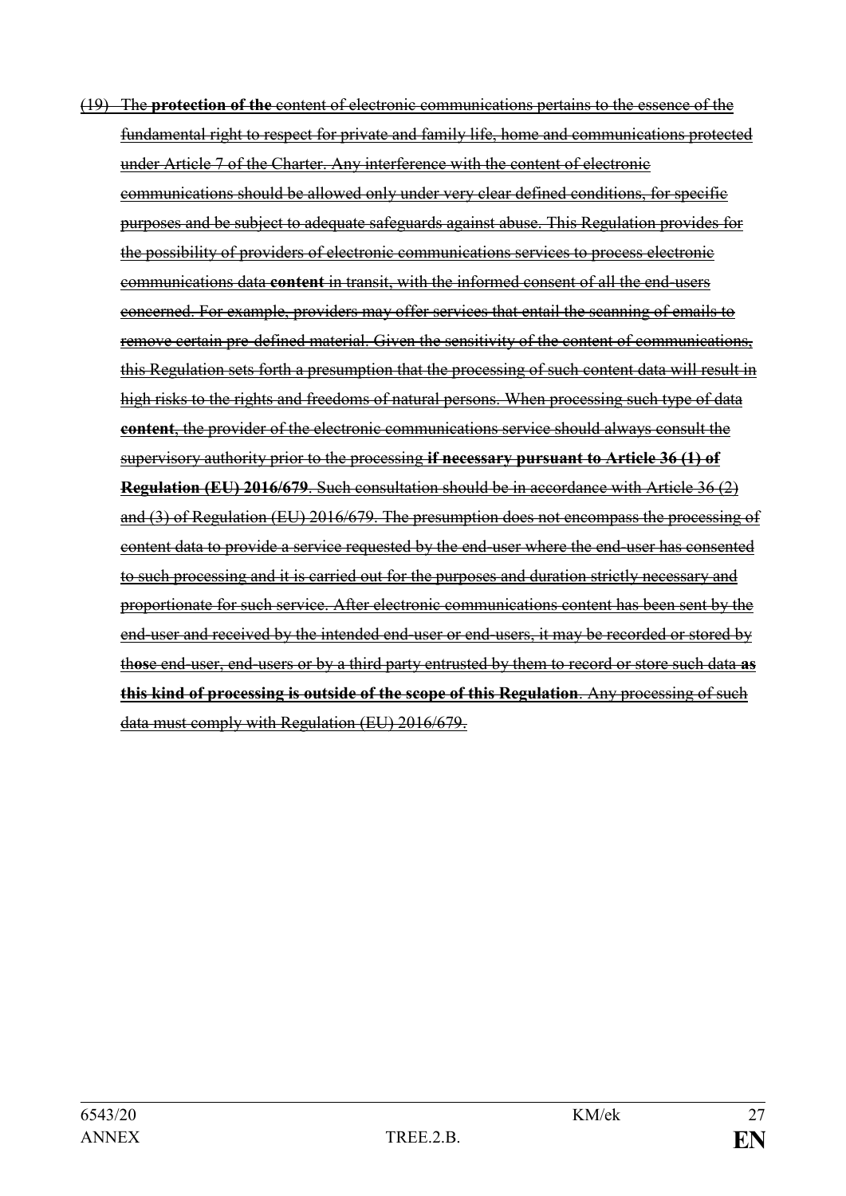~~(19) The **protection of the** content of electronic communications pertains to the essence of the fundamental right to respect for private and family life, home and communications protected under Article 7 of the Charter. Any interference with the content of electronic communications should be allowed only under very clear defined conditions, for specific purposes and be subject to adequate safeguards against abuse. This Regulation provides for the possibility of providers of electronic communications services to process electronic communications data **content** in transit, with the informed consent of all the end-users concerned. For example, providers may offer services that entail the scanning of emails to remove certain pre-defined material. Given the sensitivity of the content of communications, this Regulation sets forth a presumption that the processing of such content data will result in high risks to the rights and freedoms of natural persons. When processing such type of data **content**, the provider of the electronic communications service should always consult the supervisory authority prior to the processing **if necessary pursuant to Article 36 (1) of Regulation (EU) 2016/679**. Such consultation should be in accordance with Article 36 (2) and (3) of Regulation (EU) 2016/679. The presumption does not encompass the processing of content data to provide a service requested by the end-user where the end-user has consented to such processing and it is carried out for the purposes and duration strictly necessary and proportionate for such service. After electronic communications content has been sent by the end-user and received by the intended end-user or end-users, it may be recorded or stored by th**os**e end-user, end-users or by a third party entrusted by them to record or store such data **as this kind of processing is outside of the scope of this Regulation**. Any processing of such data must comply with Regulation (EU) 2016/679.~~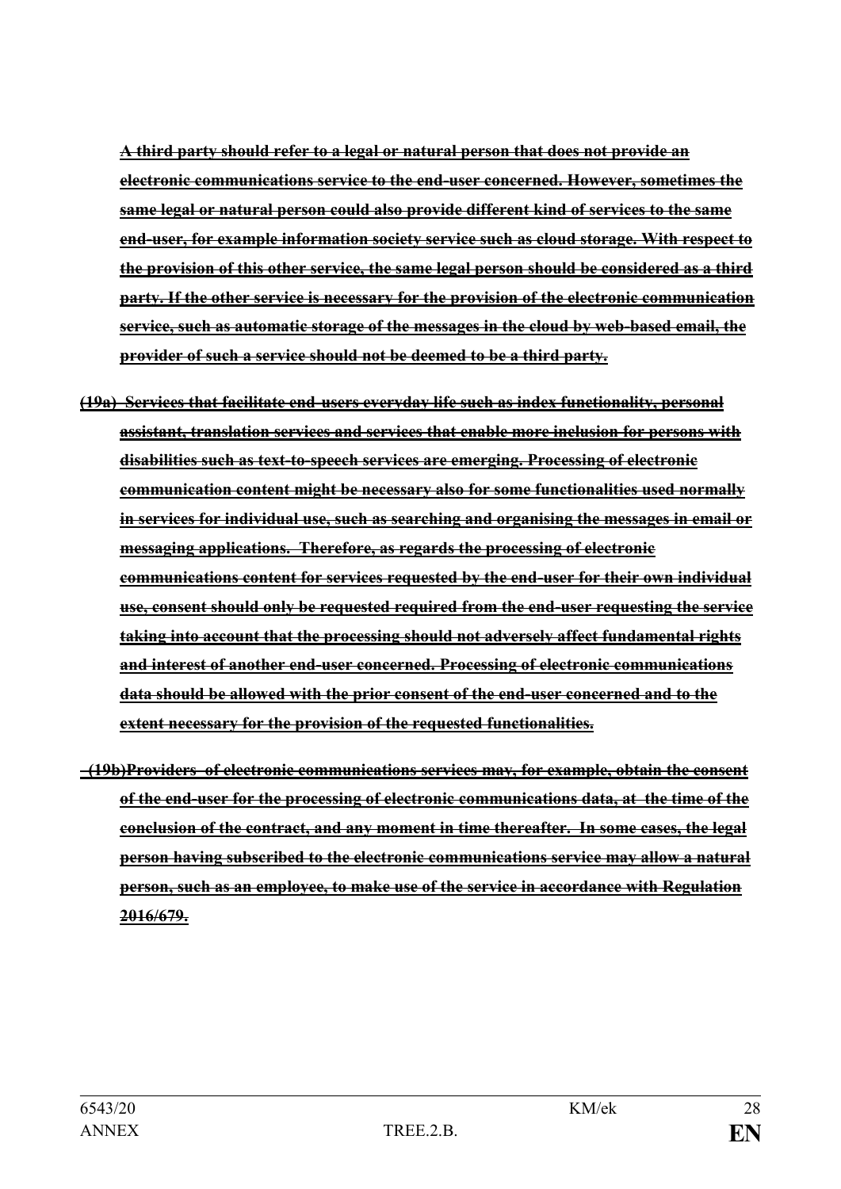~~**<u>A third party should refer to a legal or natural person that does not provide an electronic communications service to the end-user concerned. However, sometimes the same legal or natural person could also provide different kind of services to the same end-user, for example information society service such as cloud storage. With respect to the provision of this other service, the same legal person should be considered as a third party. If the other service is necessary for the provision of the electronic communication service, such as automatic storage of the messages in the cloud by web-based email, the provider of such a service should not be deemed to be a third party.</u>**~~

~~**<u>(19a) Services that facilitate end-users everyday life such as index functionality, personal assistant, translation services and services that enable more inclusion for persons with disabilities such as text-to-speech services are emerging. Processing of electronic communication content might be necessary also for some functionalities used normally in services for individual use, such as searching and organising the messages in email or messaging applications. Therefore, as regards the processing of electronic communications content for services requested by the end-user for their own individual use, consent should only be requested required from the end-user requesting the service taking into account that the processing should not adversely affect fundamental rights and interest of another end-user concerned. Processing of electronic communications data should be allowed with the prior consent of the end-user concerned and to the extent necessary for the provision of the requested functionalities.</u>**~~

~~**<u>(19b)Providers of electronic communications services may, for example, obtain the consent of the end-user for the processing of electronic communications data, at the time of the conclusion of the contract, and any moment in time thereafter. In some cases, the legal person having subscribed to the electronic communications service may allow a natural person, such as an employee, to make use of the service in accordance with Regulation 2016/679.</u>**~~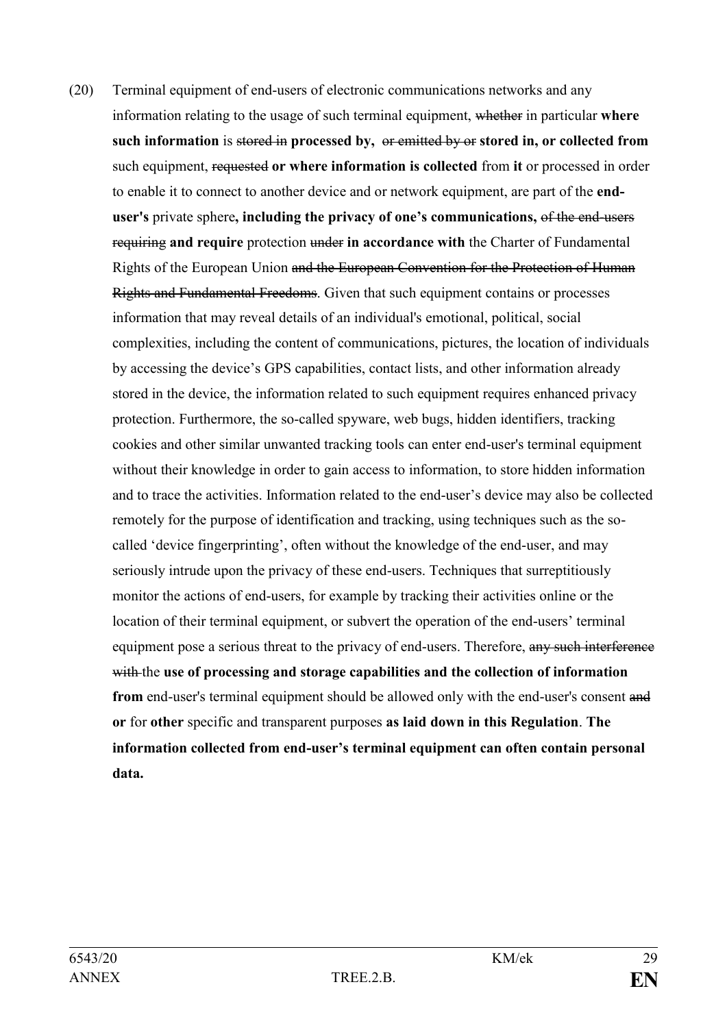(20) Terminal equipment of end-users of electronic communications networks and any information relating to the usage of such terminal equipment, ~~whether~~ in particular **where such information** is ~~stored in~~ **processed by,** ~~or emitted by or~~ **stored in, or collected from** such equipment, ~~requested~~ **or where information is collected** from **it** or processed in order to enable it to connect to another device and or network equipment, are part of the **end-user's** private sphere**, including the privacy of one's communications,** ~~of the end-users requiring~~ **and require** protection ~~under~~ **in accordance with** the Charter of Fundamental Rights of the European Union ~~and the European Convention for the Protection of Human Rights and Fundamental Freedoms~~. Given that such equipment contains or processes information that may reveal details of an individual's emotional, political, social complexities, including the content of communications, pictures, the location of individuals by accessing the device's GPS capabilities, contact lists, and other information already stored in the device, the information related to such equipment requires enhanced privacy protection. Furthermore, the so-called spyware, web bugs, hidden identifiers, tracking cookies and other similar unwanted tracking tools can enter end-user's terminal equipment without their knowledge in order to gain access to information, to store hidden information and to trace the activities. Information related to the end-user's device may also be collected remotely for the purpose of identification and tracking, using techniques such as the so-called 'device fingerprinting', often without the knowledge of the end-user, and may seriously intrude upon the privacy of these end-users. Techniques that surreptitiously monitor the actions of end-users, for example by tracking their activities online or the location of their terminal equipment, or subvert the operation of the end-users' terminal equipment pose a serious threat to the privacy of end-users. Therefore, ~~any such interference with~~ the **use of processing and storage capabilities and the collection of information from** end-user's terminal equipment should be allowed only with the end-user's consent ~~and~~ **or** for **other** specific and transparent purposes **as laid down in this Regulation**. **The information collected from end-user's terminal equipment can often contain personal data.**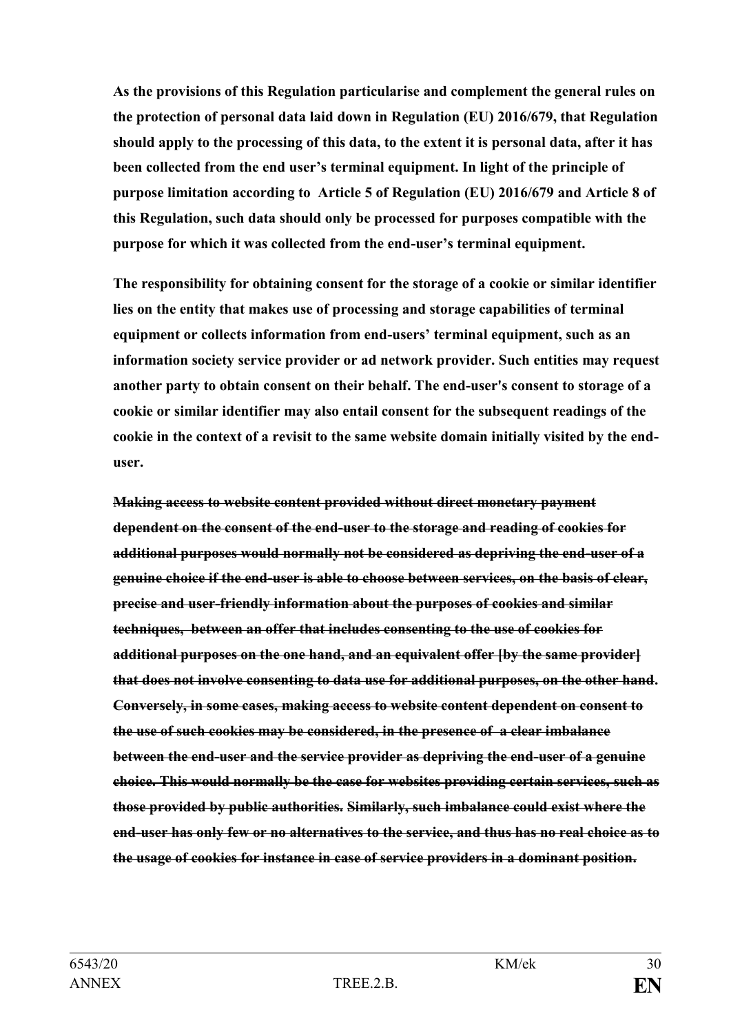**As the provisions of this Regulation particularise and complement the general rules on the protection of personal data laid down in Regulation (EU) 2016/679, that Regulation should apply to the processing of this data, to the extent it is personal data, after it has been collected from the end user's terminal equipment. In light of the principle of purpose limitation according to Article 5 of Regulation (EU) 2016/679 and Article 8 of this Regulation, such data should only be processed for purposes compatible with the purpose for which it was collected from the end-user's terminal equipment.**

**The responsibility for obtaining consent for the storage of a cookie or similar identifier lies on the entity that makes use of processing and storage capabilities of terminal equipment or collects information from end-users' terminal equipment, such as an information society service provider or ad network provider. Such entities may request another party to obtain consent on their behalf. The end-user's consent to storage of a cookie or similar identifier may also entail consent for the subsequent readings of the cookie in the context of a revisit to the same website domain initially visited by the end-user.**

~~**Making access to website content provided without direct monetary payment dependent on the consent of the end-user to the storage and reading of cookies for additional purposes would normally not be considered as depriving the end-user of a genuine choice if the end-user is able to choose between services, on the basis of clear, precise and user-friendly information about the purposes of cookies and similar techniques, between an offer that includes consenting to the use of cookies for additional purposes on the one hand, and an equivalent offer [by the same provider] that does not involve consenting to data use for additional purposes, on the other hand. Conversely, in some cases, making access to website content dependent on consent to the use of such cookies may be considered, in the presence of a clear imbalance between the end-user and the service provider as depriving the end-user of a genuine choice. This would normally be the case for websites providing certain services, such as those provided by public authorities. Similarly, such imbalance could exist where the end-user has only few or no alternatives to the service, and thus has no real choice as to the usage of cookies for instance in case of service providers in a dominant position.**~~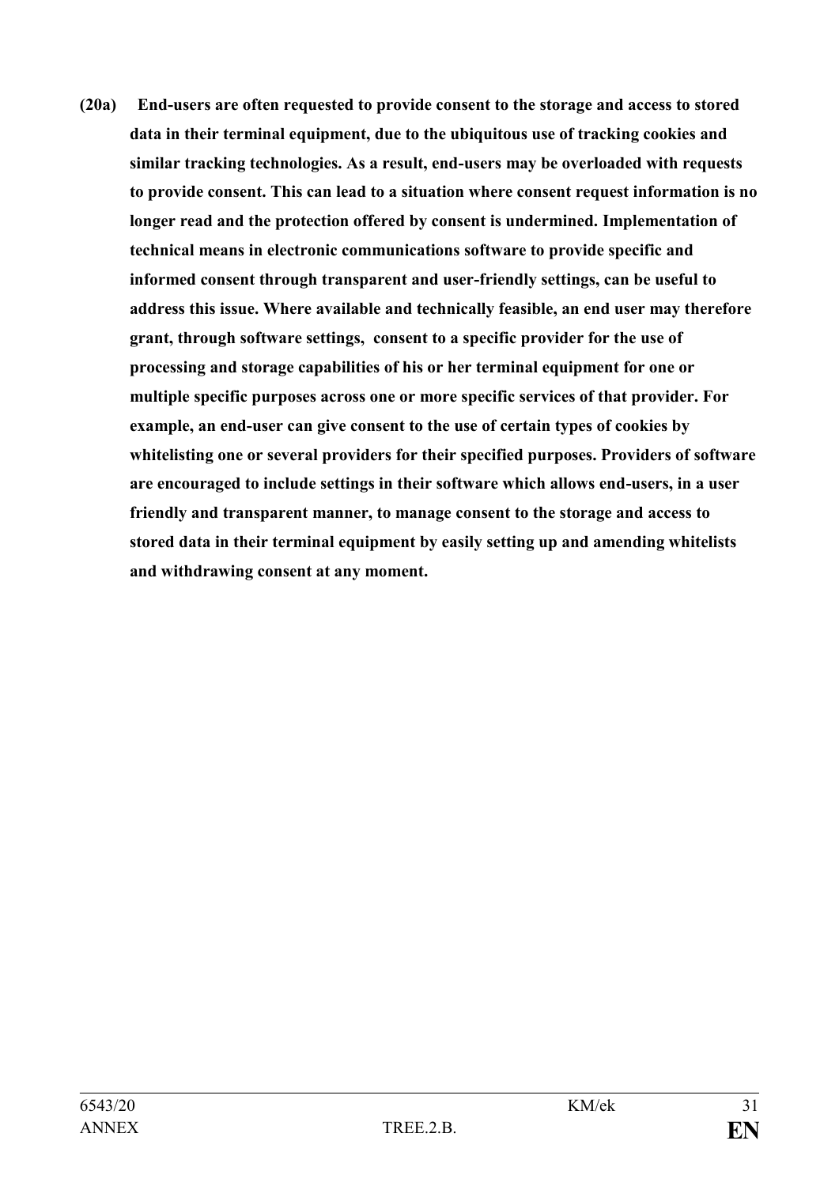**(20a) End-users are often requested to provide consent to the storage and access to stored data in their terminal equipment, due to the ubiquitous use of tracking cookies and similar tracking technologies. As a result, end-users may be overloaded with requests to provide consent. This can lead to a situation where consent request information is no longer read and the protection offered by consent is undermined. Implementation of technical means in electronic communications software to provide specific and informed consent through transparent and user-friendly settings, can be useful to address this issue. Where available and technically feasible, an end user may therefore grant, through software settings, consent to a specific provider for the use of processing and storage capabilities of his or her terminal equipment for one or multiple specific purposes across one or more specific services of that provider. For example, an end-user can give consent to the use of certain types of cookies by whitelisting one or several providers for their specified purposes. Providers of software are encouraged to include settings in their software which allows end-users, in a user friendly and transparent manner, to manage consent to the storage and access to stored data in their terminal equipment by easily setting up and amending whitelists and withdrawing consent at any moment.**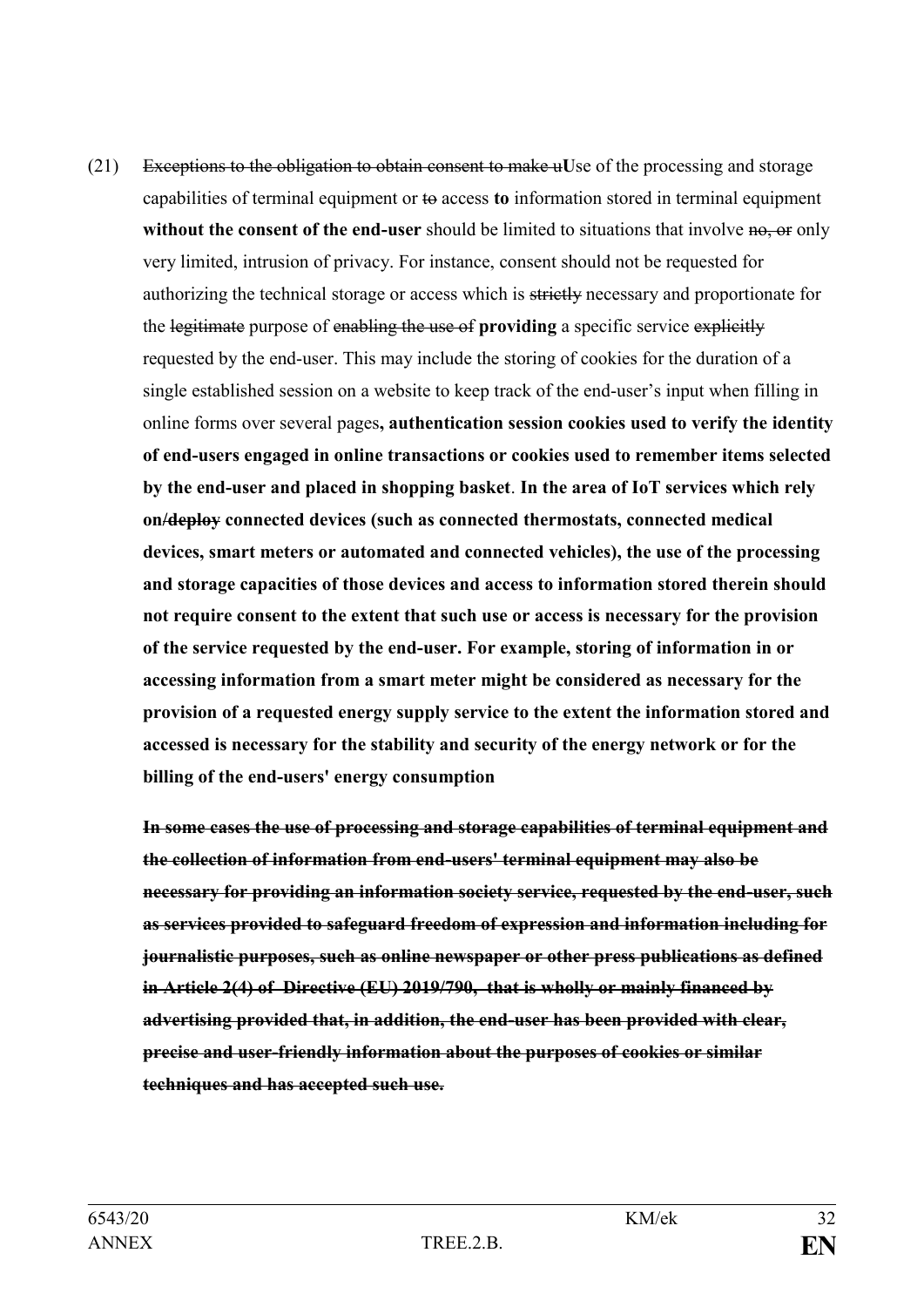(21) ~~Exceptions to the obligation to obtain consent to make u~~**U**se of the processing and storage capabilities of terminal equipment or ~~to~~ access **to** information stored in terminal equipment **without the consent of the end-user** should be limited to situations that involve ~~no, or~~ only very limited, intrusion of privacy. For instance, consent should not be requested for authorizing the technical storage or access which is ~~strictly~~ necessary and proportionate for the ~~legitimate~~ purpose of ~~enabling the use of~~ **providing** a specific service ~~explicitly~~ requested by the end-user. This may include the storing of cookies for the duration of a single established session on a website to keep track of the end-user's input when filling in online forms over several pages**, authentication session cookies used to verify the identity of end-users engaged in online transactions or cookies used to remember items selected by the end-user and placed in shopping basket**. **In the area of IoT services which rely on/~~deploy~~ connected devices (such as connected thermostats, connected medical devices, smart meters or automated and connected vehicles), the use of the processing and storage capacities of those devices and access to information stored therein should not require consent to the extent that such use or access is necessary for the provision of the service requested by the end-user. For example, storing of information in or accessing information from a smart meter might be considered as necessary for the provision of a requested energy supply service to the extent the information stored and accessed is necessary for the stability and security of the energy network or for the billing of the end-users' energy consumption**

~~**In some cases the use of processing and storage capabilities of terminal equipment and the collection of information from end-users' terminal equipment may also be necessary for providing an information society service, requested by the end-user, such as services provided to safeguard freedom of expression and information including for journalistic purposes, such as online newspaper or other press publications as defined in Article 2(4) of Directive (EU) 2019/790, that is wholly or mainly financed by advertising provided that, in addition, the end-user has been provided with clear, precise and user-friendly information about the purposes of cookies or similar techniques and has accepted such use.**~~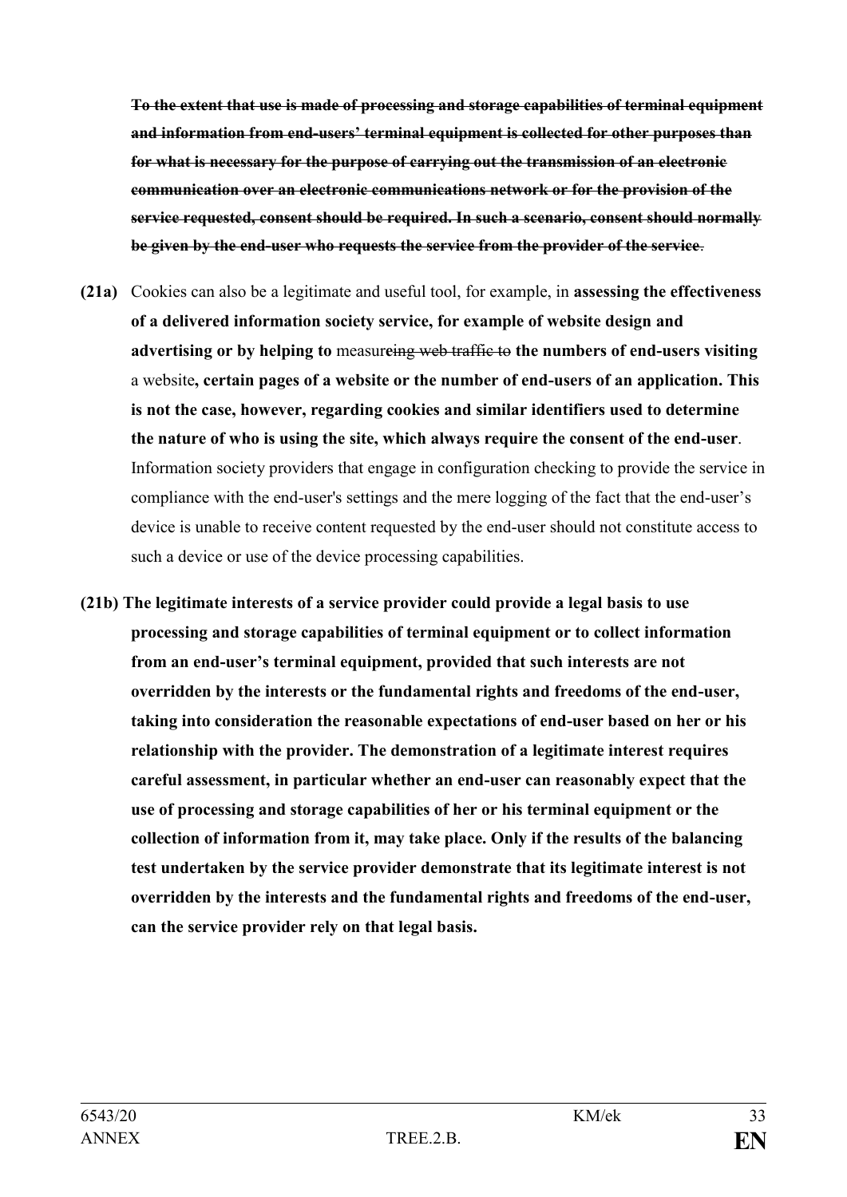**~~To the extent that use is made of processing and storage capabilities of terminal equipment and information from end-users' terminal equipment is collected for other purposes than for what is necessary for the purpose of carrying out the transmission of an electronic communication over an electronic communications network or for the provision of the service requested, consent should be required. In such a scenario, consent should normally be given by the end-user who requests the service from the provider of the service~~**~~.~~

**(21a)** Cookies can also be a legitimate and useful tool, for example, in **assessing the effectiveness of a delivered information society service, for example of website design and advertising or by helping to** measur~~eing web traffic to~~ **the numbers of end-users visiting** a website**, certain pages of a website or the number of end-users of an application. This is not the case, however, regarding cookies and similar identifiers used to determine the nature of who is using the site, which always require the consent of the end-user**. Information society providers that engage in configuration checking to provide the service in compliance with the end-user's settings and the mere logging of the fact that the end-user's device is unable to receive content requested by the end-user should not constitute access to such a device or use of the device processing capabilities.

**(21b) The legitimate interests of a service provider could provide a legal basis to use processing and storage capabilities of terminal equipment or to collect information from an end-user's terminal equipment, provided that such interests are not overridden by the interests or the fundamental rights and freedoms of the end-user, taking into consideration the reasonable expectations of end-user based on her or his relationship with the provider. The demonstration of a legitimate interest requires careful assessment, in particular whether an end-user can reasonably expect that the use of processing and storage capabilities of her or his terminal equipment or the collection of information from it, may take place. Only if the results of the balancing test undertaken by the service provider demonstrate that its legitimate interest is not overridden by the interests and the fundamental rights and freedoms of the end-user, can the service provider rely on that legal basis.**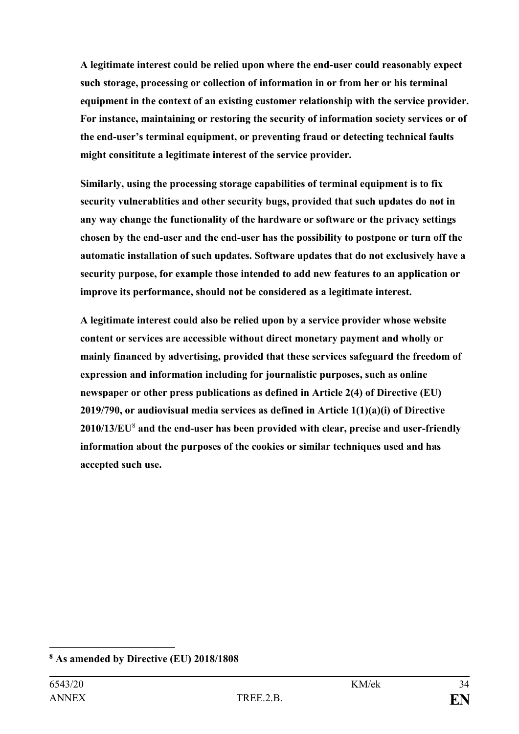**A legitimate interest could be relied upon where the end-user could reasonably expect such storage, processing or collection of information in or from her or his terminal equipment in the context of an existing customer relationship with the service provider. For instance, maintaining or restoring the security of information society services or of the end-user's terminal equipment, or preventing fraud or detecting technical faults might consititute a legitimate interest of the service provider.**

**Similarly, using the processing storage capabilities of terminal equipment is to fix security vulnerablities and other security bugs, provided that such updates do not in any way change the functionality of the hardware or software or the privacy settings chosen by the end-user and the end-user has the possibility to postpone or turn off the automatic installation of such updates. Software updates that do not exclusively have a security purpose, for example those intended to add new features to an application or improve its performance, should not be considered as a legitimate interest.**

**A legitimate interest could also be relied upon by a service provider whose website content or services are accessible without direct monetary payment and wholly or mainly financed by advertising, provided that these services safeguard the freedom of expression and information including for journalistic purposes, such as online newspaper or other press publications as defined in Article 2(4) of Directive (EU) 2019/790, or audiovisual media services as defined in Article 1(1)(a)(i) of Directive 2010/13/EU**[8] **and the end-user has been provided with clear, precise and user-friendly information about the purposes of the cookies or similar techniques used and has accepted such use.**

---

[8] **As amended by Directive (EU) 2018/1808**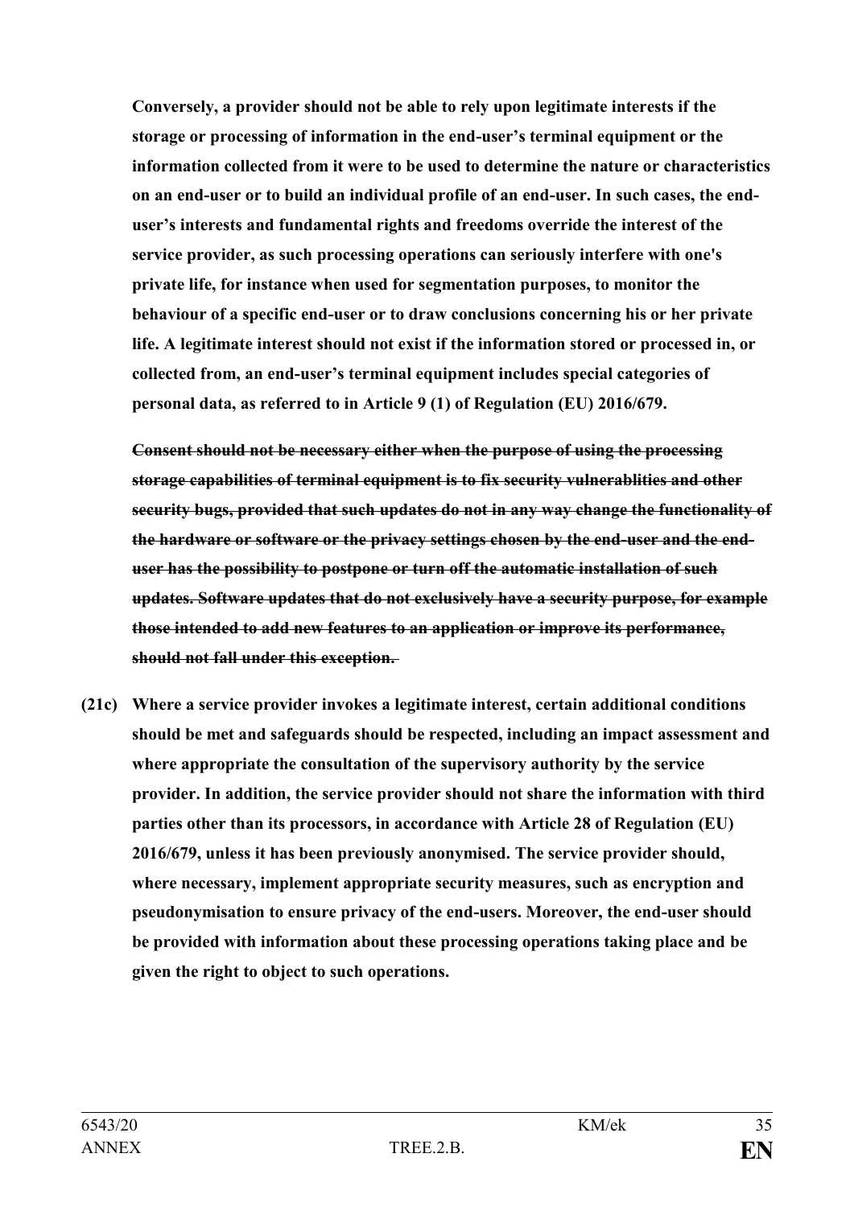**Conversely, a provider should not be able to rely upon legitimate interests if the storage or processing of information in the end-user's terminal equipment or the information collected from it were to be used to determine the nature or characteristics on an end-user or to build an individual profile of an end-user. In such cases, the end-user's interests and fundamental rights and freedoms override the interest of the service provider, as such processing operations can seriously interfere with one's private life, for instance when used for segmentation purposes, to monitor the behaviour of a specific end-user or to draw conclusions concerning his or her private life. A legitimate interest should not exist if the information stored or processed in, or collected from, an end-user's terminal equipment includes special categories of personal data, as referred to in Article 9 (1) of Regulation (EU) 2016/679.**

~~**Consent should not be necessary either when the purpose of using the processing storage capabilities of terminal equipment is to fix security vulnerablities and other security bugs, provided that such updates do not in any way change the functionality of the hardware or software or the privacy settings chosen by the end-user and the end-user has the possibility to postpone or turn off the automatic installation of such updates. Software updates that do not exclusively have a security purpose, for example those intended to add new features to an application or improve its performance, should not fall under this exception.**~~

**(21c) Where a service provider invokes a legitimate interest, certain additional conditions should be met and safeguards should be respected, including an impact assessment and where appropriate the consultation of the supervisory authority by the service provider. In addition, the service provider should not share the information with third parties other than its processors, in accordance with Article 28 of Regulation (EU) 2016/679, unless it has been previously anonymised. The service provider should, where necessary, implement appropriate security measures, such as encryption and pseudonymisation to ensure privacy of the end-users. Moreover, the end-user should be provided with information about these processing operations taking place and be given the right to object to such operations.**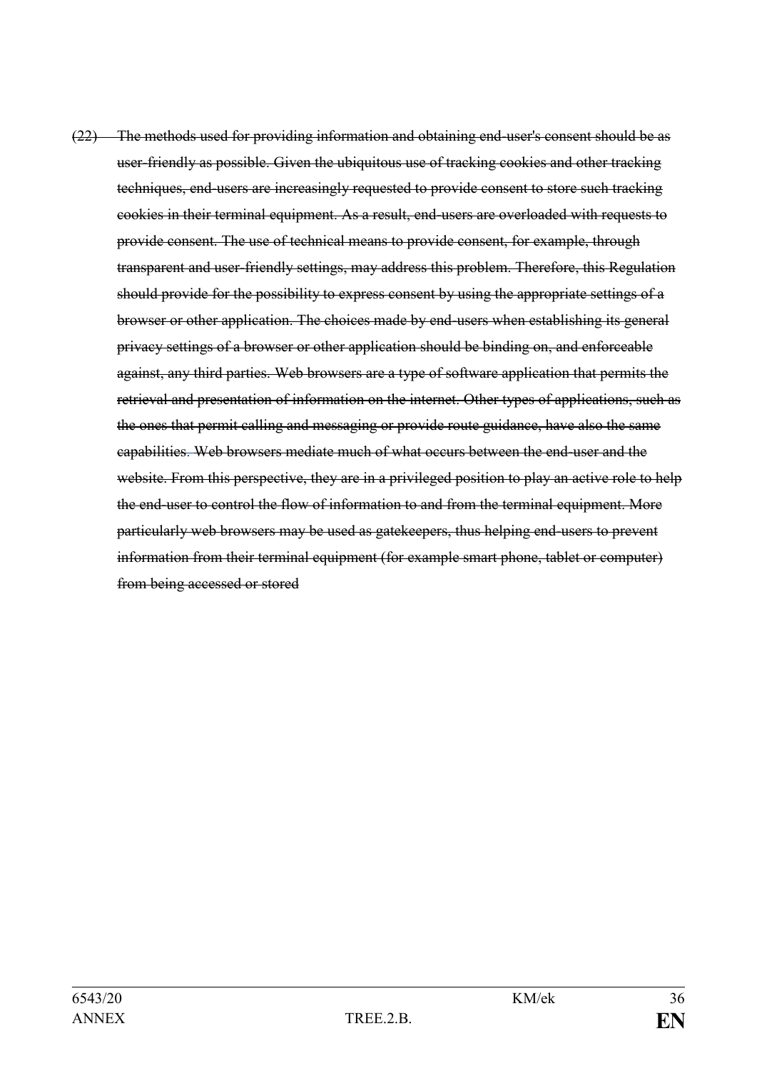~~(22) The methods used for providing information and obtaining end-user's consent should be as user-friendly as possible. Given the ubiquitous use of tracking cookies and other tracking techniques, end-users are increasingly requested to provide consent to store such tracking cookies in their terminal equipment. As a result, end-users are overloaded with requests to provide consent. The use of technical means to provide consent, for example, through transparent and user-friendly settings, may address this problem. Therefore, this Regulation should provide for the possibility to express consent by using the appropriate settings of a browser or other application. The choices made by end-users when establishing its general privacy settings of a browser or other application should be binding on, and enforceable against, any third parties. Web browsers are a type of software application that permits the retrieval and presentation of information on the internet. Other types of applications, such as the ones that permit calling and messaging or provide route guidance, have also the same capabilities. Web browsers mediate much of what occurs between the end-user and the website. From this perspective, they are in a privileged position to play an active role to help the end-user to control the flow of information to and from the terminal equipment. More particularly web browsers may be used as gatekeepers, thus helping end-users to prevent information from their terminal equipment (for example smart phone, tablet or computer) from being accessed or stored~~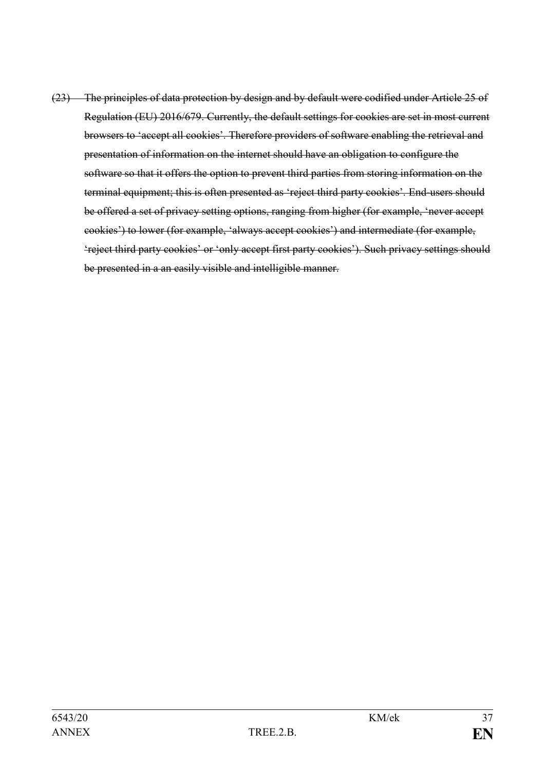~~(23) The principles of data protection by design and by default were codified under Article 25 of Regulation (EU) 2016/679. Currently, the default settings for cookies are set in most current browsers to 'accept all cookies'. Therefore providers of software enabling the retrieval and presentation of information on the internet should have an obligation to configure the software so that it offers the option to prevent third parties from storing information on the terminal equipment; this is often presented as 'reject third party cookies'. End-users should be offered a set of privacy setting options, ranging from higher (for example, 'never accept cookies') to lower (for example, 'always accept cookies') and intermediate (for example, 'reject third party cookies' or 'only accept first party cookies'). Such privacy settings should be presented in a an easily visible and intelligible manner.~~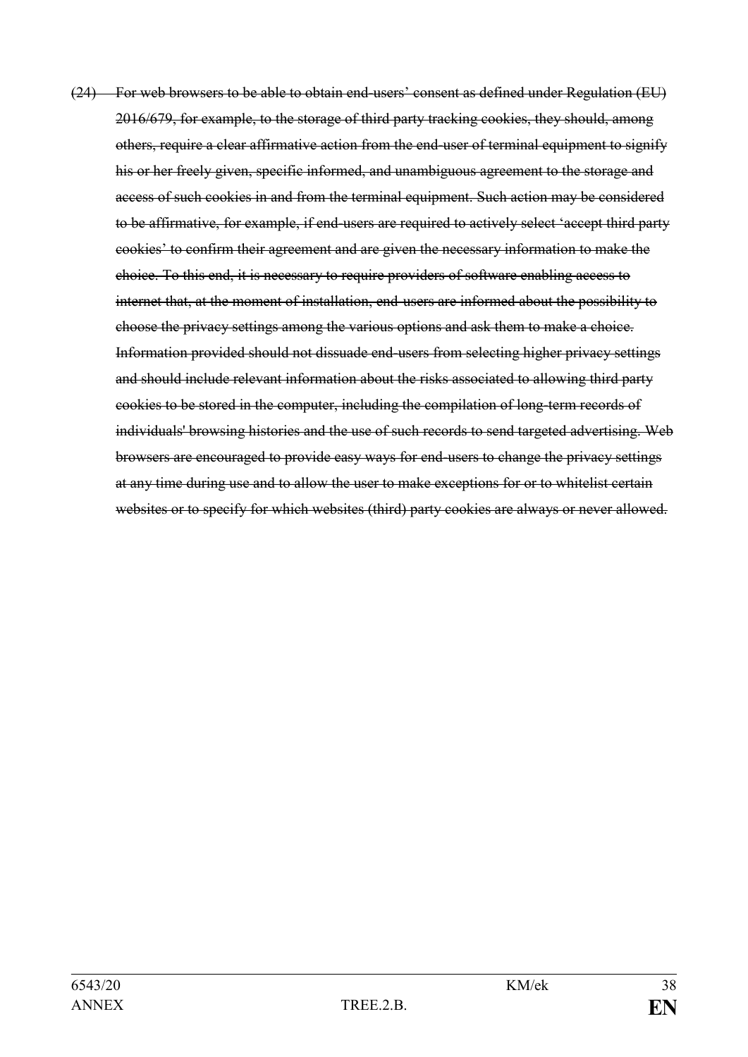~~(24) For web browsers to be able to obtain end-users' consent as defined under Regulation (EU) 2016/679, for example, to the storage of third party tracking cookies, they should, among others, require a clear affirmative action from the end-user of terminal equipment to signify his or her freely given, specific informed, and unambiguous agreement to the storage and access of such cookies in and from the terminal equipment. Such action may be considered to be affirmative, for example, if end-users are required to actively select 'accept third party cookies' to confirm their agreement and are given the necessary information to make the choice. To this end, it is necessary to require providers of software enabling access to internet that, at the moment of installation, end-users are informed about the possibility to choose the privacy settings among the various options and ask them to make a choice. Information provided should not dissuade end-users from selecting higher privacy settings and should include relevant information about the risks associated to allowing third party cookies to be stored in the computer, including the compilation of long-term records of individuals' browsing histories and the use of such records to send targeted advertising. Web browsers are encouraged to provide easy ways for end-users to change the privacy settings at any time during use and to allow the user to make exceptions for or to whitelist certain websites or to specify for which websites (third) party cookies are always or never allowed.~~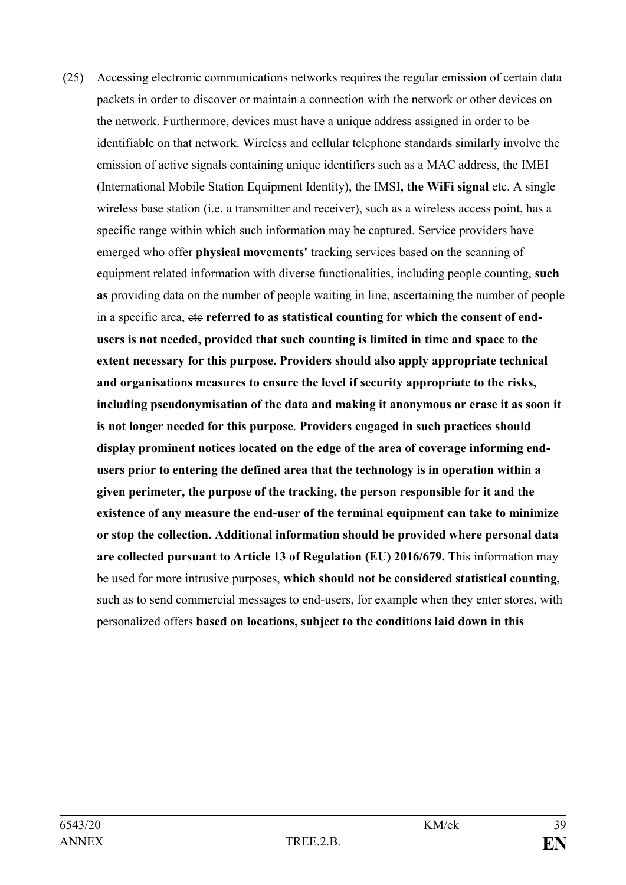(25) Accessing electronic communications networks requires the regular emission of certain data packets in order to discover or maintain a connection with the network or other devices on the network. Furthermore, devices must have a unique address assigned in order to be identifiable on that network. Wireless and cellular telephone standards similarly involve the emission of active signals containing unique identifiers such as a MAC address, the IMEI (International Mobile Station Equipment Identity), the IMSI**, the WiFi signal** etc. A single wireless base station (i.e. a transmitter and receiver), such as a wireless access point, has a specific range within which such information may be captured. Service providers have emerged who offer **physical movements'** tracking services based on the scanning of equipment related information with diverse functionalities, including people counting, **such as** providing data on the number of people waiting in line, ascertaining the number of people in a specific area, ~~etc~~ **referred to as statistical counting for which the consent of end-users is not needed, provided that such counting is limited in time and space to the extent necessary for this purpose. Providers should also apply appropriate technical and organisations measures to ensure the level if security appropriate to the risks, including pseudonymisation of the data and making it anonymous or erase it as soon it is not longer needed for this purpose**. **Providers engaged in such practices should display prominent notices located on the edge of the area of coverage informing end-users prior to entering the defined area that the technology is in operation within a given perimeter, the purpose of the tracking, the person responsible for it and the existence of any measure the end-user of the terminal equipment can take to minimize or stop the collection. Additional information should be provided where personal data are collected pursuant to Article 13 of Regulation (EU) 2016/679.** This information may be used for more intrusive purposes, **which should not be considered statistical counting,** such as to send commercial messages to end-users, for example when they enter stores, with personalized offers **based on locations, subject to the conditions laid down in this**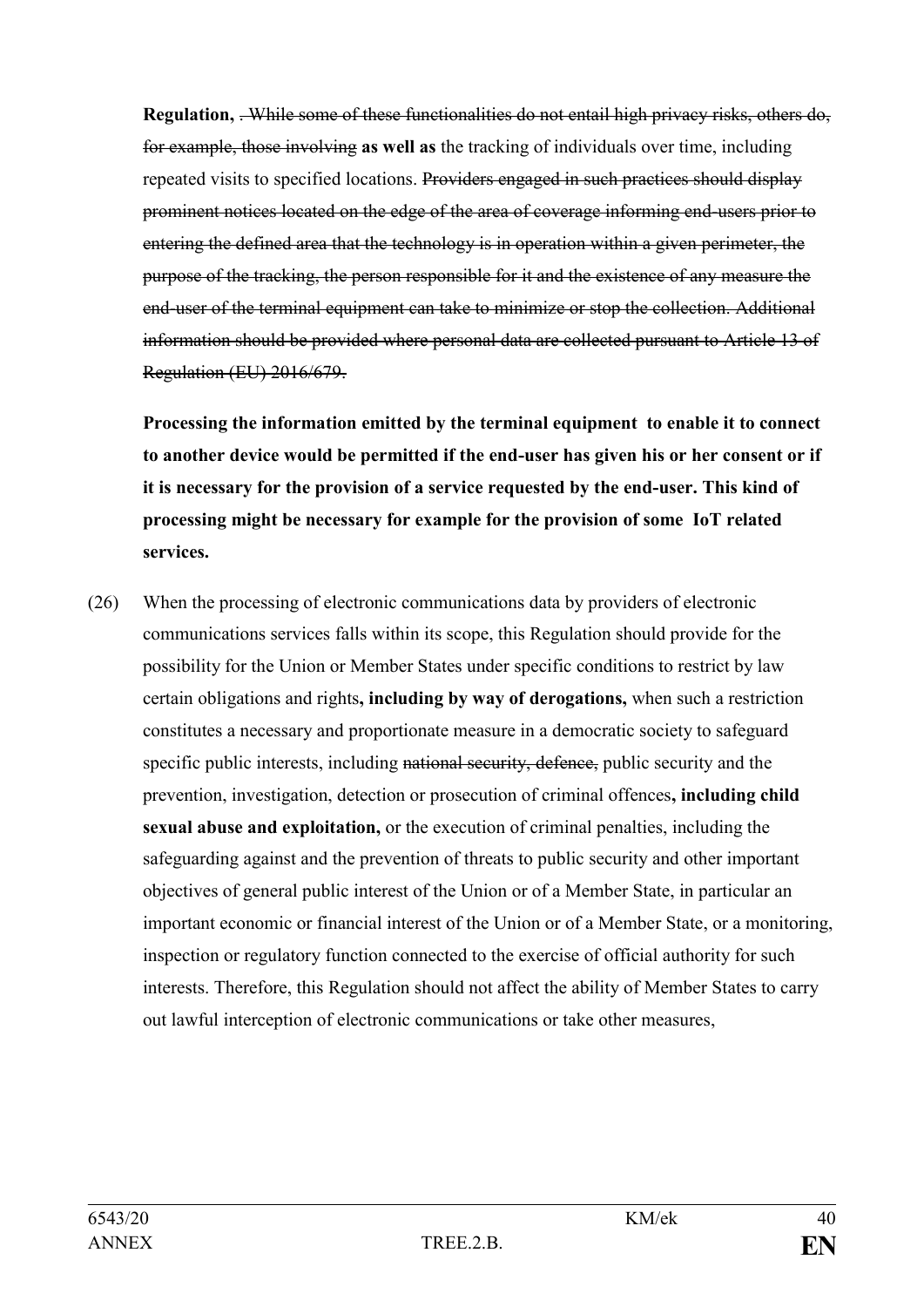**Regulation,** ~~. While some of these functionalities do not entail high privacy risks, others do, for example, those involving~~ **as well as** the tracking of individuals over time, including repeated visits to specified locations. ~~Providers engaged in such practices should display prominent notices located on the edge of the area of coverage informing end-users prior to entering the defined area that the technology is in operation within a given perimeter, the purpose of the tracking, the person responsible for it and the existence of any measure the end-user of the terminal equipment can take to minimize or stop the collection. Additional information should be provided where personal data are collected pursuant to Article 13 of Regulation (EU) 2016/679.~~

**Processing the information emitted by the terminal equipment to enable it to connect to another device would be permitted if the end-user has given his or her consent or if it is necessary for the provision of a service requested by the end-user. This kind of processing might be necessary for example for the provision of some IoT related services.**

(26) When the processing of electronic communications data by providers of electronic communications services falls within its scope, this Regulation should provide for the possibility for the Union or Member States under specific conditions to restrict by law certain obligations and rights**, including by way of derogations,** when such a restriction constitutes a necessary and proportionate measure in a democratic society to safeguard specific public interests, including ~~national security, defence,~~ public security and the prevention, investigation, detection or prosecution of criminal offences**, including child sexual abuse and exploitation,** or the execution of criminal penalties, including the safeguarding against and the prevention of threats to public security and other important objectives of general public interest of the Union or of a Member State, in particular an important economic or financial interest of the Union or of a Member State, or a monitoring, inspection or regulatory function connected to the exercise of official authority for such interests. Therefore, this Regulation should not affect the ability of Member States to carry out lawful interception of electronic communications or take other measures,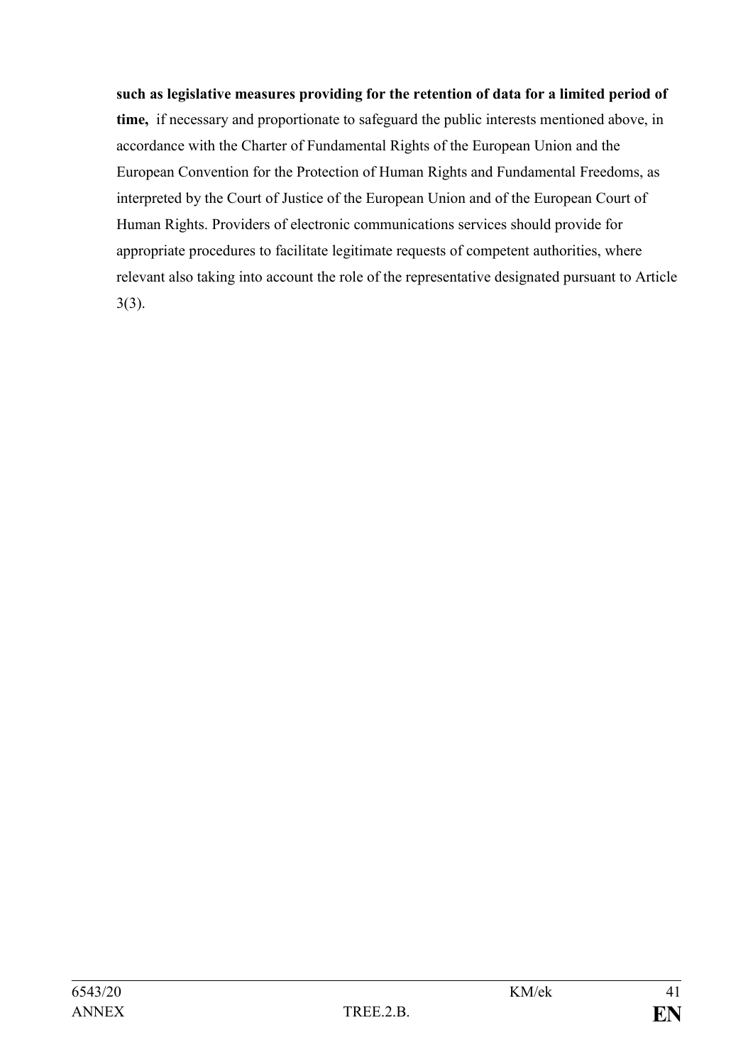**such as legislative measures providing for the retention of data for a limited period of time,** if necessary and proportionate to safeguard the public interests mentioned above, in accordance with the Charter of Fundamental Rights of the European Union and the European Convention for the Protection of Human Rights and Fundamental Freedoms, as interpreted by the Court of Justice of the European Union and of the European Court of Human Rights. Providers of electronic communications services should provide for appropriate procedures to facilitate legitimate requests of competent authorities, where relevant also taking into account the role of the representative designated pursuant to Article 3(3).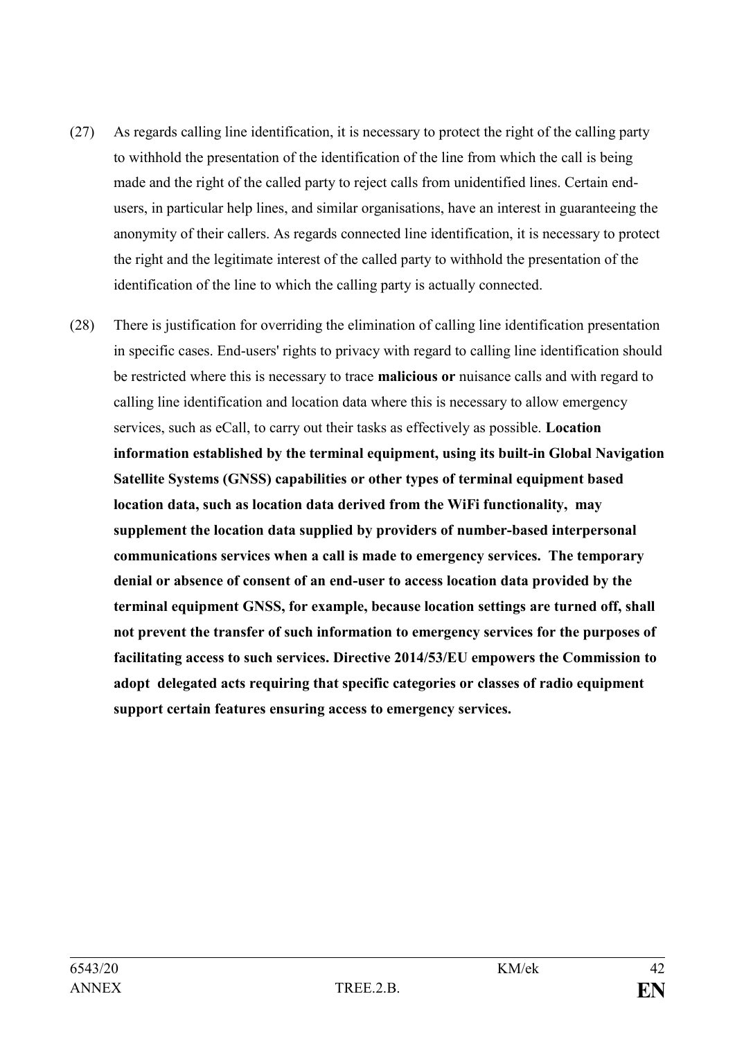(27) As regards calling line identification, it is necessary to protect the right of the calling party to withhold the presentation of the identification of the line from which the call is being made and the right of the called party to reject calls from unidentified lines. Certain end-users, in particular help lines, and similar organisations, have an interest in guaranteeing the anonymity of their callers. As regards connected line identification, it is necessary to protect the right and the legitimate interest of the called party to withhold the presentation of the identification of the line to which the calling party is actually connected.

(28) There is justification for overriding the elimination of calling line identification presentation in specific cases. End-users' rights to privacy with regard to calling line identification should be restricted where this is necessary to trace **malicious or** nuisance calls and with regard to calling line identification and location data where this is necessary to allow emergency services, such as eCall, to carry out their tasks as effectively as possible. **Location information established by the terminal equipment, using its built-in Global Navigation Satellite Systems (GNSS) capabilities or other types of terminal equipment based location data, such as location data derived from the WiFi functionality, may supplement the location data supplied by providers of number-based interpersonal communications services when a call is made to emergency services. The temporary denial or absence of consent of an end-user to access location data provided by the terminal equipment GNSS, for example, because location settings are turned off, shall not prevent the transfer of such information to emergency services for the purposes of facilitating access to such services. Directive 2014/53/EU empowers the Commission to adopt delegated acts requiring that specific categories or classes of radio equipment support certain features ensuring access to emergency services.**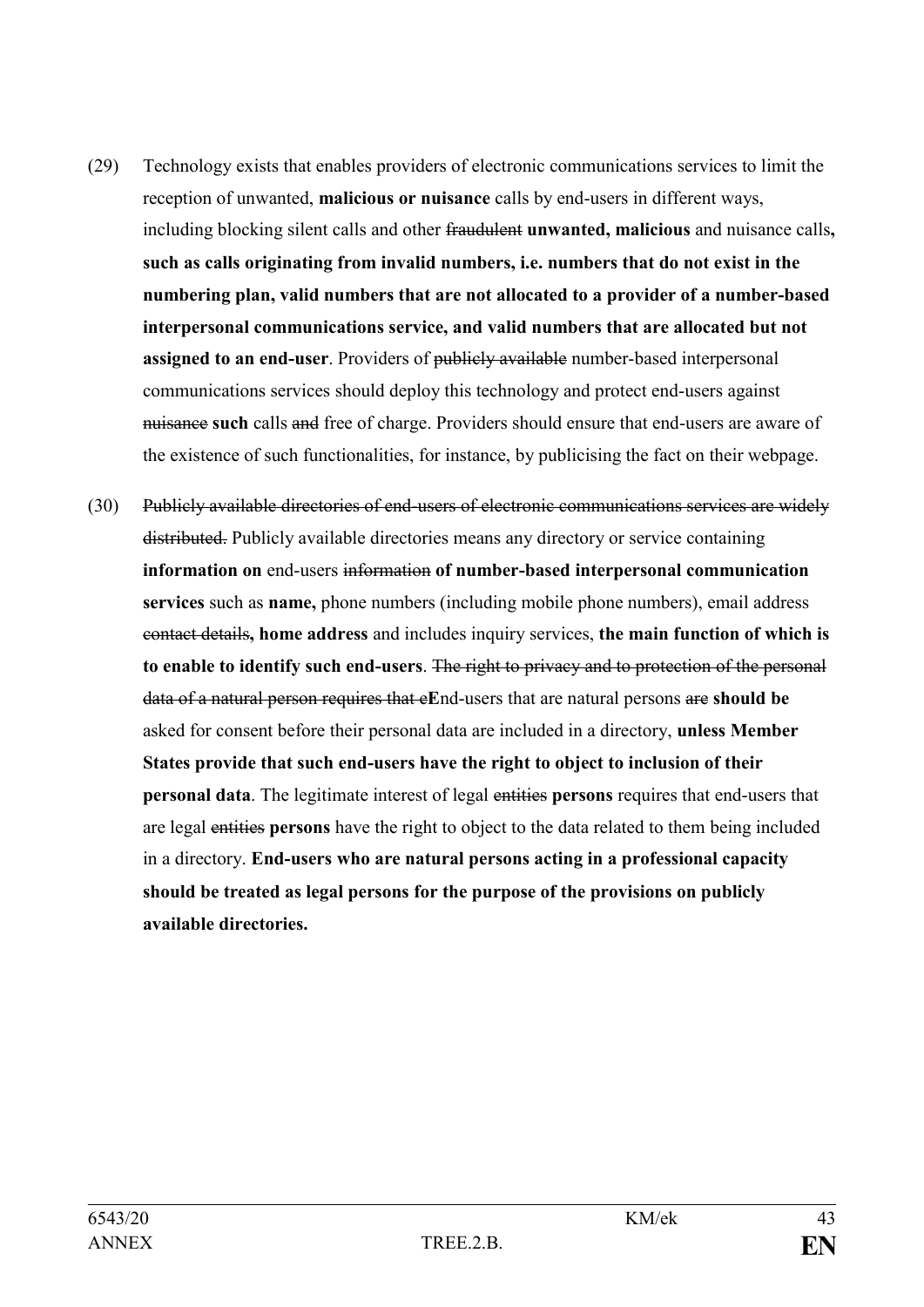(29) Technology exists that enables providers of electronic communications services to limit the reception of unwanted, **malicious or nuisance** calls by end-users in different ways, including blocking silent calls and other ~~fraudulent~~ **unwanted, malicious** and nuisance calls**, such as calls originating from invalid numbers, i.e. numbers that do not exist in the numbering plan, valid numbers that are not allocated to a provider of a number-based interpersonal communications service, and valid numbers that are allocated but not assigned to an end-user**. Providers of ~~publicly available~~ number-based interpersonal communications services should deploy this technology and protect end-users against ~~nuisance~~ **such** calls ~~and~~ free of charge. Providers should ensure that end-users are aware of the existence of such functionalities, for instance, by publicising the fact on their webpage.

(30) ~~Publicly available directories of end-users of electronic communications services are widely distributed.~~ Publicly available directories means any directory or service containing **information on** end-users ~~information~~ **of number-based interpersonal communication services** such as **name,** phone numbers (including mobile phone numbers), email address ~~contact details~~**, home address** and includes inquiry services, **the main function of which is to enable to identify such end-users**. ~~The right to privacy and to protection of the personal data of a natural person requires that e~~**E**nd-users that are natural persons ~~are~~ **should be** asked for consent before their personal data are included in a directory, **unless Member States provide that such end-users have the right to object to inclusion of their personal data**. The legitimate interest of legal ~~entities~~ **persons** requires that end-users that are legal ~~entities~~ **persons** have the right to object to the data related to them being included in a directory. **End-users who are natural persons acting in a professional capacity should be treated as legal persons for the purpose of the provisions on publicly available directories.**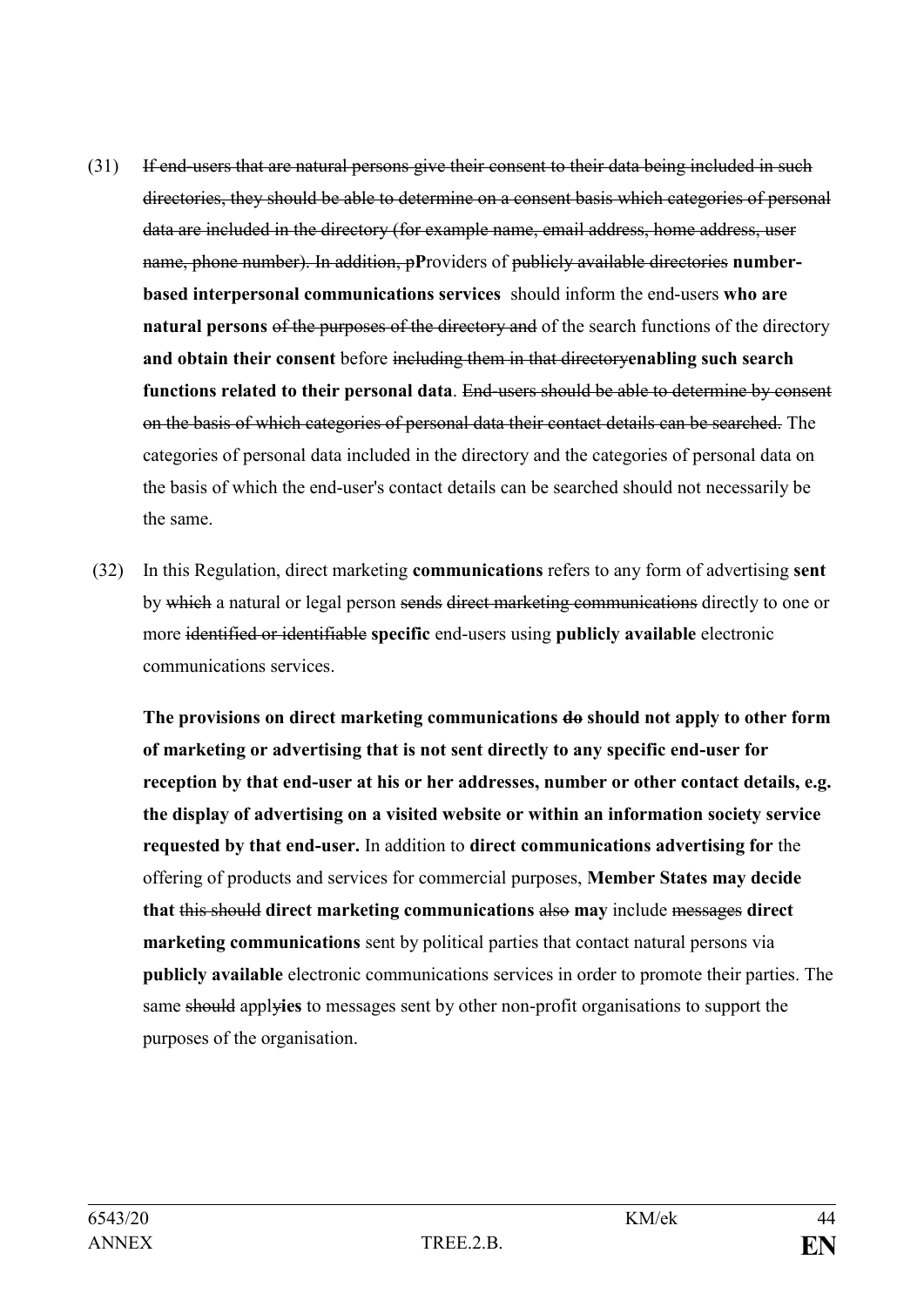(31) ~~If end-users that are natural persons give their consent to their data being included in such directories, they should be able to determine on a consent basis which categories of personal data are included in the directory (for example name, email address, home address, user name, phone number). In addition, p~~**P**roviders of ~~publicly available directories~~ **number-based interpersonal communications services** should inform the end-users **who are natural persons** ~~of the purposes of the directory and~~ of the search functions of the directory **and obtain their consent** before ~~including them in that directory~~**enabling such search functions related to their personal data**. ~~End-users should be able to determine by consent on the basis of which categories of personal data their contact details can be searched.~~ The categories of personal data included in the directory and the categories of personal data on the basis of which the end-user's contact details can be searched should not necessarily be the same.

(32) In this Regulation, direct marketing **communications** refers to any form of advertising **sent** by ~~which~~ a natural or legal person ~~sends~~ ~~direct marketing communications~~ directly to one or more ~~identified or identifiable~~ **specific** end-users using **publicly available** electronic communications services.

**The provisions on direct marketing communications** ~~do~~ **should not apply to other form of marketing or advertising that is not sent directly to any specific end-user for reception by that end-user at his or her addresses, number or other contact details, e.g. the display of advertising on a visited website or within an information society service requested by that end-user.** In addition to **direct communications advertising for** the offering of products and services for commercial purposes, **Member States may decide that** ~~this should~~ **direct marketing communications** ~~also~~ **may** include ~~messages~~ **direct marketing communications** sent by political parties that contact natural persons via **publicly available** electronic communications services in order to promote their parties. The same ~~should~~ apply**ies** to messages sent by other non-profit organisations to support the purposes of the organisation.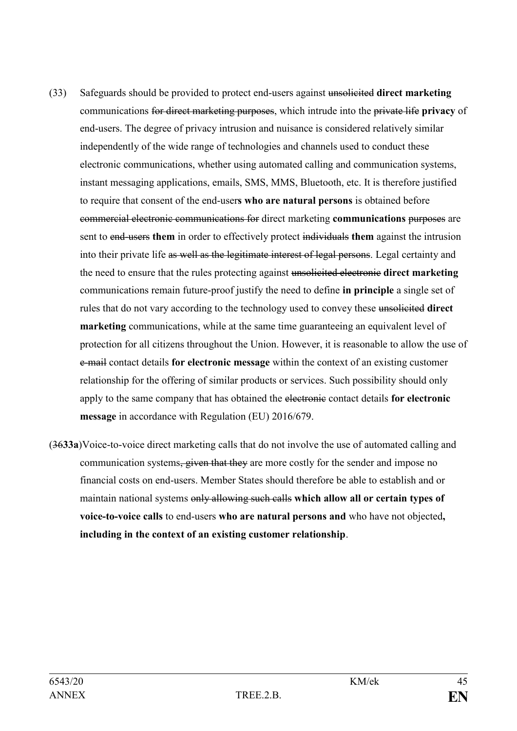(33) Safeguards should be provided to protect end-users against ~~unsolicited~~ **direct marketing** communications ~~for direct marketing purposes~~, which intrude into the ~~private life~~ **privacy** of end-users. The degree of privacy intrusion and nuisance is considered relatively similar independently of the wide range of technologies and channels used to conduct these electronic communications, whether using automated calling and communication systems, instant messaging applications, emails, SMS, MMS, Bluetooth, etc. It is therefore justified to require that consent of the end-user**s who are natural persons** is obtained before ~~commercial electronic communications for~~ direct marketing **communications** ~~purposes~~ are sent to ~~end-users~~ **them** in order to effectively protect ~~individuals~~ **them** against the intrusion into their private life ~~as well as the legitimate interest of legal persons~~. Legal certainty and the need to ensure that the rules protecting against ~~unsolicited electronic~~ **direct marketing** communications remain future-proof justify the need to define **in principle** a single set of rules that do not vary according to the technology used to convey these ~~unsolicited~~ **direct marketing** communications, while at the same time guaranteeing an equivalent level of protection for all citizens throughout the Union. However, it is reasonable to allow the use of ~~e-mail~~ contact details **for electronic message** within the context of an existing customer relationship for the offering of similar products or services. Such possibility should only apply to the same company that has obtained the ~~electronic~~ contact details **for electronic message** in accordance with Regulation (EU) 2016/679.

(~~36~~**33a**)Voice-to-voice direct marketing calls that do not involve the use of automated calling and communication systems~~, given that they~~ are more costly for the sender and impose no financial costs on end-users. Member States should therefore be able to establish and or maintain national systems ~~only allowing such calls~~ **which allow all or certain types of voice-to-voice calls** to end-users **who are natural persons and** who have not objected**, including in the context of an existing customer relationship**.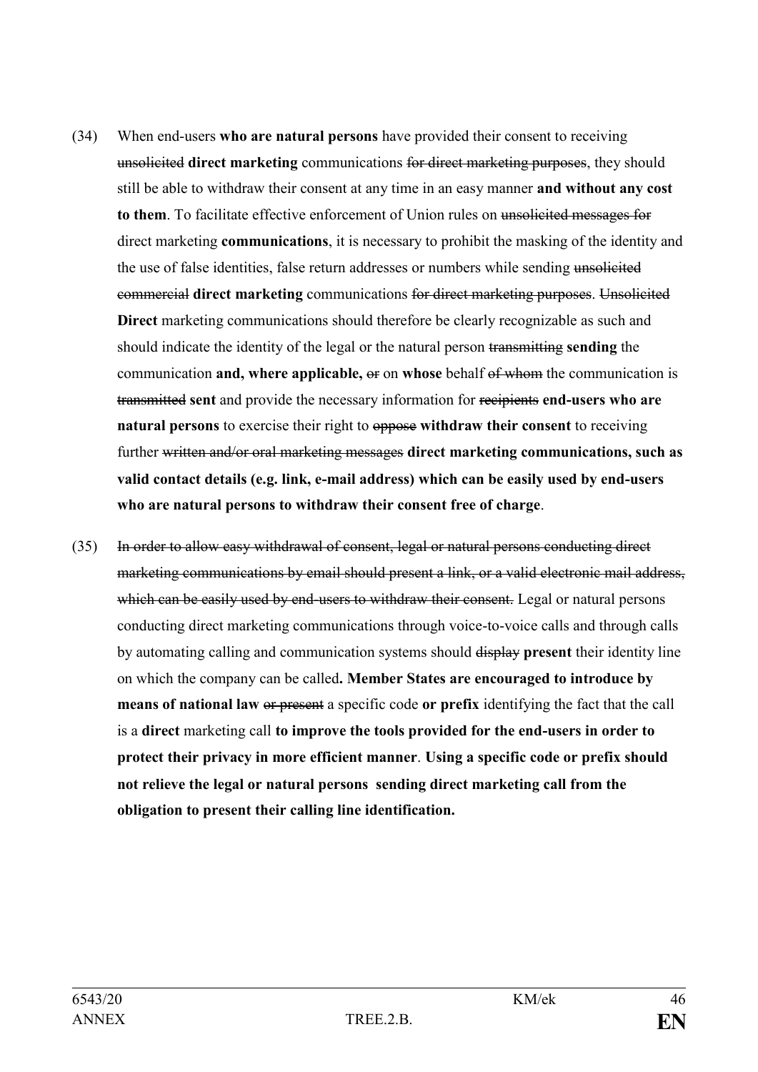(34) When end-users **who are natural persons** have provided their consent to receiving ~~unsolicited~~ **direct marketing** communications ~~for direct marketing purposes~~, they should still be able to withdraw their consent at any time in an easy manner **and without any cost to them**. To facilitate effective enforcement of Union rules on ~~unsolicited messages for~~ direct marketing **communications**, it is necessary to prohibit the masking of the identity and the use of false identities, false return addresses or numbers while sending ~~unsolicited commercial~~ **direct marketing** communications ~~for direct marketing purposes~~. ~~Unsolicited~~ **Direct** marketing communications should therefore be clearly recognizable as such and should indicate the identity of the legal or the natural person ~~transmitting~~ **sending** the communication **and, where applicable,** ~~or~~ on **whose** behalf ~~of whom~~ the communication is ~~transmitted~~ **sent** and provide the necessary information for ~~recipients~~ **end-users who are natural persons** to exercise their right to ~~oppose~~ **withdraw their consent** to receiving further ~~written and/or oral marketing messages~~ **direct marketing communications, such as valid contact details (e.g. link, e-mail address) which can be easily used by end-users who are natural persons to withdraw their consent free of charge**.

(35) ~~In order to allow easy withdrawal of consent, legal or natural persons conducting direct marketing communications by email should present a link, or a valid electronic mail address, which can be easily used by end-users to withdraw their consent.~~ Legal or natural persons conducting direct marketing communications through voice-to-voice calls and through calls by automating calling and communication systems should ~~display~~ **present** their identity line on which the company can be called**. Member States are encouraged to introduce by means of national law** ~~or present~~ a specific code **or prefix** identifying the fact that the call is a **direct** marketing call **to improve the tools provided for the end-users in order to protect their privacy in more efficient manner**. **Using a specific code or prefix should not relieve the legal or natural persons sending direct marketing call from the obligation to present their calling line identification.**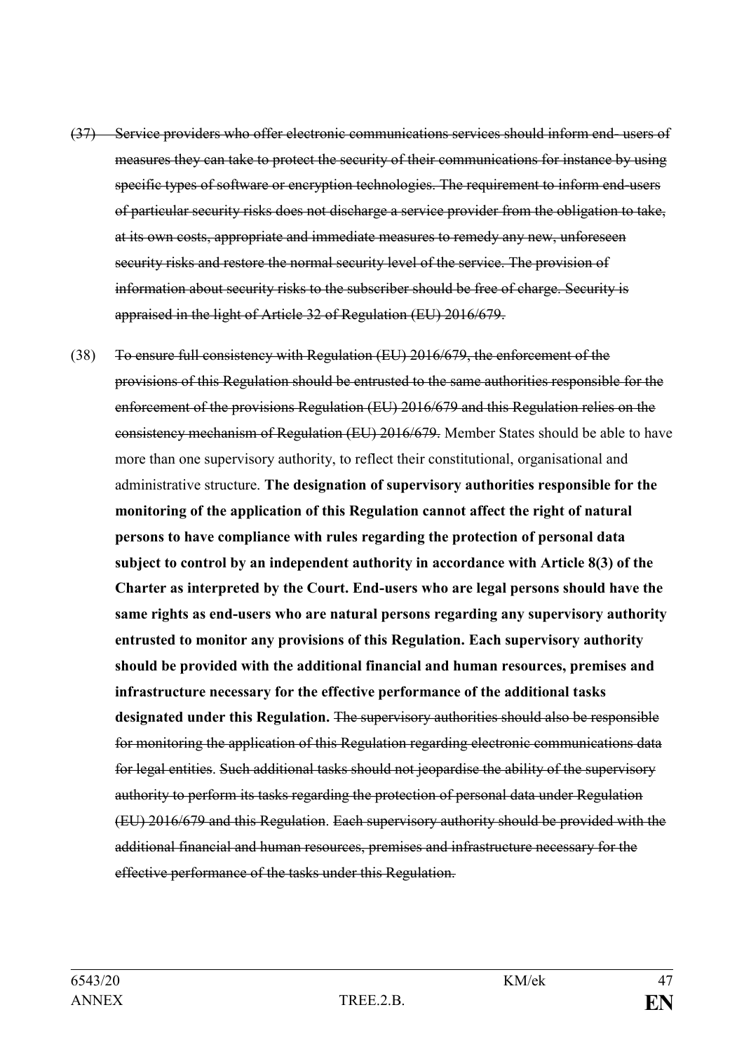~~(37) Service providers who offer electronic communications services should inform end- users of measures they can take to protect the security of their communications for instance by using specific types of software or encryption technologies. The requirement to inform end-users of particular security risks does not discharge a service provider from the obligation to take, at its own costs, appropriate and immediate measures to remedy any new, unforeseen security risks and restore the normal security level of the service. The provision of information about security risks to the subscriber should be free of charge. Security is appraised in the light of Article 32 of Regulation (EU) 2016/679.~~

(38) ~~To ensure full consistency with Regulation (EU) 2016/679, the enforcement of the provisions of this Regulation should be entrusted to the same authorities responsible for the enforcement of the provisions Regulation (EU) 2016/679 and this Regulation relies on the consistency mechanism of Regulation (EU) 2016/679.~~ Member States should be able to have more than one supervisory authority, to reflect their constitutional, organisational and administrative structure. **The designation of supervisory authorities responsible for the monitoring of the application of this Regulation cannot affect the right of natural persons to have compliance with rules regarding the protection of personal data subject to control by an independent authority in accordance with Article 8(3) of the Charter as interpreted by the Court. End-users who are legal persons should have the same rights as end-users who are natural persons regarding any supervisory authority entrusted to monitor any provisions of this Regulation. Each supervisory authority should be provided with the additional financial and human resources, premises and infrastructure necessary for the effective performance of the additional tasks designated under this Regulation.** ~~The supervisory authorities should also be responsible for monitoring the application of this Regulation regarding electronic communications data for legal entities.~~ ~~Such additional tasks should not jeopardise the ability of the supervisory authority to perform its tasks regarding the protection of personal data under Regulation (EU) 2016/679 and this Regulation.~~ ~~Each supervisory authority should be provided with the additional financial and human resources, premises and infrastructure necessary for the effective performance of the tasks under this Regulation.~~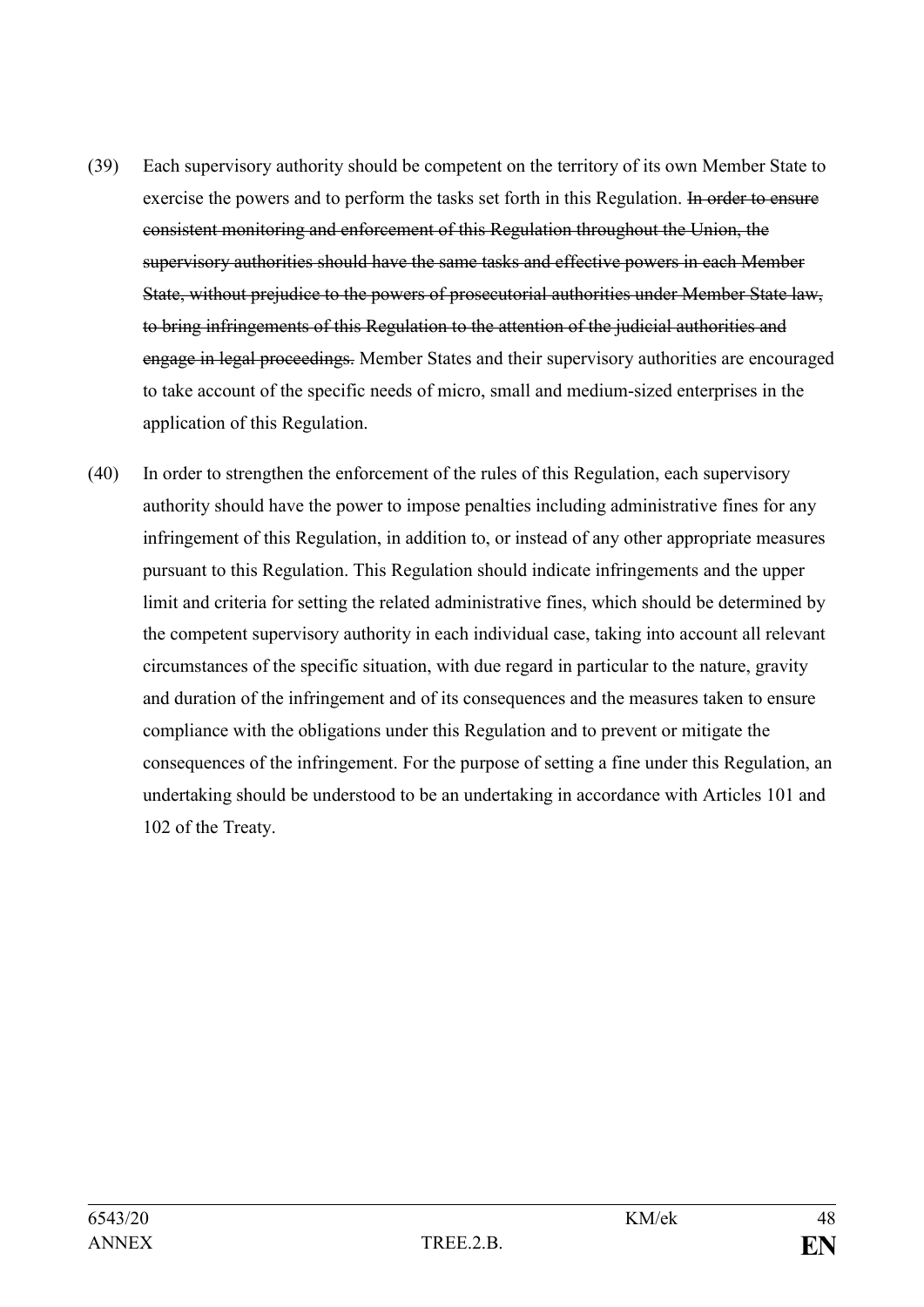(39) Each supervisory authority should be competent on the territory of its own Member State to exercise the powers and to perform the tasks set forth in this Regulation. ~~In order to ensure consistent monitoring and enforcement of this Regulation throughout the Union, the supervisory authorities should have the same tasks and effective powers in each Member State, without prejudice to the powers of prosecutorial authorities under Member State law, to bring infringements of this Regulation to the attention of the judicial authorities and engage in legal proceedings.~~ Member States and their supervisory authorities are encouraged to take account of the specific needs of micro, small and medium-sized enterprises in the application of this Regulation.

(40) In order to strengthen the enforcement of the rules of this Regulation, each supervisory authority should have the power to impose penalties including administrative fines for any infringement of this Regulation, in addition to, or instead of any other appropriate measures pursuant to this Regulation. This Regulation should indicate infringements and the upper limit and criteria for setting the related administrative fines, which should be determined by the competent supervisory authority in each individual case, taking into account all relevant circumstances of the specific situation, with due regard in particular to the nature, gravity and duration of the infringement and of its consequences and the measures taken to ensure compliance with the obligations under this Regulation and to prevent or mitigate the consequences of the infringement. For the purpose of setting a fine under this Regulation, an undertaking should be understood to be an undertaking in accordance with Articles 101 and 102 of the Treaty.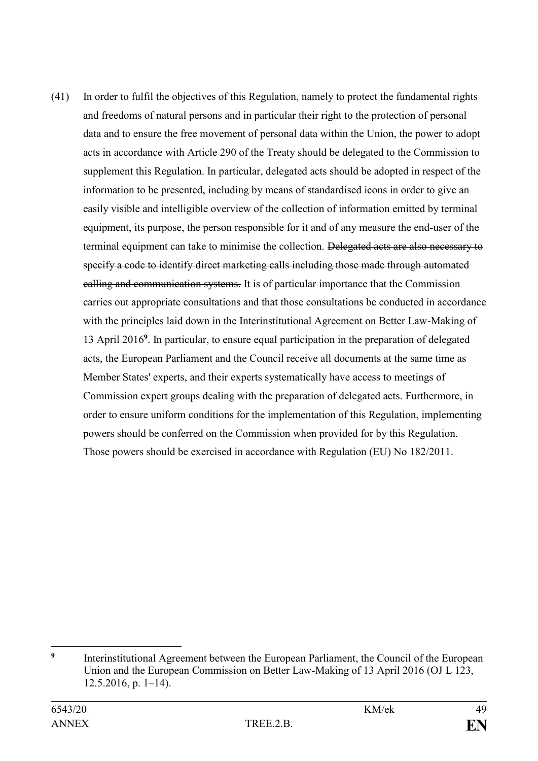(41) In order to fulfil the objectives of this Regulation, namely to protect the fundamental rights and freedoms of natural persons and in particular their right to the protection of personal data and to ensure the free movement of personal data within the Union, the power to adopt acts in accordance with Article 290 of the Treaty should be delegated to the Commission to supplement this Regulation. In particular, delegated acts should be adopted in respect of the information to be presented, including by means of standardised icons in order to give an easily visible and intelligible overview of the collection of information emitted by terminal equipment, its purpose, the person responsible for it and of any measure the end-user of the terminal equipment can take to minimise the collection. ~~Delegated acts are also necessary to specify a code to identify direct marketing calls including those made through automated calling and communication systems.~~ It is of particular importance that the Commission carries out appropriate consultations and that those consultations be conducted in accordance with the principles laid down in the Interinstitutional Agreement on Better Law-Making of 13 April 2016[9]. In particular, to ensure equal participation in the preparation of delegated acts, the European Parliament and the Council receive all documents at the same time as Member States' experts, and their experts systematically have access to meetings of Commission expert groups dealing with the preparation of delegated acts. Furthermore, in order to ensure uniform conditions for the implementation of this Regulation, implementing powers should be conferred on the Commission when provided for by this Regulation. Those powers should be exercised in accordance with Regulation (EU) No 182/2011.

---

[9] Interinstitutional Agreement between the European Parliament, the Council of the European Union and the European Commission on Better Law-Making of 13 April 2016 (OJ L 123, 12.5.2016, p. 1–14).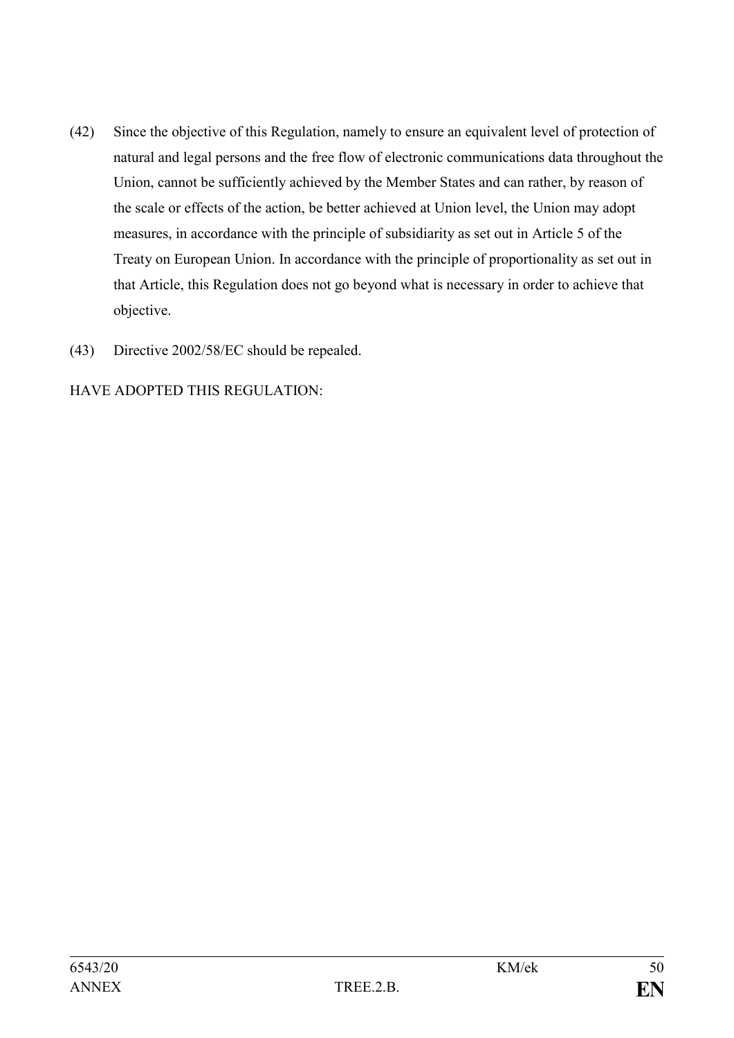(42) Since the objective of this Regulation, namely to ensure an equivalent level of protection of natural and legal persons and the free flow of electronic communications data throughout the Union, cannot be sufficiently achieved by the Member States and can rather, by reason of the scale or effects of the action, be better achieved at Union level, the Union may adopt measures, in accordance with the principle of subsidiarity as set out in Article 5 of the Treaty on European Union. In accordance with the principle of proportionality as set out in that Article, this Regulation does not go beyond what is necessary in order to achieve that objective.

(43) Directive 2002/58/EC should be repealed.

HAVE ADOPTED THIS REGULATION: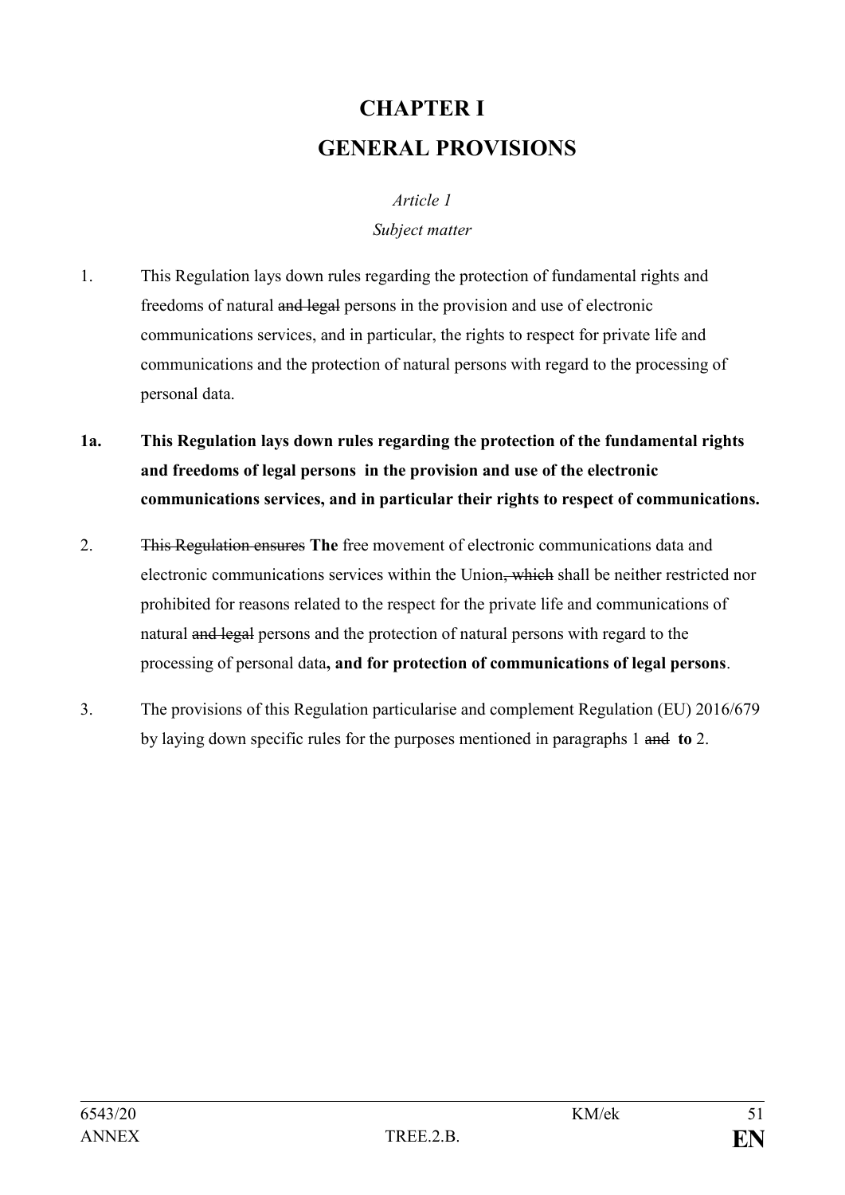# CHAPTER I

# GENERAL PROVISIONS

*Article 1*

*Subject matter*

1. This Regulation lays down rules regarding the protection of fundamental rights and freedoms of natural ~~and legal~~ persons in the provision and use of electronic communications services, and in particular, the rights to respect for private life and communications and the protection of natural persons with regard to the processing of personal data.

**1a. This Regulation lays down rules regarding the protection of the fundamental rights and freedoms of legal persons in the provision and use of the electronic communications services, and in particular their rights to respect of communications.**

2. ~~This Regulation ensures~~ **The** free movement of electronic communications data and electronic communications services within the Union~~, which~~ shall be neither restricted nor prohibited for reasons related to the respect for the private life and communications of natural ~~and legal~~ persons and the protection of natural persons with regard to the processing of personal data**, and for protection of communications of legal persons**.

3. The provisions of this Regulation particularise and complement Regulation (EU) 2016/679 by laying down specific rules for the purposes mentioned in paragraphs 1 ~~and~~ **to** 2.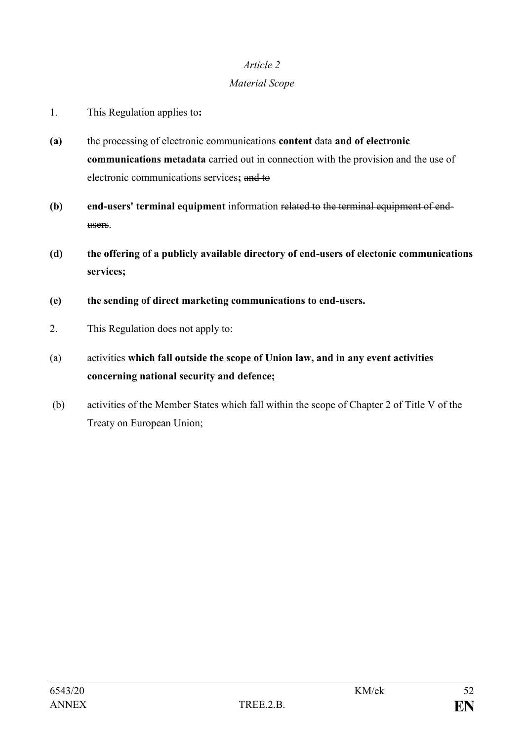*Article 2*

*Material Scope*

1. This Regulation applies to**:**

**(a)** the processing of electronic communications **content** ~~data~~ **and of electronic communications metadata** carried out in connection with the provision and the use of electronic communications services**;** ~~and to~~

**(b)** **end-users' terminal equipment** information ~~related to~~ ~~the terminal equipment of end-users~~.

**(d)** **the offering of a publicly available directory of end-users of electonic communications services;**

**(e)** **the sending of direct marketing communications to end-users.**

2. This Regulation does not apply to:

(a) activities **which fall outside the scope of Union law, and in any event activities concerning national security and defence;**

(b) activities of the Member States which fall within the scope of Chapter 2 of Title V of the Treaty on European Union;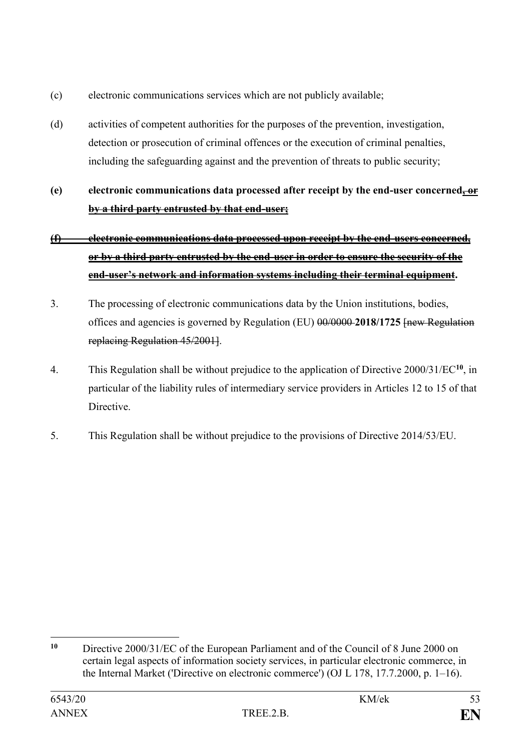(c) electronic communications services which are not publicly available;

(d) activities of competent authorities for the purposes of the prevention, investigation, detection or prosecution of criminal offences or the execution of criminal penalties, including the safeguarding against and the prevention of threats to public security;

**(e) electronic communications data processed after receipt by the end-user concerned~~, or by a third party entrusted by that end-user;~~**

~~**(f) electronic communications data processed upon receipt by the end-users concerned, or by a third party entrusted by the end-user in order to ensure the security of the end-user's network and information systems including their terminal equipment**~~**.**

3. The processing of electronic communications data by the Union institutions, bodies, offices and agencies is governed by Regulation (EU) ~~00/0000~~ **2018/1725** ~~[new Regulation replacing Regulation 45/2001]~~.

4. This Regulation shall be without prejudice to the application of Directive 2000/31/EC[10], in particular of the liability rules of intermediary service providers in Articles 12 to 15 of that Directive.

5. This Regulation shall be without prejudice to the provisions of Directive 2014/53/EU.

---

[10] Directive 2000/31/EC of the European Parliament and of the Council of 8 June 2000 on certain legal aspects of information society services, in particular electronic commerce, in the Internal Market ('Directive on electronic commerce') (OJ L 178, 17.7.2000, p. 1–16).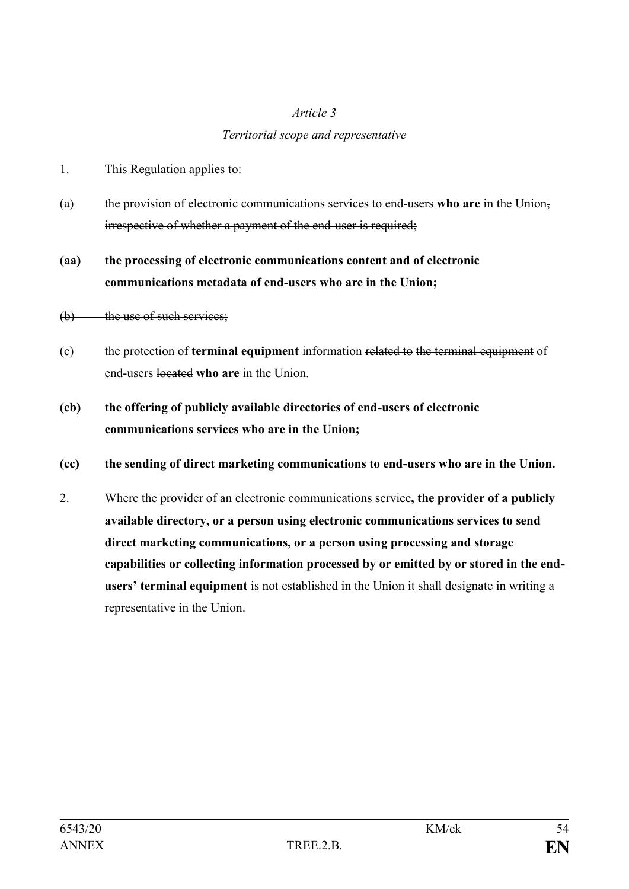*Article 3*

*Territorial scope and representative*

1. This Regulation applies to:

(a) the provision of electronic communications services to end-users **who are** in the Union~~, irrespective of whether a payment of the end-user is required;~~

**(aa) the processing of electronic communications content and of electronic communications metadata of end-users who are in the Union;**

~~(b) the use of such services;~~

(c) the protection of **terminal equipment** information ~~related to~~ ~~the terminal equipment~~ of end-users ~~located~~ **who are** in the Union.

**(cb) the offering of publicly available directories of end-users of electronic communications services who are in the Union;**

**(cc) the sending of direct marketing communications to end-users who are in the Union.**

2. Where the provider of an electronic communications service**, the provider of a publicly available directory, or a person using electronic communications services to send direct marketing communications, or a person using processing and storage capabilities or collecting information processed by or emitted by or stored in the end-users' terminal equipment** is not established in the Union it shall designate in writing a representative in the Union.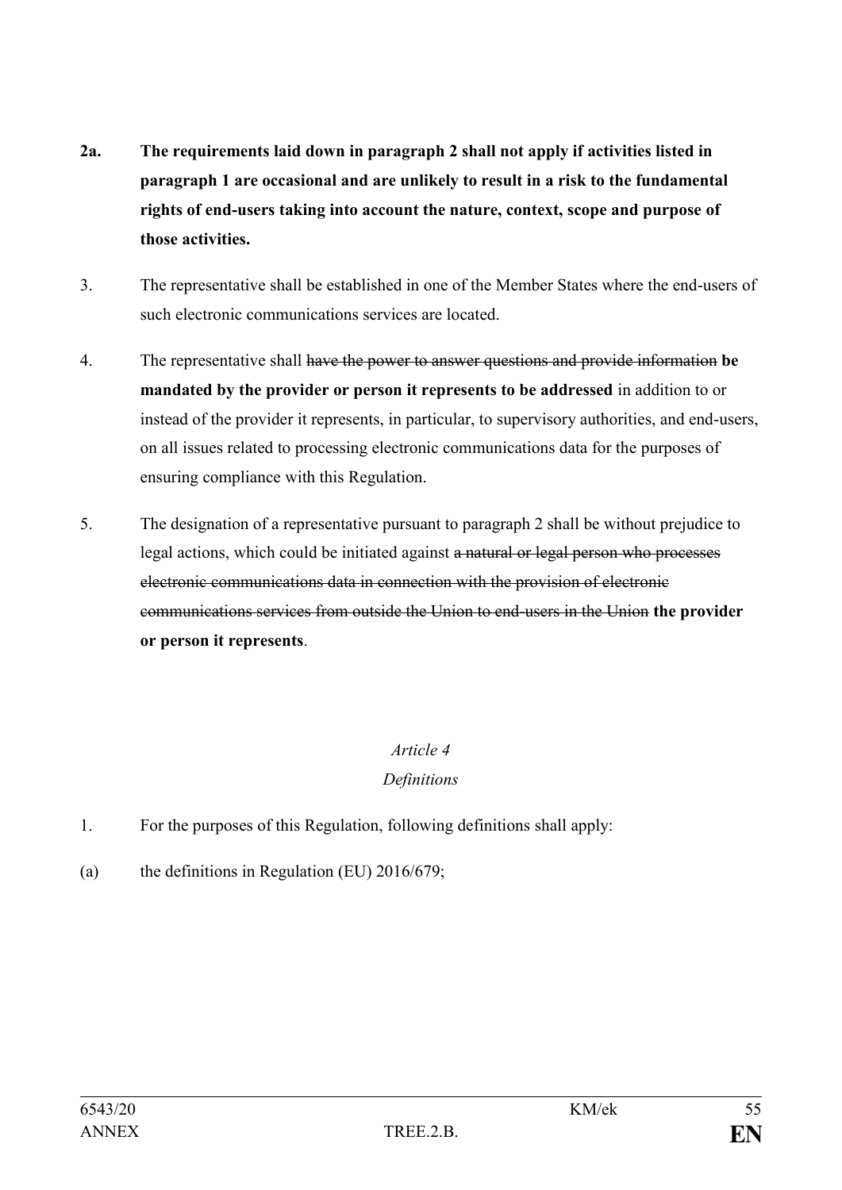**2a. The requirements laid down in paragraph 2 shall not apply if activities listed in paragraph 1 are occasional and are unlikely to result in a risk to the fundamental rights of end-users taking into account the nature, context, scope and purpose of those activities.**

3. The representative shall be established in one of the Member States where the end-users of such electronic communications services are located.

4. The representative shall ~~have the power to answer questions and provide information~~ **be mandated by the provider or person it represents to be addressed** in addition to or instead of the provider it represents, in particular, to supervisory authorities, and end-users, on all issues related to processing electronic communications data for the purposes of ensuring compliance with this Regulation.

5. The designation of a representative pursuant to paragraph 2 shall be without prejudice to legal actions, which could be initiated against ~~a natural or legal person who processes electronic communications data in connection with the provision of electronic communications services from outside the Union to end-users in the Union~~ **the provider or person it represents**.

*Article 4*

*Definitions*

1. For the purposes of this Regulation, following definitions shall apply:

(a) the definitions in Regulation (EU) 2016/679;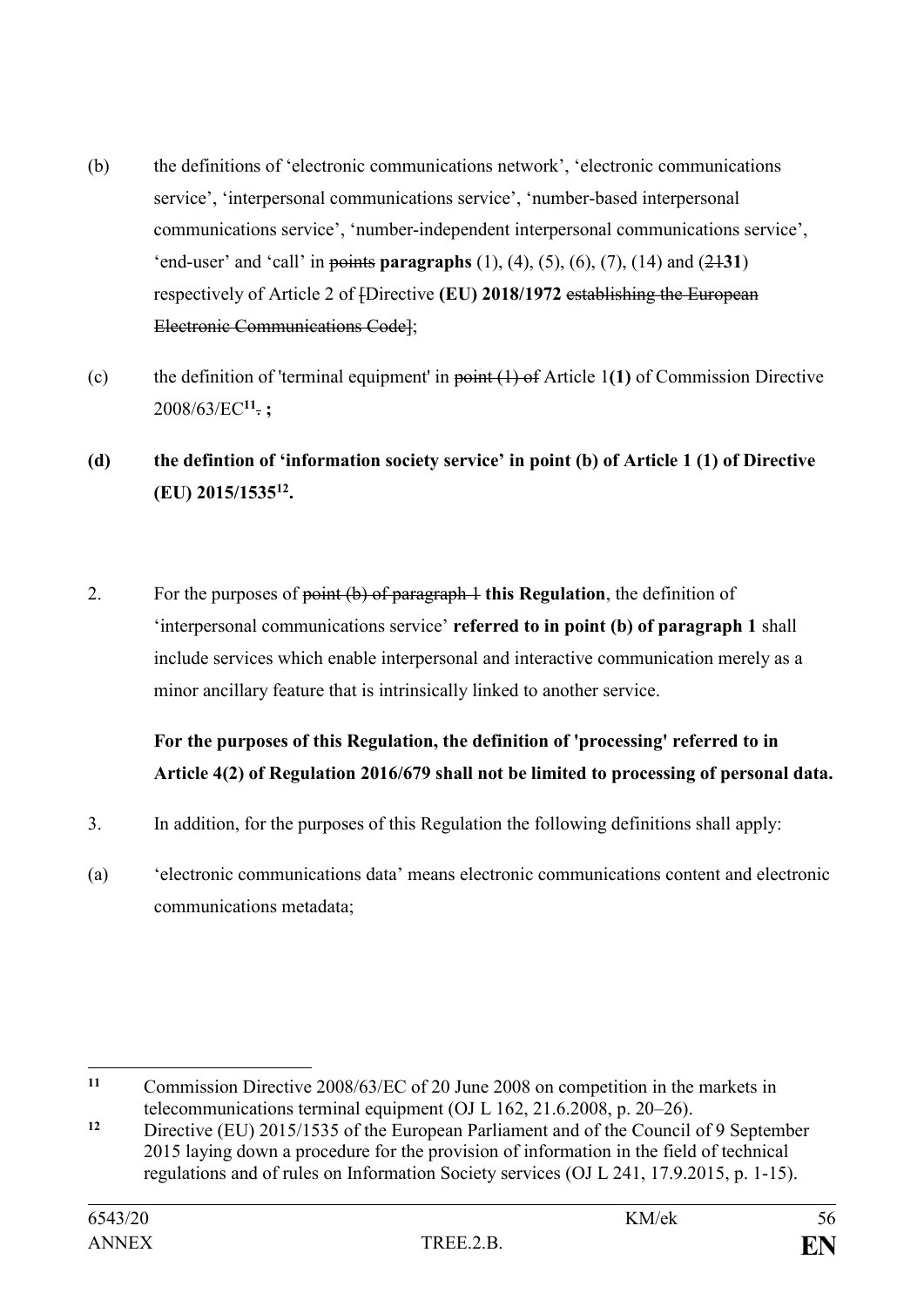(b) the definitions of 'electronic communications network', 'electronic communications service', 'interpersonal communications service', 'number-based interpersonal communications service', 'number-independent interpersonal communications service', 'end-user' and 'call' in ~~points~~ **paragraphs** (1), (4), (5), (6), (7), (14) and (~~21~~**31**) respectively of Article 2 of ~~[~~Directive **(EU) 2018/1972** ~~establishing the European Electronic Communications Code]~~;

(c) the definition of 'terminal equipment' in ~~point (1) of~~ Article 1**(1)** of Commission Directive 2008/63/EC[11]~~.~~ **;**

**(d) the defintion of 'information society service' in point (b) of Article 1 (1) of Directive (EU) 2015/1535[12].**

2. For the purposes of ~~point (b) of paragraph 1~~ **this Regulation**, the definition of 'interpersonal communications service' **referred to in point (b) of paragraph 1** shall include services which enable interpersonal and interactive communication merely as a minor ancillary feature that is intrinsically linked to another service.

**For the purposes of this Regulation, the definition of 'processing' referred to in Article 4(2) of Regulation 2016/679 shall not be limited to processing of personal data.**

3. In addition, for the purposes of this Regulation the following definitions shall apply:

(a) 'electronic communications data' means electronic communications content and electronic communications metadata;

---

[11] Commission Directive 2008/63/EC of 20 June 2008 on competition in the markets in telecommunications terminal equipment (OJ L 162, 21.6.2008, p. 20–26).

[12] Directive (EU) 2015/1535 of the European Parliament and of the Council of 9 September 2015 laying down a procedure for the provision of information in the field of technical regulations and of rules on Information Society services (OJ L 241, 17.9.2015, p. 1-15).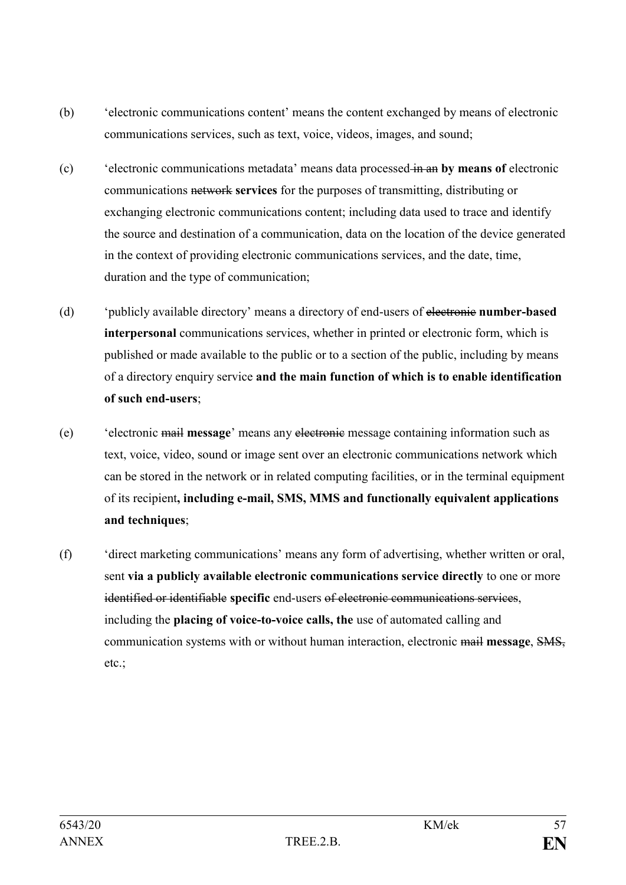(b) 'electronic communications content' means the content exchanged by means of electronic communications services, such as text, voice, videos, images, and sound;

(c) 'electronic communications metadata' means data processed ~~in an~~ **by means of** electronic communications ~~network~~ **services** for the purposes of transmitting, distributing or exchanging electronic communications content; including data used to trace and identify the source and destination of a communication, data on the location of the device generated in the context of providing electronic communications services, and the date, time, duration and the type of communication;

(d) 'publicly available directory' means a directory of end-users of ~~electronic~~ **number-based interpersonal** communications services, whether in printed or electronic form, which is published or made available to the public or to a section of the public, including by means of a directory enquiry service **and the main function of which is to enable identification of such end-users**;

(e) 'electronic ~~mail~~ **message**' means any ~~electronic~~ message containing information such as text, voice, video, sound or image sent over an electronic communications network which can be stored in the network or in related computing facilities, or in the terminal equipment of its recipient**, including e-mail, SMS, MMS and functionally equivalent applications and techniques**;

(f) 'direct marketing communications' means any form of advertising, whether written or oral, sent **via a publicly available electronic communications service directly** to one or more ~~identified or identifiable~~ **specific** end-users ~~of electronic communications services~~, including the **placing of voice-to-voice calls, the** use of automated calling and communication systems with or without human interaction, electronic ~~mail~~ **message**, ~~SMS,~~ etc.;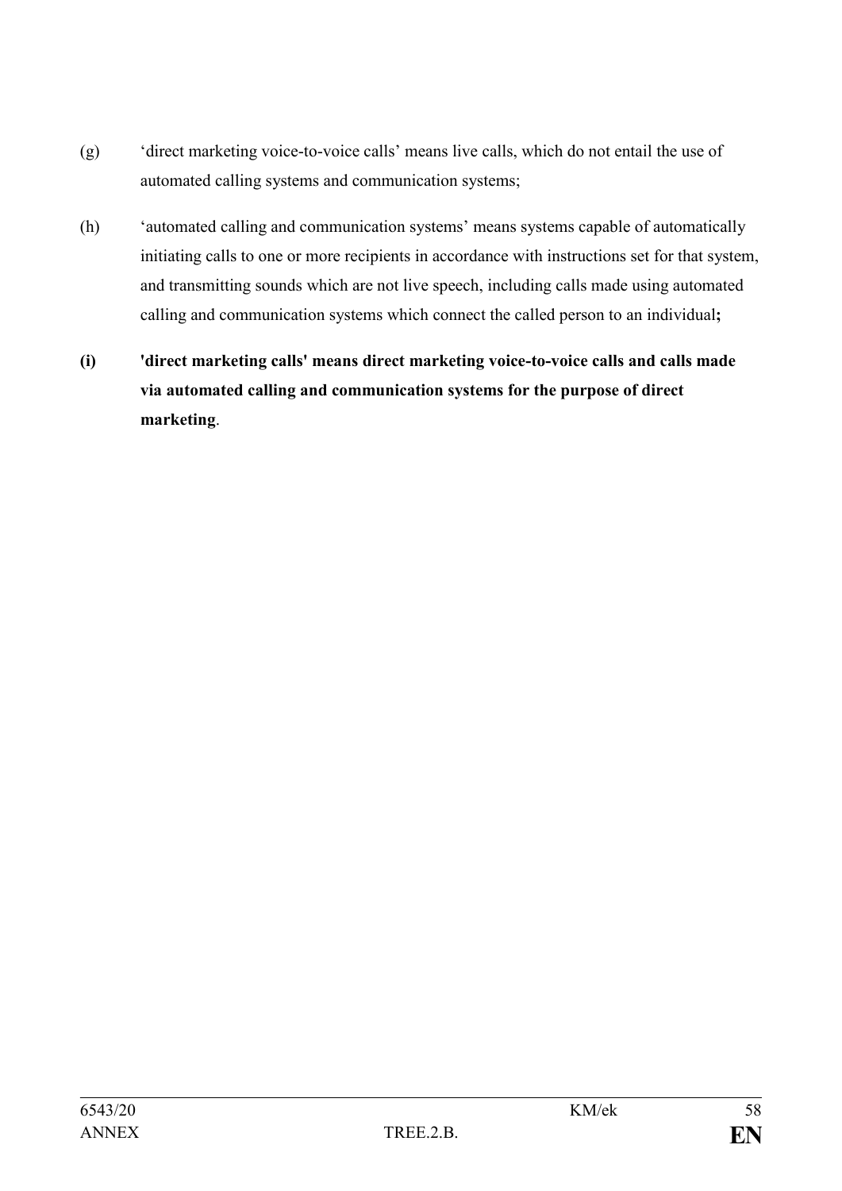(g) 'direct marketing voice-to-voice calls' means live calls, which do not entail the use of automated calling systems and communication systems;

(h) 'automated calling and communication systems' means systems capable of automatically initiating calls to one or more recipients in accordance with instructions set for that system, and transmitting sounds which are not live speech, including calls made using automated calling and communication systems which connect the called person to an individual**;**

**(i) 'direct marketing calls' means direct marketing voice-to-voice calls and calls made via automated calling and communication systems for the purpose of direct marketing**.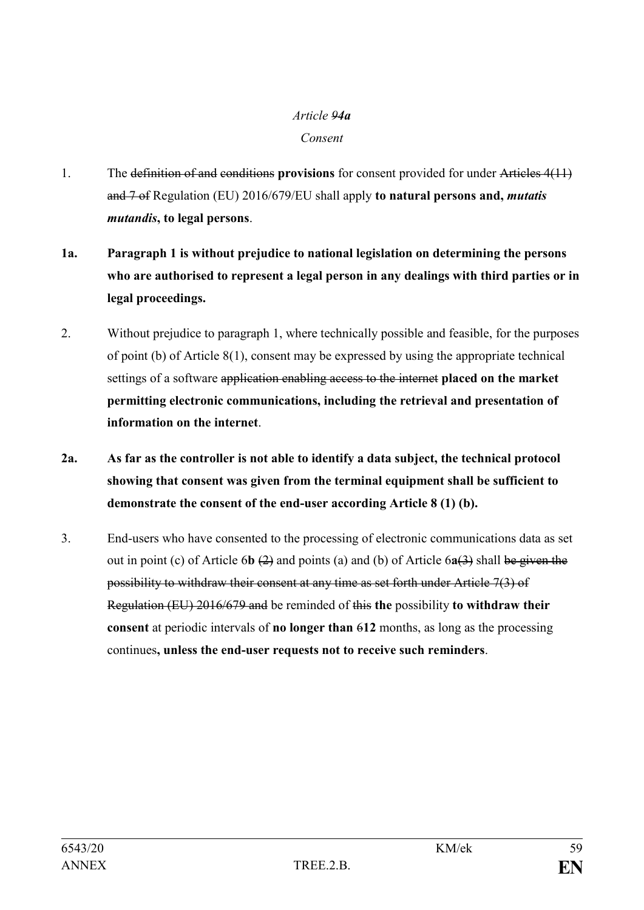*Article ~~9~~4a*

*Consent*

1. The ~~definition of and~~ ~~conditions~~ **provisions** for consent provided for under ~~Articles 4(11) and 7 of~~ Regulation (EU) 2016/679/EU shall apply **to natural persons and, *mutatis mutandis*, to legal persons**.

**1a. Paragraph 1 is without prejudice to national legislation on determining the persons who are authorised to represent a legal person in any dealings with third parties or in legal proceedings.**

2. Without prejudice to paragraph 1, where technically possible and feasible, for the purposes of point (b) of Article 8(1), consent may be expressed by using the appropriate technical settings of a software ~~application enabling access to the internet~~ **placed on the market permitting electronic communications, including the retrieval and presentation of information on the internet**.

**2a. As far as the controller is not able to identify a data subject, the technical protocol showing that consent was given from the terminal equipment shall be sufficient to demonstrate the consent of the end-user according Article 8 (1) (b).**

3. End-users who have consented to the processing of electronic communications data as set out in point (c) of Article 6**b** ~~(2)~~ and points (a) and (b) of Article 6**a**~~(3)~~ shall ~~be given the possibility to withdraw their consent at any time as set forth under Article 7(3) of Regulation (EU) 2016/679 and~~ be reminded of ~~this~~ **the** possibility **to withdraw their consent** at periodic intervals of **no longer than** ~~6~~**12** months, as long as the processing continues**, unless the end-user requests not to receive such reminders**.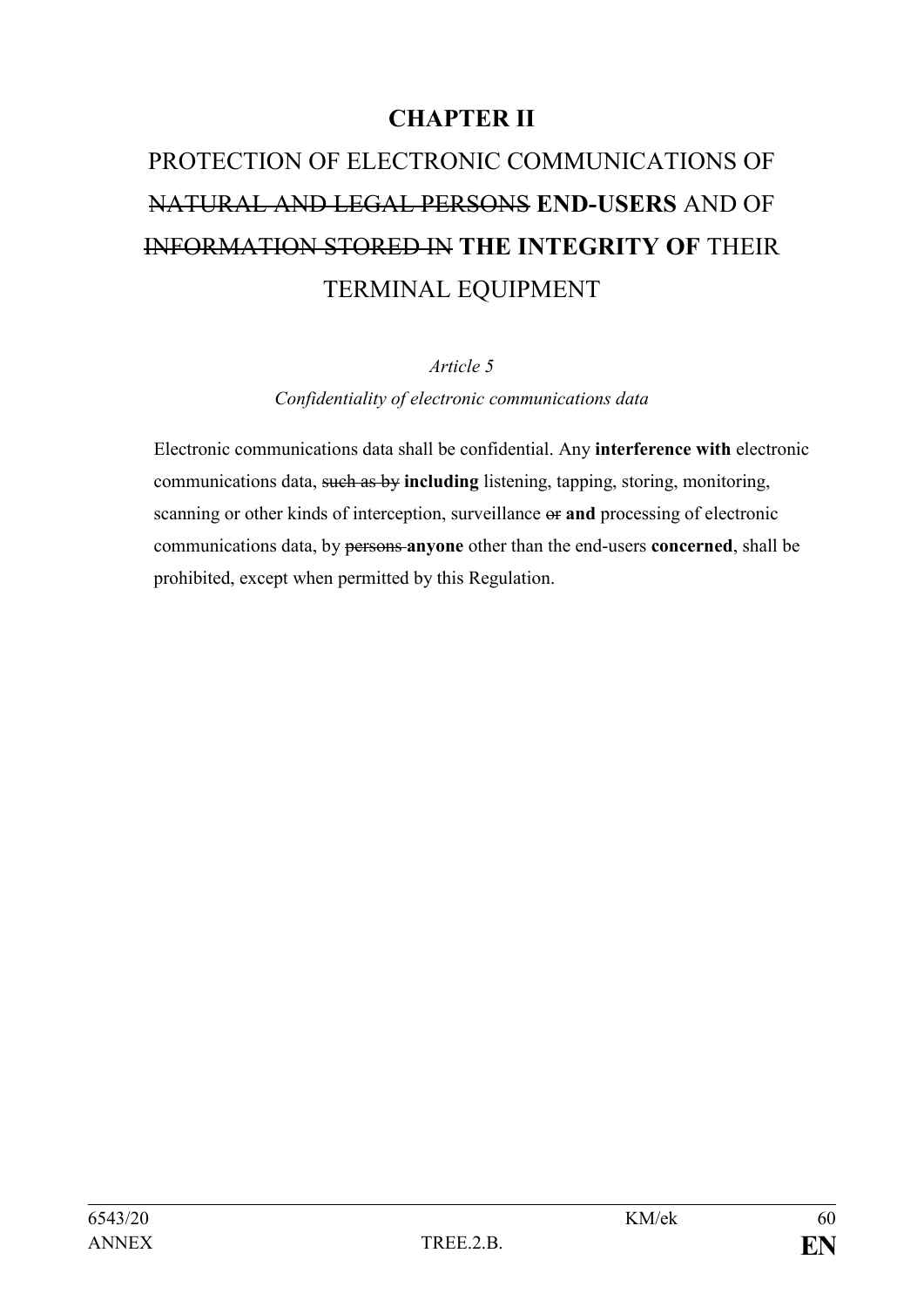# CHAPTER II

# PROTECTION OF ELECTRONIC COMMUNICATIONS OF ~~NATURAL AND LEGAL PERSONS~~ **END-USERS** AND OF ~~INFORMATION STORED IN~~ **THE INTEGRITY OF** THEIR TERMINAL EQUIPMENT

*Article 5*

*Confidentiality of electronic communications data*

Electronic communications data shall be confidential. Any **interference with** electronic communications data, ~~such as by~~ **including** listening, tapping, storing, monitoring, scanning or other kinds of interception, surveillance ~~or~~ **and** processing of electronic communications data, by ~~persons~~ **anyone** other than the end-users **concerned**, shall be prohibited, except when permitted by this Regulation.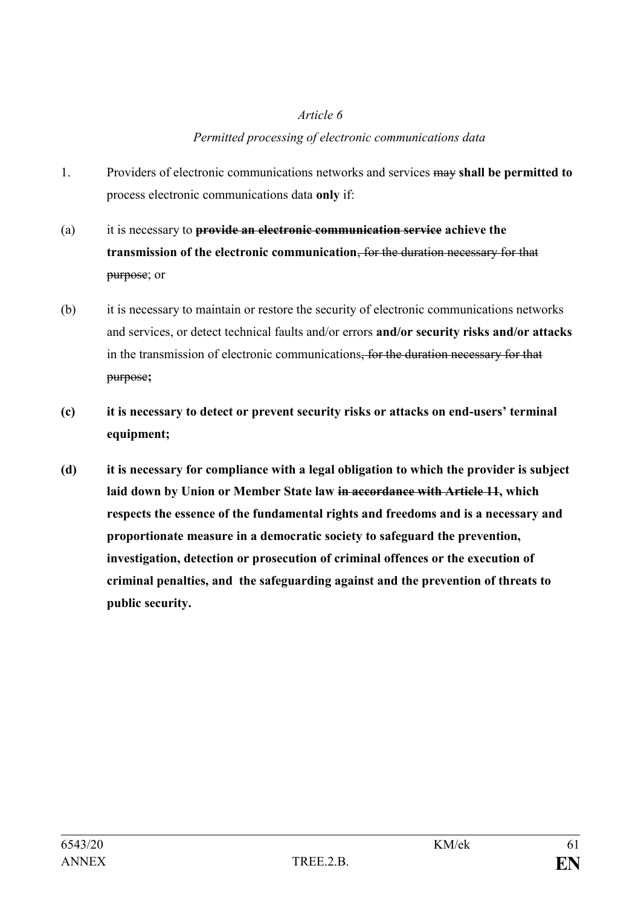*Article 6*

*Permitted processing of electronic communications data*

1. Providers of electronic communications networks and services ~~may~~ **shall be permitted to** process electronic communications data **only** if:

(a) it is necessary to ~~**provide an electronic communication service**~~ **achieve the transmission of the electronic communication**~~, for the duration necessary for that purpose~~; or

(b) it is necessary to maintain or restore the security of electronic communications networks and services, or detect technical faults and/or errors **and/or security risks and/or attacks** in the transmission of electronic communications~~, for the duration necessary for that purpose~~**;**

**(c) it is necessary to detect or prevent security risks or attacks on end-users' terminal equipment;**

**(d) it is necessary for compliance with a legal obligation to which the provider is subject laid down by Union or Member State law ~~in accordance with Article 11~~, which respects the essence of the fundamental rights and freedoms and is a necessary and proportionate measure in a democratic society to safeguard the prevention, investigation, detection or prosecution of criminal offences or the execution of criminal penalties, and the safeguarding against and the prevention of threats to public security.**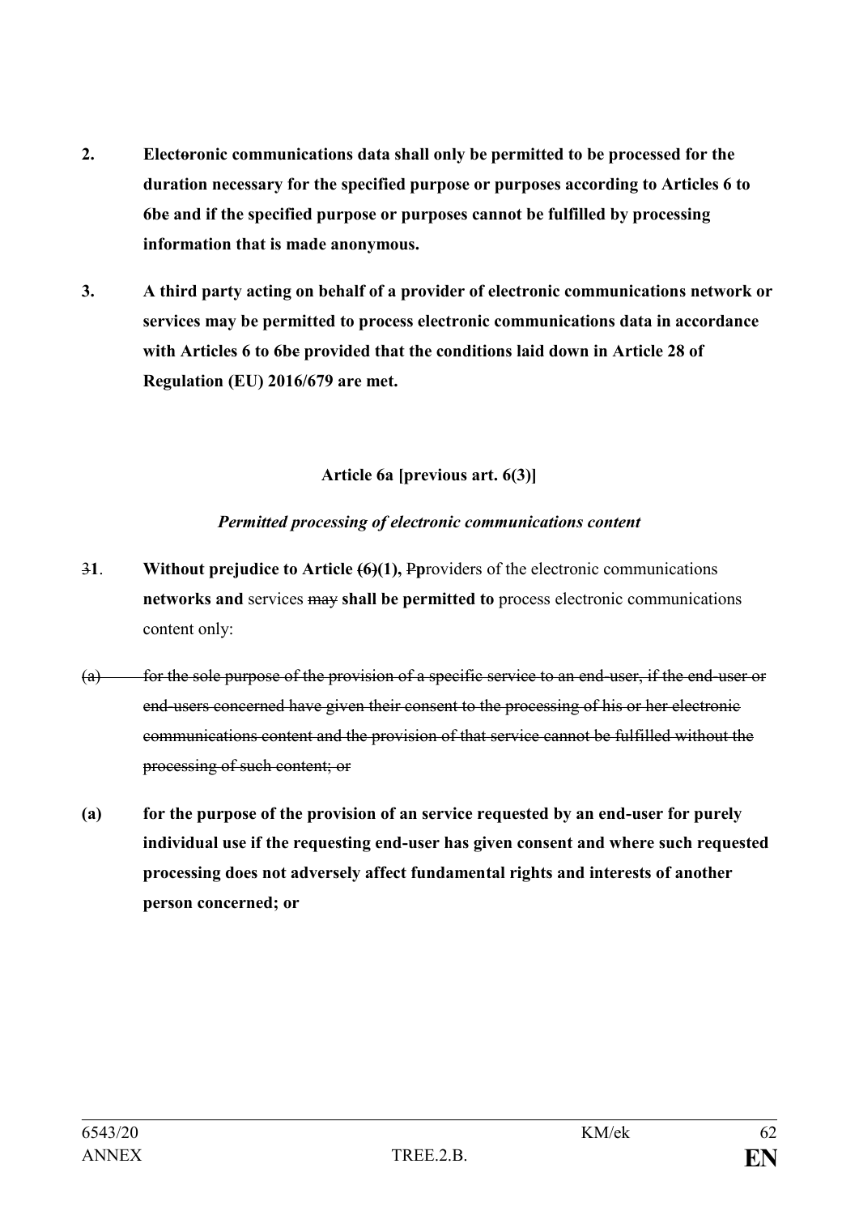**2. Electoronic communications data shall only be permitted to be processed for the duration necessary for the specified purpose or purposes according to Articles 6 to 6be and if the specified purpose or purposes cannot be fulfilled by processing information that is made anonymous.**

**3. A third party acting on behalf of a provider of electronic communications network or services may be permitted to process electronic communications data in accordance with Articles 6 to 6be provided that the conditions laid down in Article 28 of Regulation (EU) 2016/679 are met.**

**Article 6a [previous art. 6(3)]**

***Permitted processing of electronic communications content***

~~3~~**1**. **Without prejudice to Article ~~(6)~~(1),** ~~P~~**p**roviders of the electronic communications **networks and** services ~~may~~ **shall be permitted to** process electronic communications content only:

~~(a) for the sole purpose of the provision of a specific service to an end-user, if the end-user or end-users concerned have given their consent to the processing of his or her electronic communications content and the provision of that service cannot be fulfilled without the processing of such content; or~~

**(a) for the purpose of the provision of an service requested by an end-user for purely individual use if the requesting end-user has given consent and where such requested processing does not adversely affect fundamental rights and interests of another person concerned; or**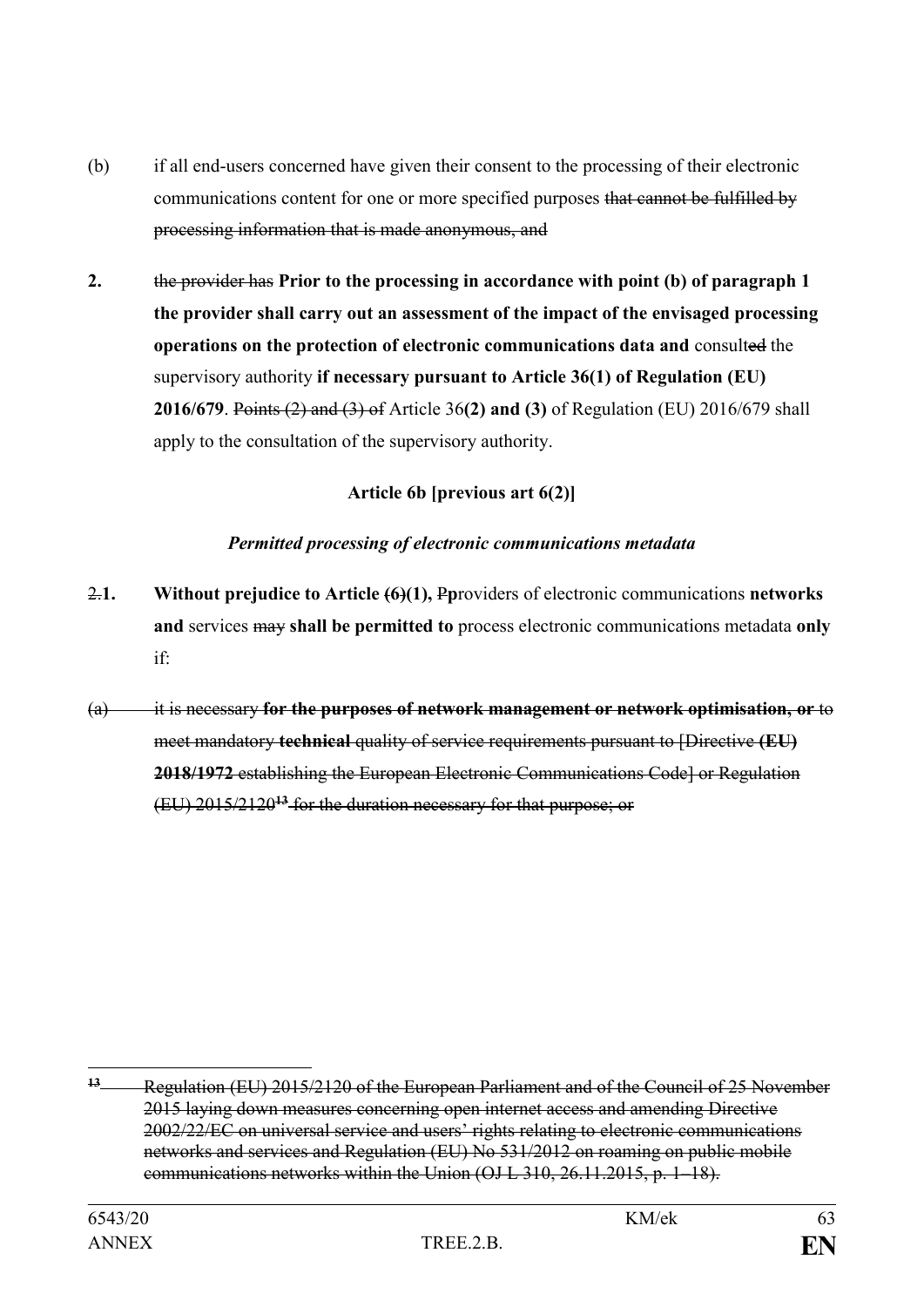(b) if all end-users concerned have given their consent to the processing of their electronic communications content for one or more specified purposes ~~that cannot be fulfilled by processing information that is made anonymous, and~~

**2.** ~~the provider has~~ **Prior to the processing in accordance with point (b) of paragraph 1 the provider shall carry out an assessment of the impact of the envisaged processing operations on the protection of electronic communications data and** consult~~ed~~ the supervisory authority **if necessary pursuant to Article 36(1) of Regulation (EU) 2016/679**. ~~Points (2) and (3) of~~ Article 36**(2) and (3)** of Regulation (EU) 2016/679 shall apply to the consultation of the supervisory authority.

**Article 6b [previous art 6(2)]**

***Permitted processing of electronic communications metadata***

~~2.~~**1. Without prejudice to Article ~~(6)~~(1),** ~~P~~**p**roviders of electronic communications **networks and** services ~~may~~ **shall be permitted to** process electronic communications metadata **only** if:

~~(a) it is necessary~~ ~~**for the purposes of network management or network optimisation, or**~~ ~~to meet mandatory~~ ~~**technical**~~ ~~quality of service requirements pursuant to [Directive~~ ~~**(EU) 2018/1972**~~ ~~establishing the European Electronic Communications Code] or Regulation (EU) 2015/2120[13] for the duration necessary for that purpose; or~~

---

~~[13] Regulation (EU) 2015/2120 of the European Parliament and of the Council of 25 November 2015 laying down measures concerning open internet access and amending Directive 2002/22/EC on universal service and users' rights relating to electronic communications networks and services and Regulation (EU) No 531/2012 on roaming on public mobile communications networks within the Union (OJ L 310, 26.11.2015, p. 1–18).~~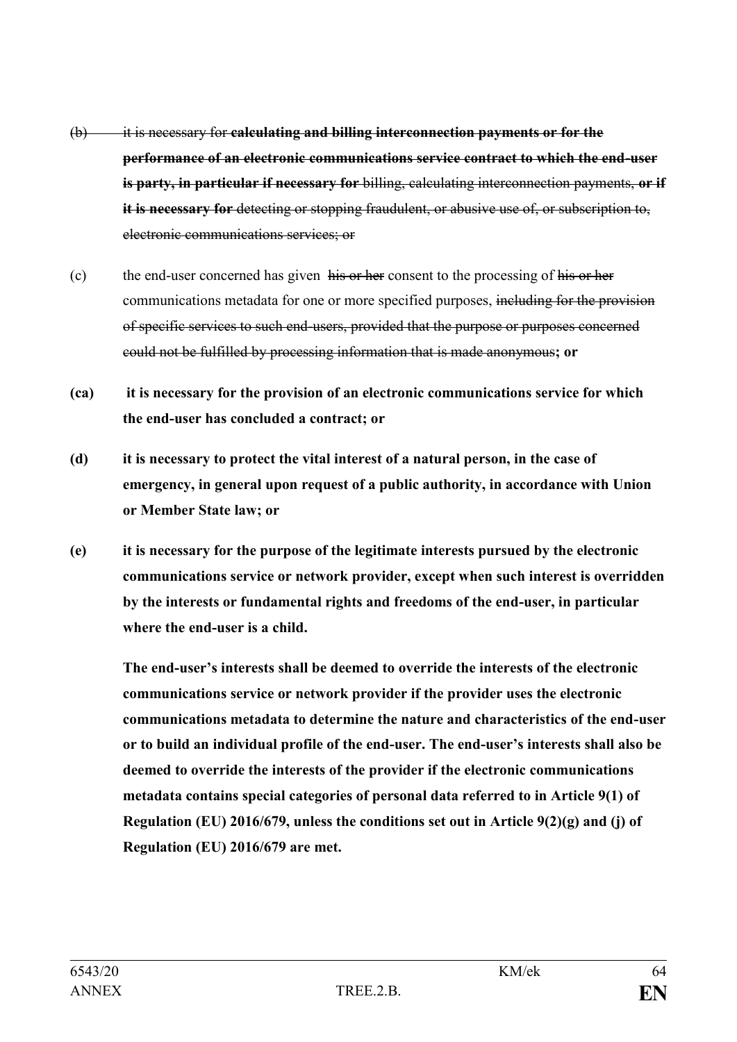~~(b) it is necessary for~~ **~~calculating and billing interconnection payments or for the performance of an electronic communications service contract to which the end-user is party, in particular if necessary for~~** ~~billing, calculating interconnection payments,~~ **~~or if it is necessary for~~** ~~detecting or stopping fraudulent, or abusive use of, or subscription to, electronic communications services; or~~

(c) the end-user concerned has given ~~his or her~~ consent to the processing of ~~his or her~~ communications metadata for one or more specified purposes, ~~including for the provision of specific services to such end-users, provided that the purpose or purposes concerned could not be fulfilled by processing information that is made anonymous~~**; or**

**(ca) it is necessary for the provision of an electronic communications service for which the end-user has concluded a contract; or**

**(d) it is necessary to protect the vital interest of a natural person, in the case of emergency, in general upon request of a public authority, in accordance with Union or Member State law; or**

**(e) it is necessary for the purpose of the legitimate interests pursued by the electronic communications service or network provider, except when such interest is overridden by the interests or fundamental rights and freedoms of the end-user, in particular where the end-user is a child.**

**The end-user's interests shall be deemed to override the interests of the electronic communications service or network provider if the provider uses the electronic communications metadata to determine the nature and characteristics of the end-user or to build an individual profile of the end-user. The end-user's interests shall also be deemed to override the interests of the provider if the electronic communications metadata contains special categories of personal data referred to in Article 9(1) of Regulation (EU) 2016/679, unless the conditions set out in Article 9(2)(g) and (j) of Regulation (EU) 2016/679 are met.**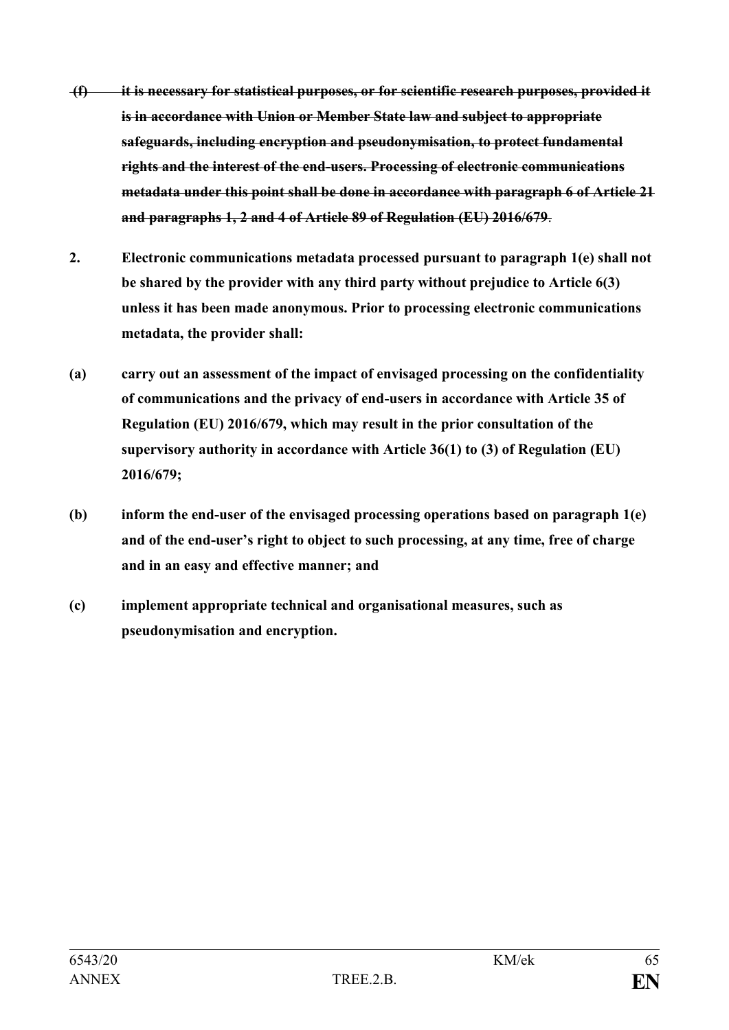~~**(f) it is necessary for statistical purposes, or for scientific research purposes, provided it is in accordance with Union or Member State law and subject to appropriate safeguards, including encryption and pseudonymisation, to protect fundamental rights and the interest of the end-users. Processing of electronic communications metadata under this point shall be done in accordance with paragraph 6 of Article 21 and paragraphs 1, 2 and 4 of Article 89 of Regulation (EU) 2016/679**~~.

**2. Electronic communications metadata processed pursuant to paragraph 1(e) shall not be shared by the provider with any third party without prejudice to Article 6(3) unless it has been made anonymous. Prior to processing electronic communications metadata, the provider shall:**

**(a) carry out an assessment of the impact of envisaged processing on the confidentiality of communications and the privacy of end-users in accordance with Article 35 of Regulation (EU) 2016/679, which may result in the prior consultation of the supervisory authority in accordance with Article 36(1) to (3) of Regulation (EU) 2016/679;**

**(b) inform the end-user of the envisaged processing operations based on paragraph 1(e) and of the end-user's right to object to such processing, at any time, free of charge and in an easy and effective manner; and**

**(c) implement appropriate technical and organisational measures, such as pseudonymisation and encryption.**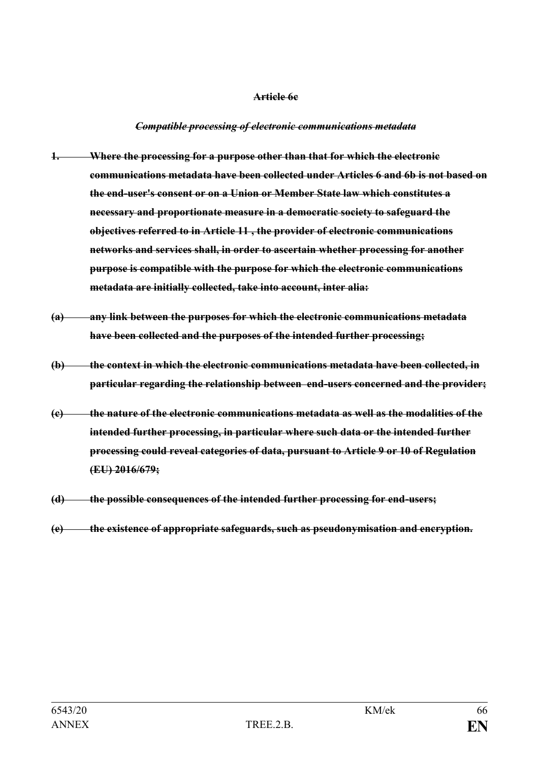**~~Article 6c~~**

***~~Compatible processing of electronic communications metadata~~***

**~~1. Where the processing for a purpose other than that for which the electronic communications metadata have been collected under Articles 6 and 6b is not based on the end-user's consent or on a Union or Member State law which constitutes a necessary and proportionate measure in a democratic society to safeguard the objectives referred to in Article 11 , the provider of electronic communications networks and services shall, in order to ascertain whether processing for another purpose is compatible with the purpose for which the electronic communications metadata are initially collected, take into account, inter alia:~~**

**~~(a) any link between the purposes for which the electronic communications metadata have been collected and the purposes of the intended further processing;~~**

**~~(b) the context in which the electronic communications metadata have been collected, in particular regarding the relationship between end-users concerned and the provider;~~**

**~~(c) the nature of the electronic communications metadata as well as the modalities of the intended further processing, in particular where such data or the intended further processing could reveal categories of data, pursuant to Article 9 or 10 of Regulation (EU) 2016/679;~~**

**~~(d) the possible consequences of the intended further processing for end-users;~~**

**~~(e) the existence of appropriate safeguards, such as pseudonymisation and encryption.~~**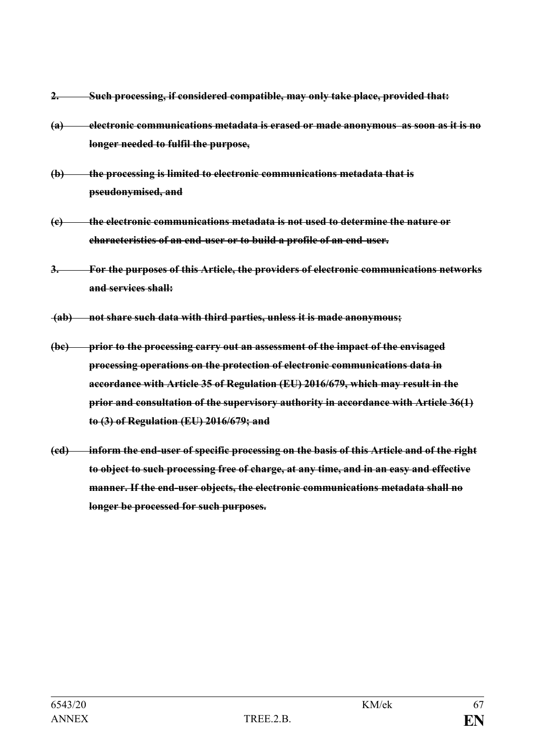~~**2. Such processing, if considered compatible, may only take place, provided that:**~~

~~**(a) electronic communications metadata is erased or made anonymous as soon as it is no longer needed to fulfil the purpose,**~~

~~**(b) the processing is limited to electronic communications metadata that is pseudonymised, and**~~

~~**(c) the electronic communications metadata is not used to determine the nature or characteristics of an end-user or to build a profile of an end-user.**~~

~~**3. For the purposes of this Article, the providers of electronic communications networks and services shall:**~~

~~**(ab) not share such data with third parties, unless it is made anonymous;**~~

~~**(bc) prior to the processing carry out an assessment of the impact of the envisaged processing operations on the protection of electronic communications data in accordance with Article 35 of Regulation (EU) 2016/679, which may result in the prior and consultation of the supervisory authority in accordance with Article 36(1) to (3) of Regulation (EU) 2016/679; and**~~

~~**(cd) inform the end-user of specific processing on the basis of this Article and of the right to object to such processing free of charge, at any time, and in an easy and effective manner. If the end-user objects, the electronic communications metadata shall no longer be processed for such purposes.**~~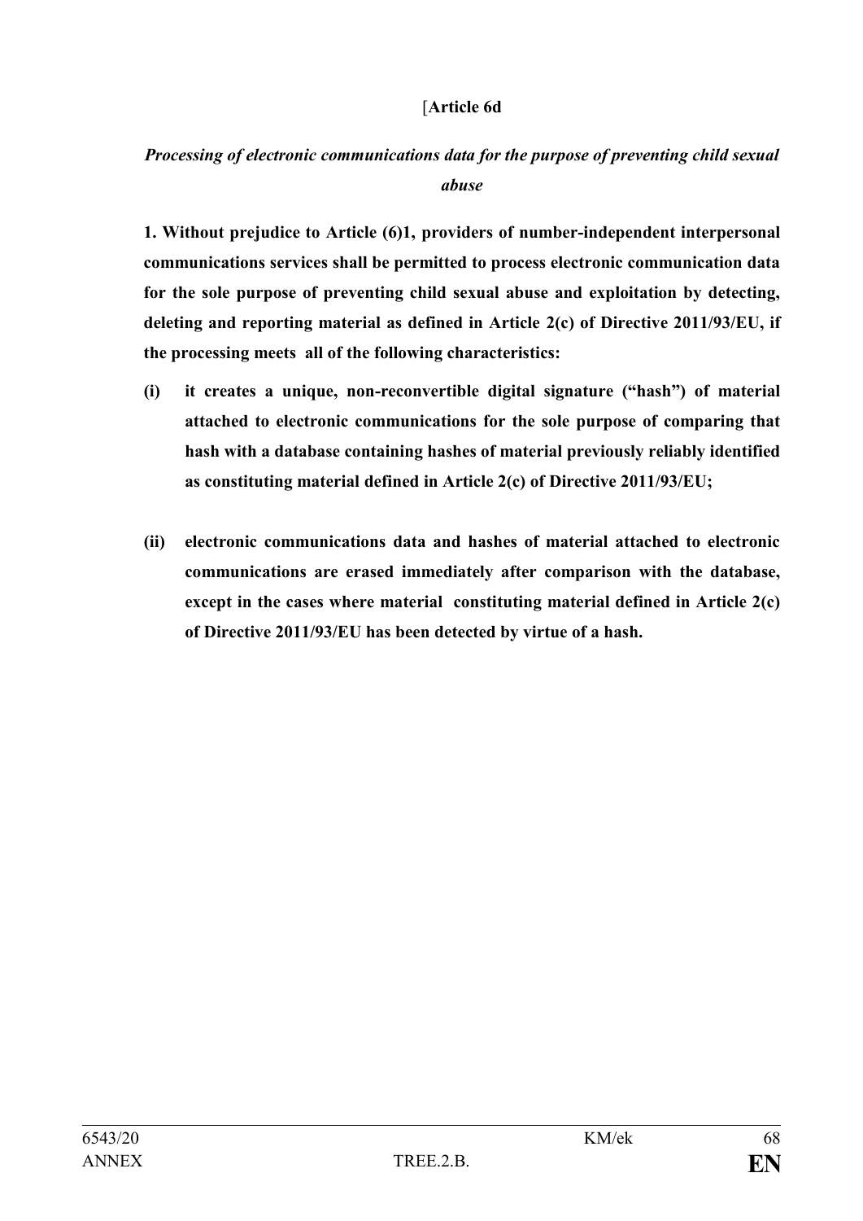[**Article 6d**

***Processing of electronic communications data for the purpose of preventing child sexual abuse***

**1. Without prejudice to Article (6)1, providers of number-independent interpersonal communications services shall be permitted to process electronic communication data for the sole purpose of preventing child sexual abuse and exploitation by detecting, deleting and reporting material as defined in Article 2(c) of Directive 2011/93/EU, if the processing meets all of the following characteristics:**

**(i) it creates a unique, non-reconvertible digital signature ("hash") of material attached to electronic communications for the sole purpose of comparing that hash with a database containing hashes of material previously reliably identified as constituting material defined in Article 2(c) of Directive 2011/93/EU;**

**(ii) electronic communications data and hashes of material attached to electronic communications are erased immediately after comparison with the database, except in the cases where material constituting material defined in Article 2(c) of Directive 2011/93/EU has been detected by virtue of a hash.**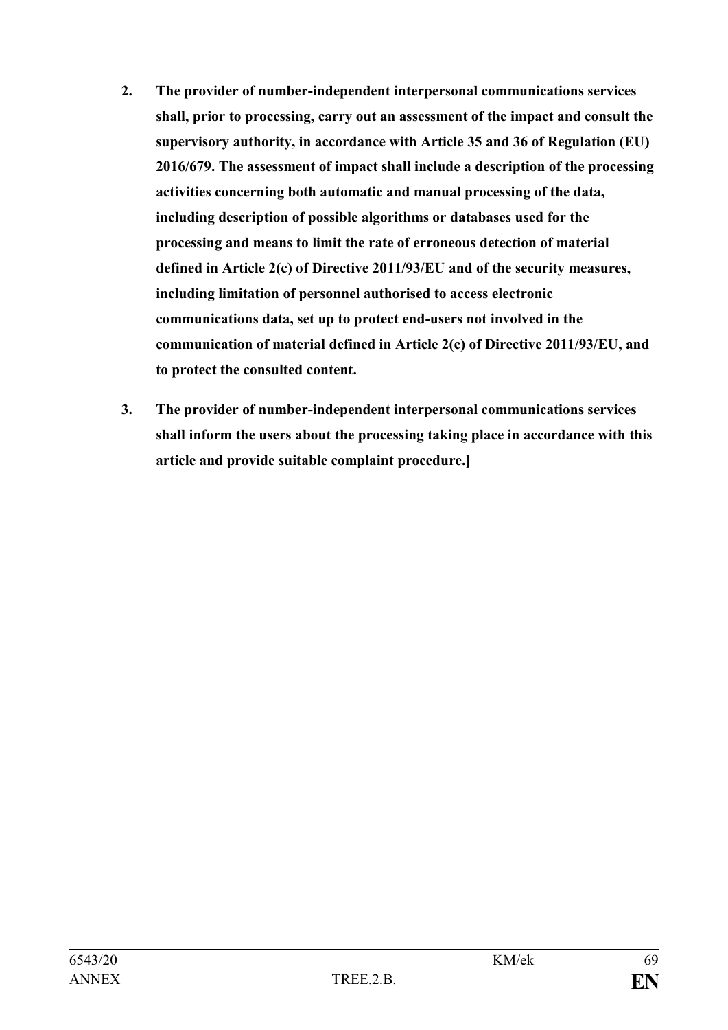**2. The provider of number-independent interpersonal communications services shall, prior to processing, carry out an assessment of the impact and consult the supervisory authority, in accordance with Article 35 and 36 of Regulation (EU) 2016/679. The assessment of impact shall include a description of the processing activities concerning both automatic and manual processing of the data, including description of possible algorithms or databases used for the processing and means to limit the rate of erroneous detection of material defined in Article 2(c) of Directive 2011/93/EU and of the security measures, including limitation of personnel authorised to access electronic communications data, set up to protect end-users not involved in the communication of material defined in Article 2(c) of Directive 2011/93/EU, and to protect the consulted content.**

**3. The provider of number-independent interpersonal communications services shall inform the users about the processing taking place in accordance with this article and provide suitable complaint procedure.]**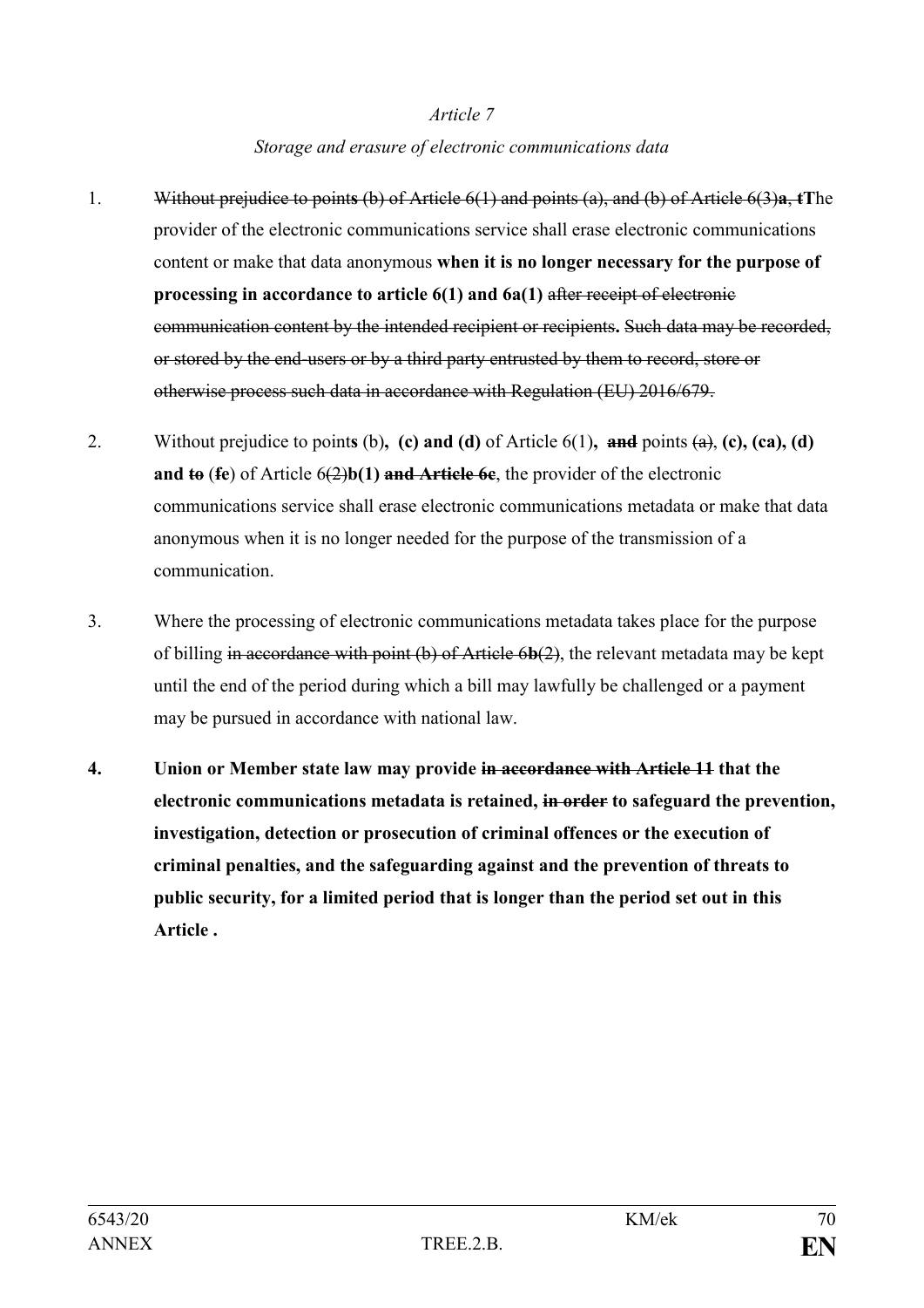*Article 7*

*Storage and erasure of electronic communications data*

1. ~~Without prejudice to points (b) of Article 6(1) and points (a), and (b) of Article 6(3)a, t~~**T**he provider of the electronic communications service shall erase electronic communications content or make that data anonymous **when it is no longer necessary for the purpose of processing in accordance to article 6(1) and 6a(1)** ~~after receipt of electronic communication content by the intended recipient or recipients~~**.** ~~Such data may be recorded, or stored by the end-users or by a third party entrusted by them to record, store or otherwise process such data in accordance with Regulation (EU) 2016/679.~~

2. Without prejudice to point**s** (b)**, (c) and (d)** of Article 6(1)**,** ~~**and**~~ points ~~(a)~~, **(c), (ca), (d) and** ~~**to**~~ (~~f~~**e**) of Article 6~~(2)~~**b(1)** ~~**and Article 6c**~~, the provider of the electronic communications service shall erase electronic communications metadata or make that data anonymous when it is no longer needed for the purpose of the transmission of a communication.

3. Where the processing of electronic communications metadata takes place for the purpose of billing ~~in accordance with point (b) of Article 6b(2)~~, the relevant metadata may be kept until the end of the period during which a bill may lawfully be challenged or a payment may be pursued in accordance with national law.

**4. Union or Member state law may provide** ~~**in accordance with Article 11**~~ **that the electronic communications metadata is retained,** ~~**in order**~~ **to safeguard the prevention, investigation, detection or prosecution of criminal offences or the execution of criminal penalties, and the safeguarding against and the prevention of threats to public security, for a limited period that is longer than the period set out in this Article .**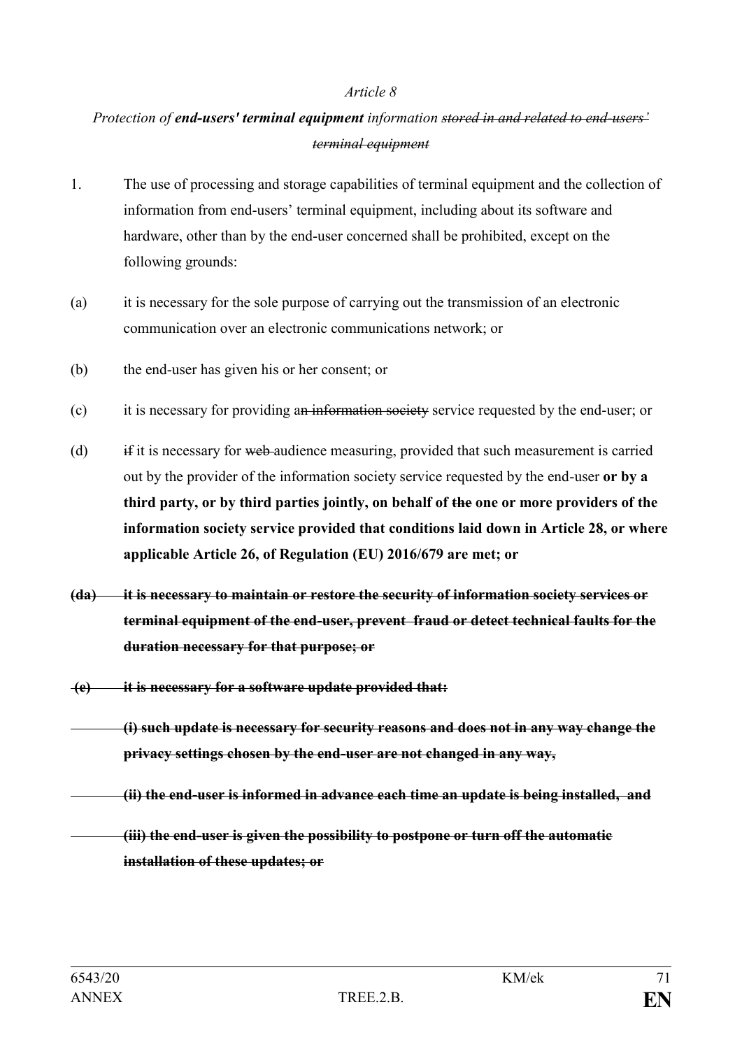*Article 8*

*Protection of **end-users' terminal equipment** information ~~stored in and related to end-users' terminal equipment~~*

1. The use of processing and storage capabilities of terminal equipment and the collection of information from end-users' terminal equipment, including about its software and hardware, other than by the end-user concerned shall be prohibited, except on the following grounds:

(a) it is necessary for the sole purpose of carrying out the transmission of an electronic communication over an electronic communications network; or

(b) the end-user has given his or her consent; or

(c) it is necessary for providing a~~n information society~~ service requested by the end-user; or

(d) ~~if~~ it is necessary for ~~web~~ audience measuring, provided that such measurement is carried out by the provider of the information society service requested by the end-user **or by a third party, or by third parties jointly, on behalf of ~~the~~ one or more providers of the information society service provided that conditions laid down in Article 28, or where applicable Article 26, of Regulation (EU) 2016/679 are met; or**

~~**(da) it is necessary to maintain or restore the security of information society services or terminal equipment of the end-user, prevent fraud or detect technical faults for the duration necessary for that purpose; or**~~

~~**(e) it is necessary for a software update provided that:**~~

~~**(i) such update is necessary for security reasons and does not in any way change the privacy settings chosen by the end-user are not changed in any way,**~~

~~**(ii) the end-user is informed in advance each time an update is being installed, and**~~

~~**(iii) the end-user is given the possibility to postpone or turn off the automatic installation of these updates; or**~~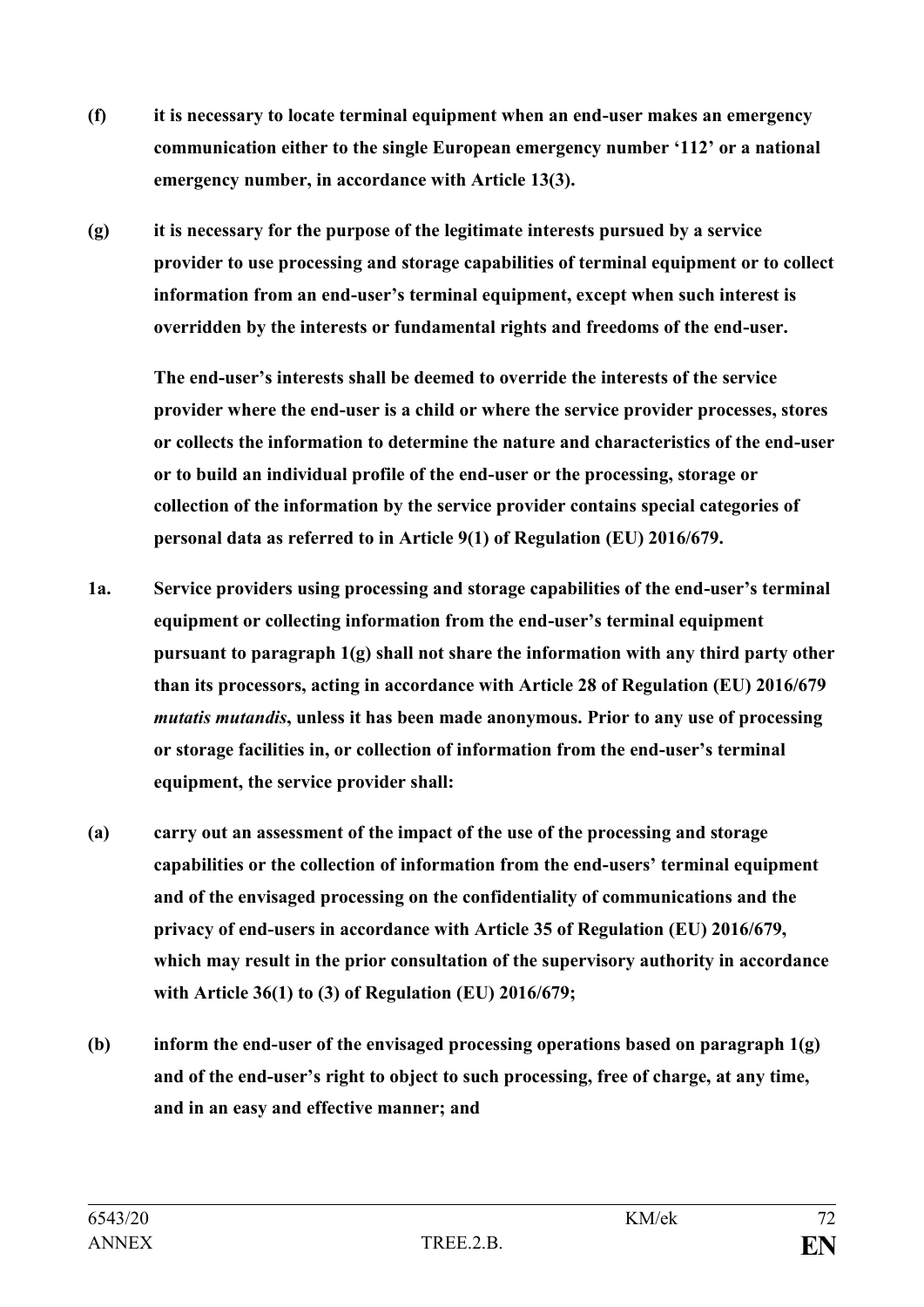**(f) it is necessary to locate terminal equipment when an end-user makes an emergency communication either to the single European emergency number '112' or a national emergency number, in accordance with Article 13(3).**

**(g) it is necessary for the purpose of the legitimate interests pursued by a service provider to use processing and storage capabilities of terminal equipment or to collect information from an end-user's terminal equipment, except when such interest is overridden by the interests or fundamental rights and freedoms of the end-user.**

**The end-user's interests shall be deemed to override the interests of the service provider where the end-user is a child or where the service provider processes, stores or collects the information to determine the nature and characteristics of the end-user or to build an individual profile of the end-user or the processing, storage or collection of the information by the service provider contains special categories of personal data as referred to in Article 9(1) of Regulation (EU) 2016/679.**

**1a. Service providers using processing and storage capabilities of the end-user's terminal equipment or collecting information from the end-user's terminal equipment pursuant to paragraph 1(g) shall not share the information with any third party other than its processors, acting in accordance with Article 28 of Regulation (EU) 2016/679 *mutatis mutandis*, unless it has been made anonymous. Prior to any use of processing or storage facilities in, or collection of information from the end-user's terminal equipment, the service provider shall:**

**(a) carry out an assessment of the impact of the use of the processing and storage capabilities or the collection of information from the end-users' terminal equipment and of the envisaged processing on the confidentiality of communications and the privacy of end-users in accordance with Article 35 of Regulation (EU) 2016/679, which may result in the prior consultation of the supervisory authority in accordance with Article 36(1) to (3) of Regulation (EU) 2016/679;**

**(b) inform the end-user of the envisaged processing operations based on paragraph 1(g) and of the end-user's right to object to such processing, free of charge, at any time, and in an easy and effective manner; and**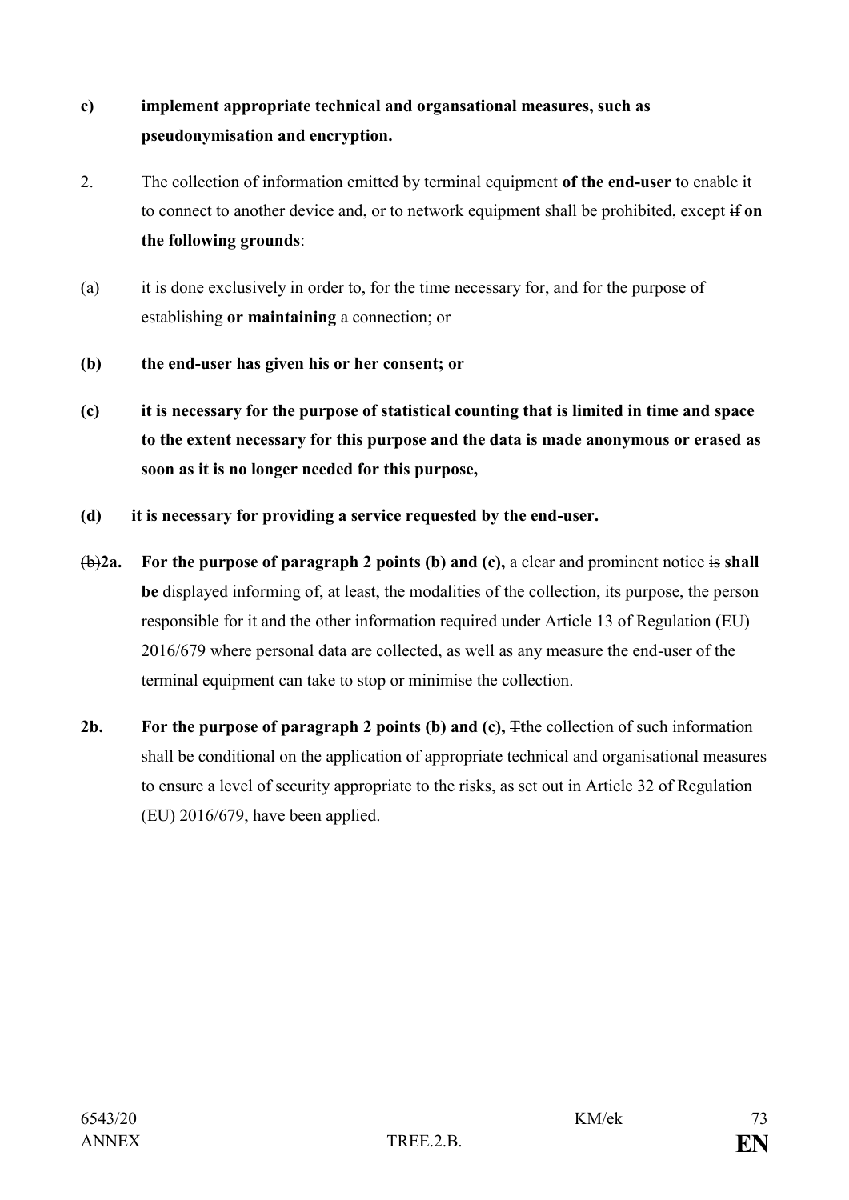**c) implement appropriate technical and organsational measures, such as pseudonymisation and encryption.**

2. The collection of information emitted by terminal equipment **of the end-user** to enable it to connect to another device and, or to network equipment shall be prohibited, except ~~if~~ **on the following grounds**:

(a) it is done exclusively in order to, for the time necessary for, and for the purpose of establishing **or maintaining** a connection; or

**(b) the end-user has given his or her consent; or**

**(c) it is necessary for the purpose of statistical counting that is limited in time and space to the extent necessary for this purpose and the data is made anonymous or erased as soon as it is no longer needed for this purpose,**

**(d) it is necessary for providing a service requested by the end-user.**

~~(b)~~**2a. For the purpose of paragraph 2 points (b) and (c),** a clear and prominent notice ~~is~~ **shall be** displayed informing of, at least, the modalities of the collection, its purpose, the person responsible for it and the other information required under Article 13 of Regulation (EU) 2016/679 where personal data are collected, as well as any measure the end-user of the terminal equipment can take to stop or minimise the collection.

**2b. For the purpose of paragraph 2 points (b) and (c),** ~~T~~**t**he collection of such information shall be conditional on the application of appropriate technical and organisational measures to ensure a level of security appropriate to the risks, as set out in Article 32 of Regulation (EU) 2016/679, have been applied.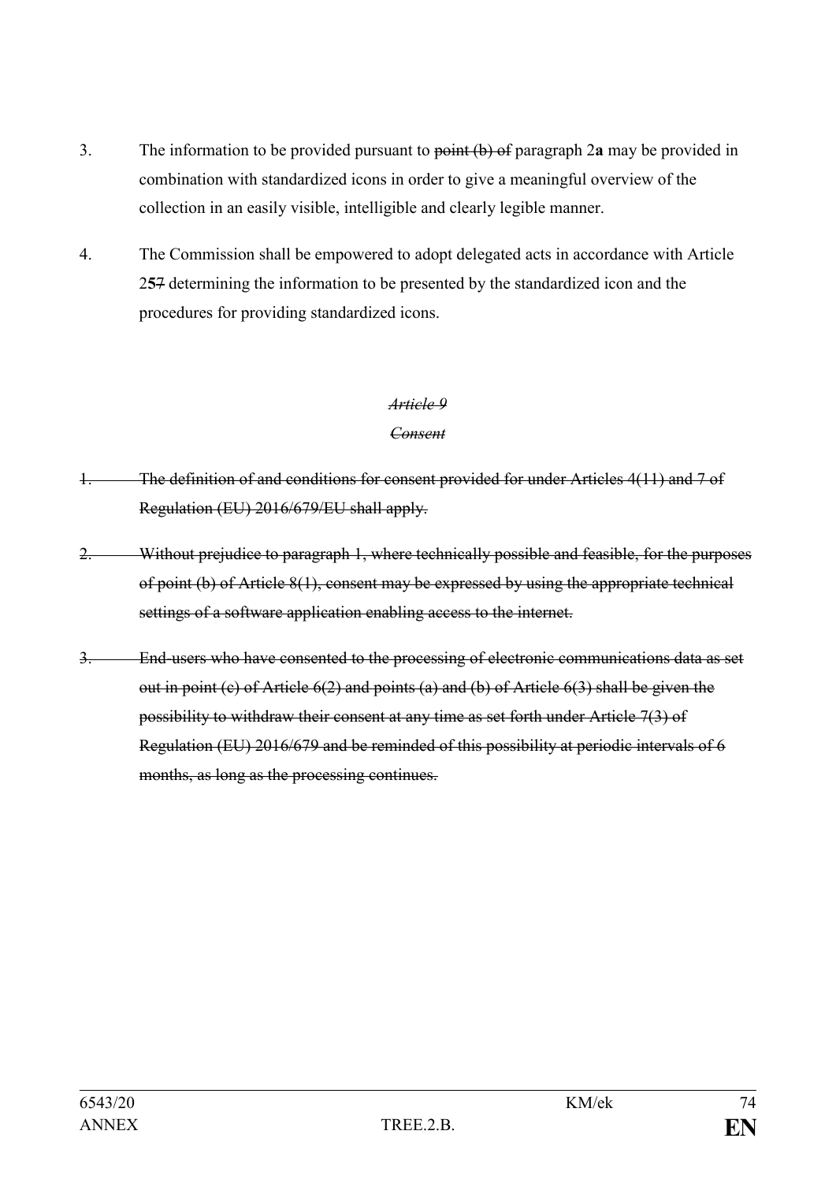3. The information to be provided pursuant to ~~point (b) of~~ paragraph 2**a** may be provided in combination with standardized icons in order to give a meaningful overview of the collection in an easily visible, intelligible and clearly legible manner.

4. The Commission shall be empowered to adopt delegated acts in accordance with Article 2**5**~~7~~ determining the information to be presented by the standardized icon and the procedures for providing standardized icons.

~~*Article 9*~~

~~*Consent*~~

~~1. The definition of and conditions for consent provided for under Articles 4(11) and 7 of Regulation (EU) 2016/679/EU shall apply.~~

~~2. Without prejudice to paragraph 1, where technically possible and feasible, for the purposes of point (b) of Article 8(1), consent may be expressed by using the appropriate technical settings of a software application enabling access to the internet.~~

~~3. End-users who have consented to the processing of electronic communications data as set out in point (c) of Article 6(2) and points (a) and (b) of Article 6(3) shall be given the possibility to withdraw their consent at any time as set forth under Article 7(3) of Regulation (EU) 2016/679 and be reminded of this possibility at periodic intervals of 6 months, as long as the processing continues.~~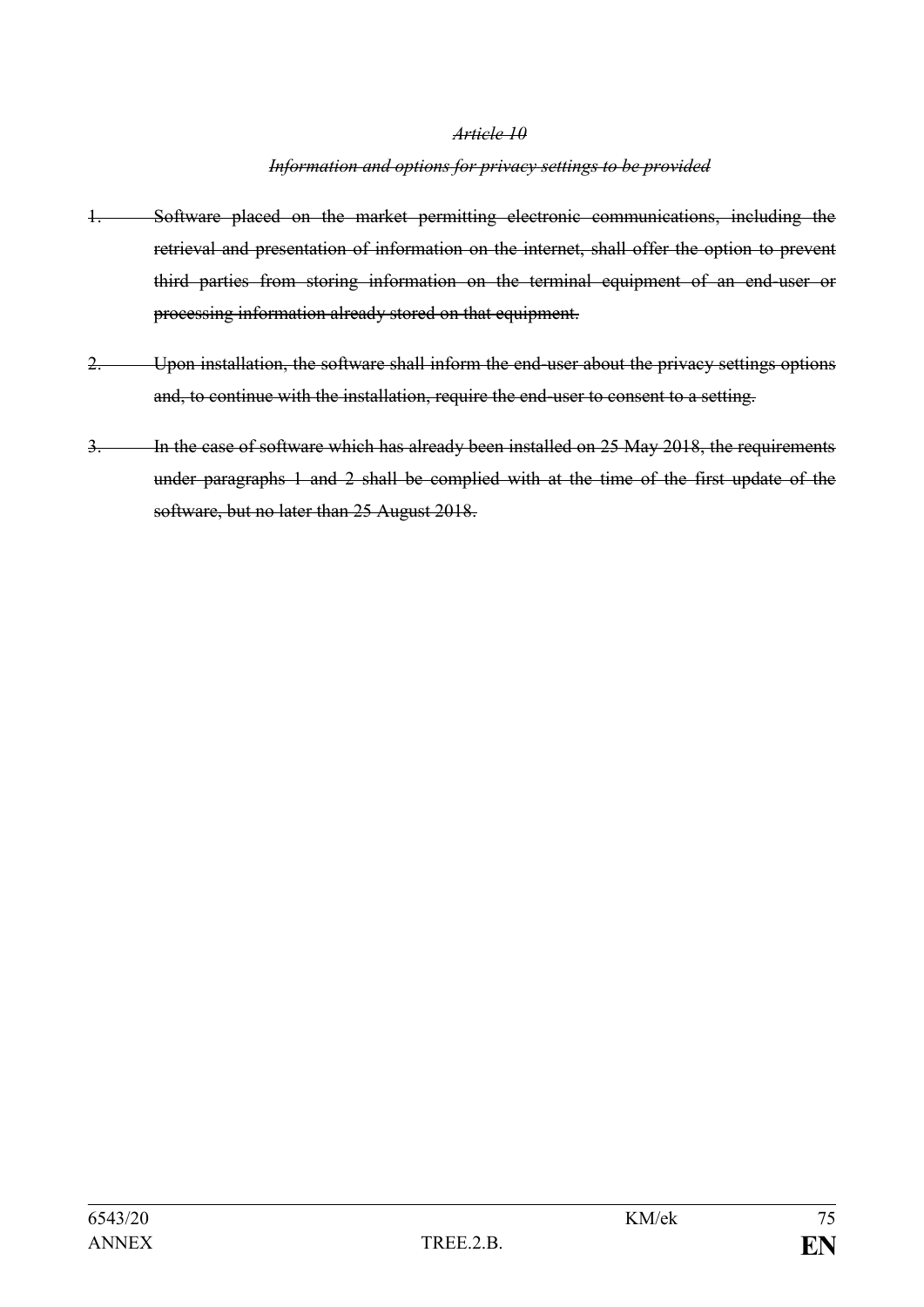~~*Article 10*~~

~~*Information and options for privacy settings to be provided*~~

1. ~~Software placed on the market permitting electronic communications, including the retrieval and presentation of information on the internet, shall offer the option to prevent third parties from storing information on the terminal equipment of an end-user or processing information already stored on that equipment.~~

2. ~~Upon installation, the software shall inform the end-user about the privacy settings options and, to continue with the installation, require the end-user to consent to a setting.~~

3. ~~In the case of software which has already been installed on 25 May 2018, the requirements under paragraphs 1 and 2 shall be complied with at the time of the first update of the software, but no later than 25 August 2018.~~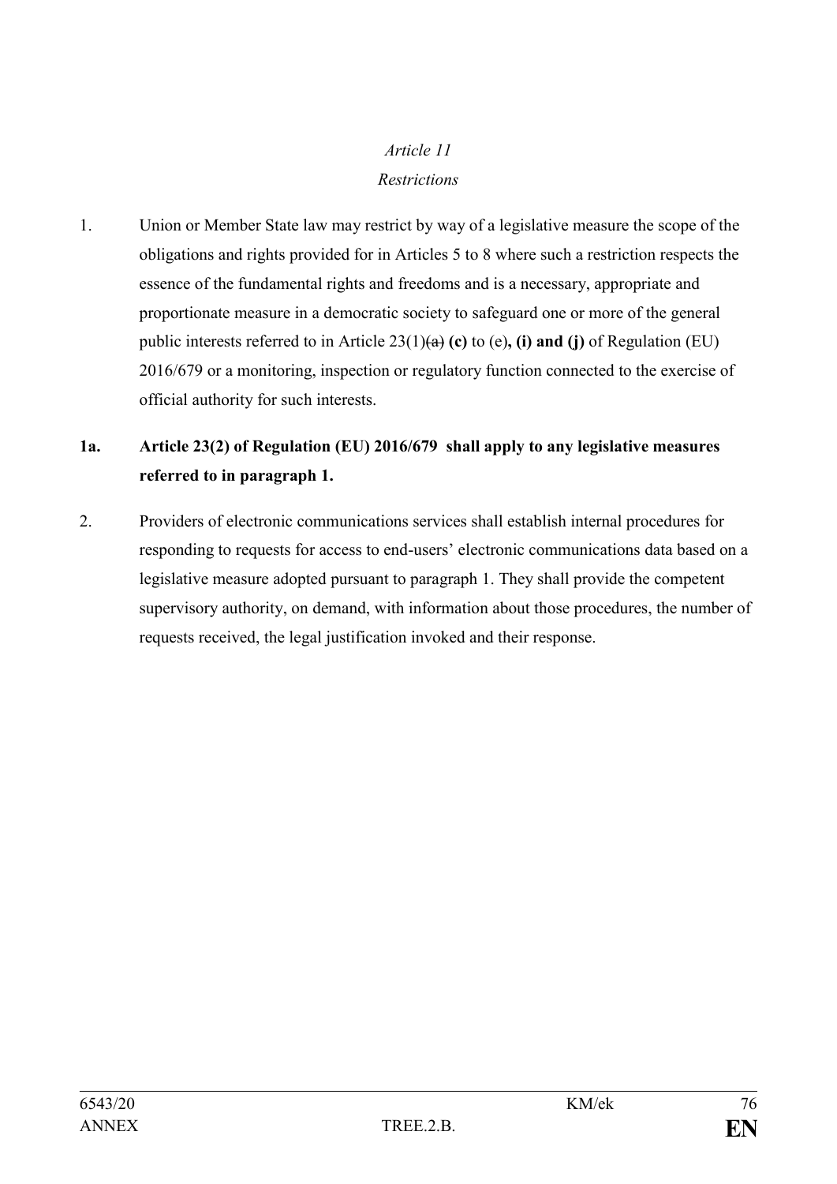*Article 11*

*Restrictions*

1. Union or Member State law may restrict by way of a legislative measure the scope of the obligations and rights provided for in Articles 5 to 8 where such a restriction respects the essence of the fundamental rights and freedoms and is a necessary, appropriate and proportionate measure in a democratic society to safeguard one or more of the general public interests referred to in Article 23(1)~~(a)~~ **(c)** to (e)**, (i) and (j)** of Regulation (EU) 2016/679 or a monitoring, inspection or regulatory function connected to the exercise of official authority for such interests.

**1a. Article 23(2) of Regulation (EU) 2016/679 shall apply to any legislative measures referred to in paragraph 1.**

2. Providers of electronic communications services shall establish internal procedures for responding to requests for access to end-users' electronic communications data based on a legislative measure adopted pursuant to paragraph 1. They shall provide the competent supervisory authority, on demand, with information about those procedures, the number of requests received, the legal justification invoked and their response.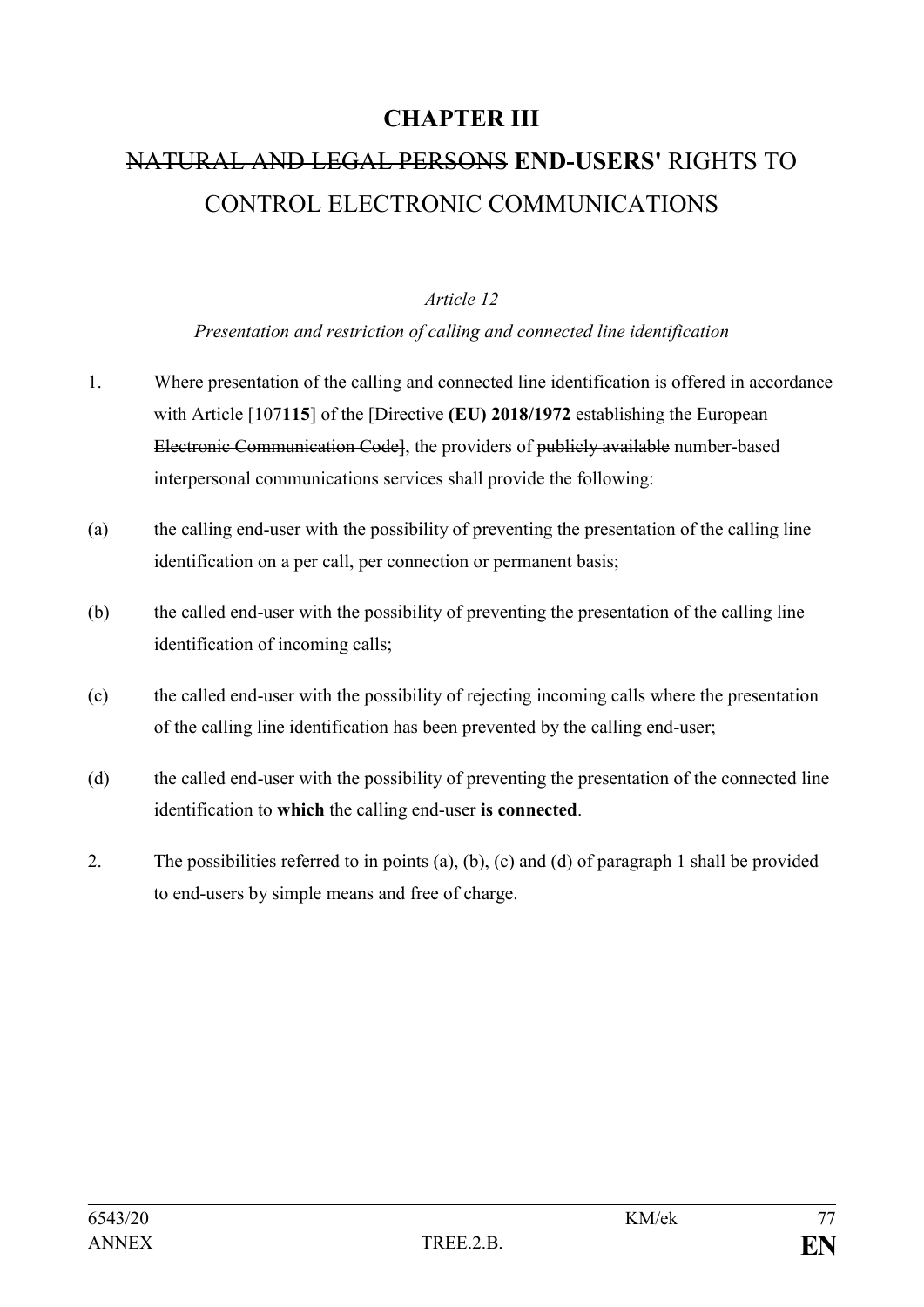# CHAPTER III

## ~~NATURAL AND LEGAL PERSONS~~ **END-USERS'** RIGHTS TO CONTROL ELECTRONIC COMMUNICATIONS

*Article 12*

*Presentation and restriction of calling and connected line identification*

1. Where presentation of the calling and connected line identification is offered in accordance with Article [~~107~~**115**] of the ~~[~~Directive **(EU) 2018/1972** ~~establishing the European Electronic Communication Code]~~, the providers of ~~publicly available~~ number-based interpersonal communications services shall provide the following:

(a) the calling end-user with the possibility of preventing the presentation of the calling line identification on a per call, per connection or permanent basis;

(b) the called end-user with the possibility of preventing the presentation of the calling line identification of incoming calls;

(c) the called end-user with the possibility of rejecting incoming calls where the presentation of the calling line identification has been prevented by the calling end-user;

(d) the called end-user with the possibility of preventing the presentation of the connected line identification to **which** the calling end-user **is connected**.

2. The possibilities referred to in ~~points (a), (b), (c) and (d) of~~ paragraph 1 shall be provided to end-users by simple means and free of charge.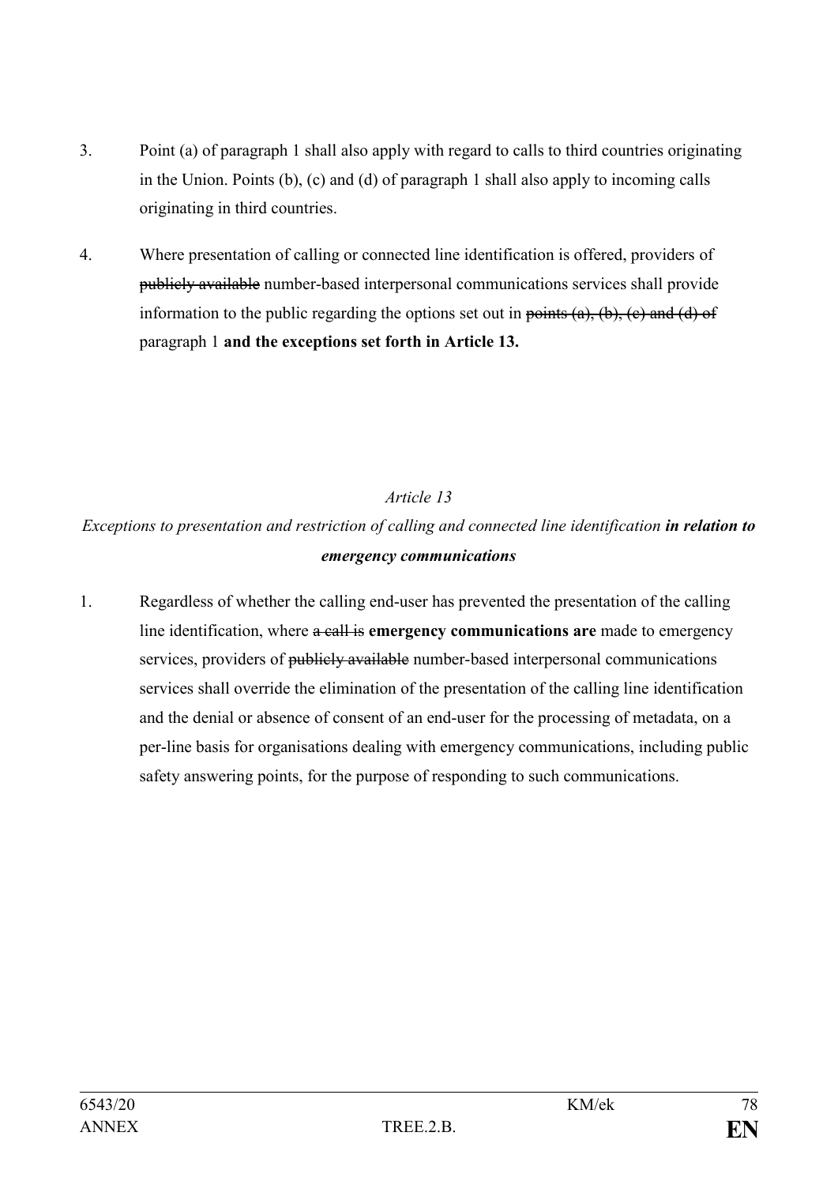3. Point (a) of paragraph 1 shall also apply with regard to calls to third countries originating in the Union. Points (b), (c) and (d) of paragraph 1 shall also apply to incoming calls originating in third countries.

4. Where presentation of calling or connected line identification is offered, providers of ~~publicly available~~ number-based interpersonal communications services shall provide information to the public regarding the options set out in ~~points (a), (b), (c) and (d) of~~ paragraph 1 **and the exceptions set forth in Article 13.**

*Article 13*

*Exceptions to presentation and restriction of calling and connected line identification* ***in relation to emergency communications***

1. Regardless of whether the calling end-user has prevented the presentation of the calling line identification, where ~~a call is~~ **emergency communications are** made to emergency services, providers of ~~publicly available~~ number-based interpersonal communications services shall override the elimination of the presentation of the calling line identification and the denial or absence of consent of an end-user for the processing of metadata, on a per-line basis for organisations dealing with emergency communications, including public safety answering points, for the purpose of responding to such communications.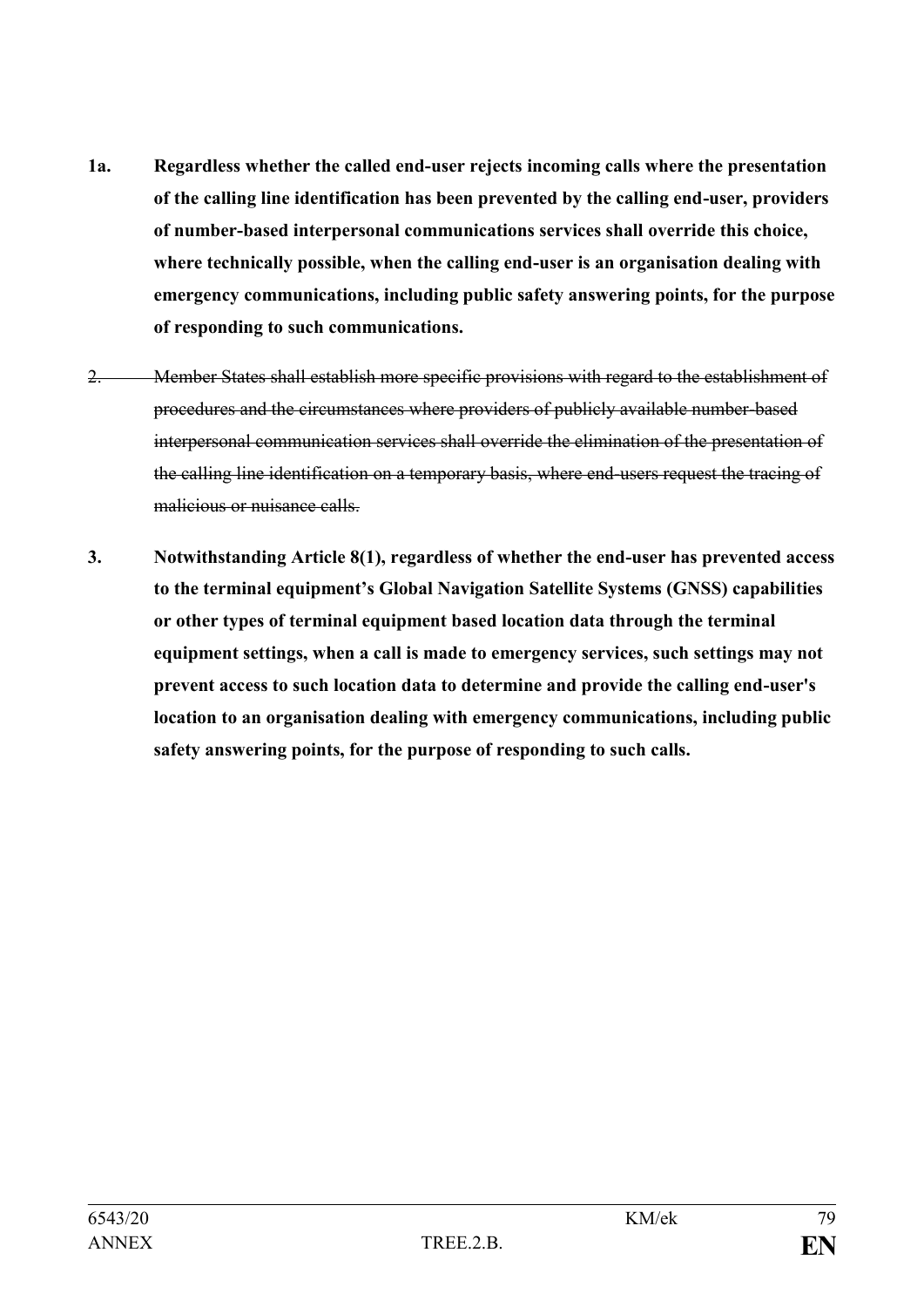**1a. Regardless whether the called end-user rejects incoming calls where the presentation of the calling line identification has been prevented by the calling end-user, providers of number-based interpersonal communications services shall override this choice, where technically possible, when the calling end-user is an organisation dealing with emergency communications, including public safety answering points, for the purpose of responding to such communications.**

~~2. Member States shall establish more specific provisions with regard to the establishment of procedures and the circumstances where providers of publicly available number-based interpersonal communication services shall override the elimination of the presentation of the calling line identification on a temporary basis, where end-users request the tracing of malicious or nuisance calls.~~

**3. Notwithstanding Article 8(1), regardless of whether the end-user has prevented access to the terminal equipment's Global Navigation Satellite Systems (GNSS) capabilities or other types of terminal equipment based location data through the terminal equipment settings, when a call is made to emergency services, such settings may not prevent access to such location data to determine and provide the calling end-user's location to an organisation dealing with emergency communications, including public safety answering points, for the purpose of responding to such calls.**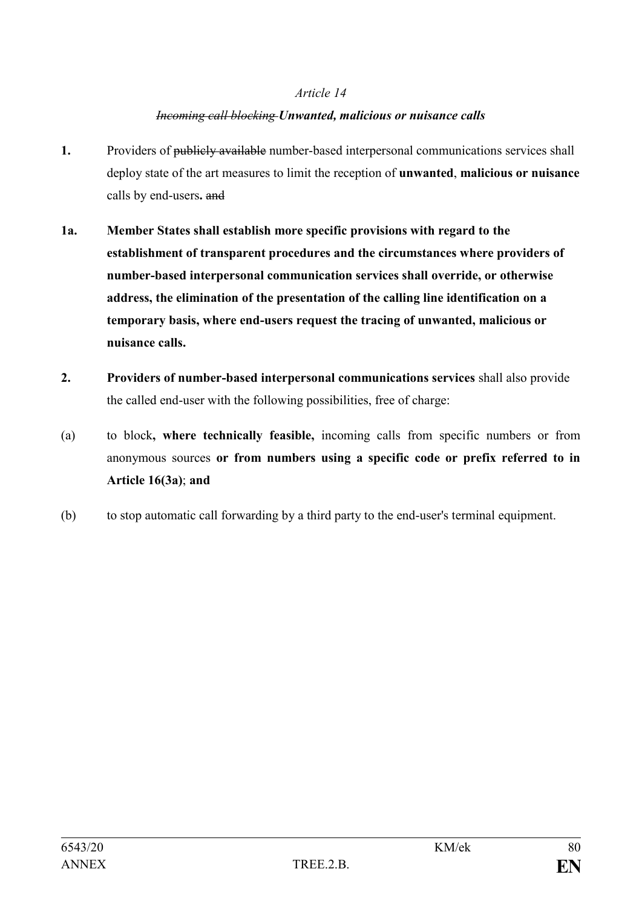*Article 14*

*~~Incoming call blocking~~* ***Unwanted, malicious or nuisance calls***

**1.** Providers of ~~publicly available~~ number-based interpersonal communications services shall deploy state of the art measures to limit the reception of **unwanted**, **malicious or nuisance** calls by end-users**.** ~~and~~

**1a. Member States shall establish more specific provisions with regard to the establishment of transparent procedures and the circumstances where providers of number-based interpersonal communication services shall override, or otherwise address, the elimination of the presentation of the calling line identification on a temporary basis, where end-users request the tracing of unwanted, malicious or nuisance calls.**

**2. Providers of number-based interpersonal communications services** shall also provide the called end-user with the following possibilities, free of charge:

(a) to block**, where technically feasible,** incoming calls from specific numbers or from anonymous sources **or from numbers using a specific code or prefix referred to in Article 16(3a)**; **and**

(b) to stop automatic call forwarding by a third party to the end-user's terminal equipment.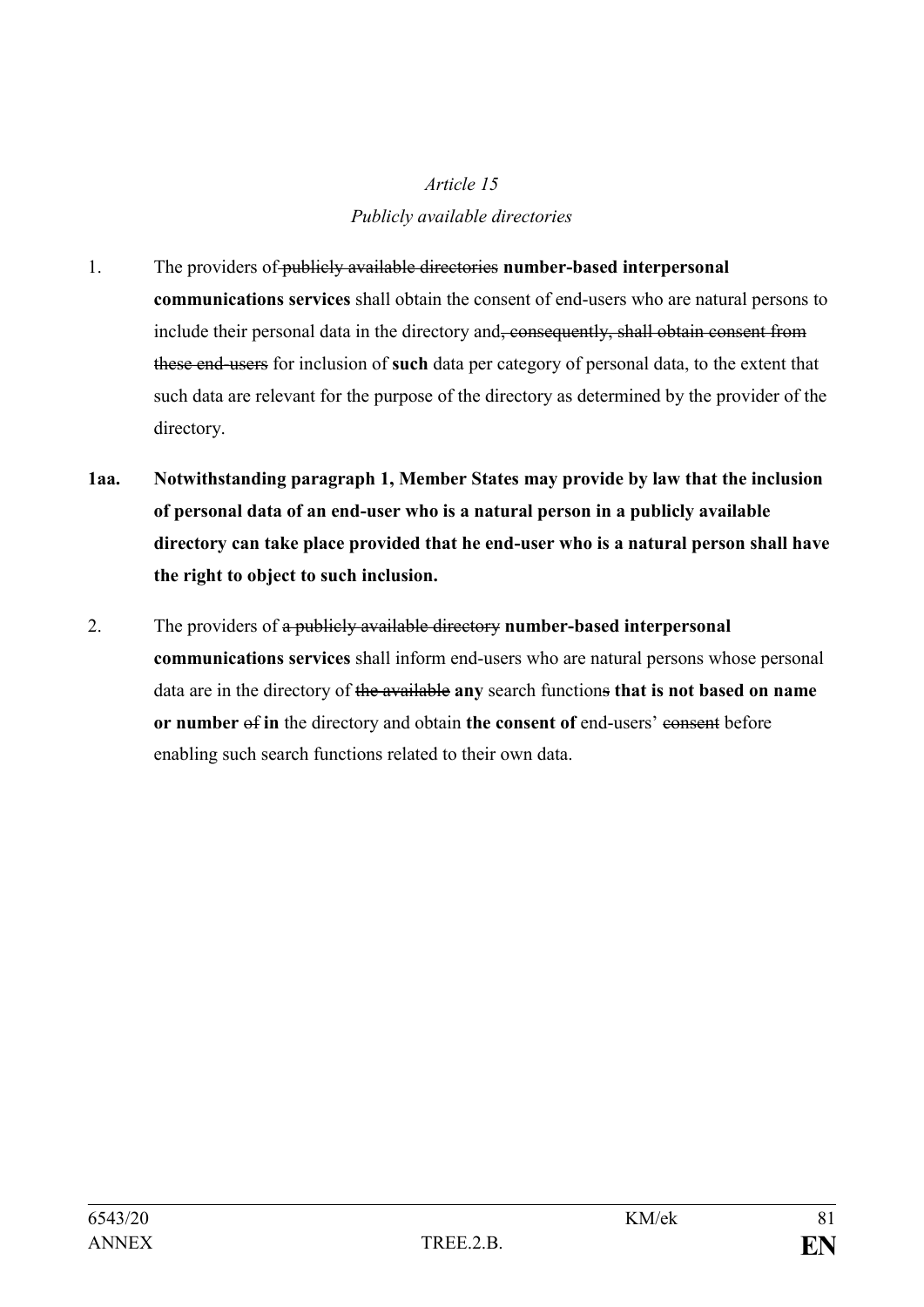*Article 15*

*Publicly available directories*

1. The providers of ~~publicly available directories~~ **number-based interpersonal communications services** shall obtain the consent of end-users who are natural persons to include their personal data in the directory and~~, consequently, shall obtain consent from these end-users~~ for inclusion of **such** data per category of personal data, to the extent that such data are relevant for the purpose of the directory as determined by the provider of the directory.

**1aa. Notwithstanding paragraph 1, Member States may provide by law that the inclusion of personal data of an end-user who is a natural person in a publicly available directory can take place provided that he end-user who is a natural person shall have the right to object to such inclusion.**

2. The providers of ~~a publicly available directory~~ **number-based interpersonal communications services** shall inform end-users who are natural persons whose personal data are in the directory of ~~the available~~ **any** search function~~s~~ **that is not based on name or number** ~~of~~ **in** the directory and obtain **the consent of** end-users' ~~consent~~ before enabling such search functions related to their own data.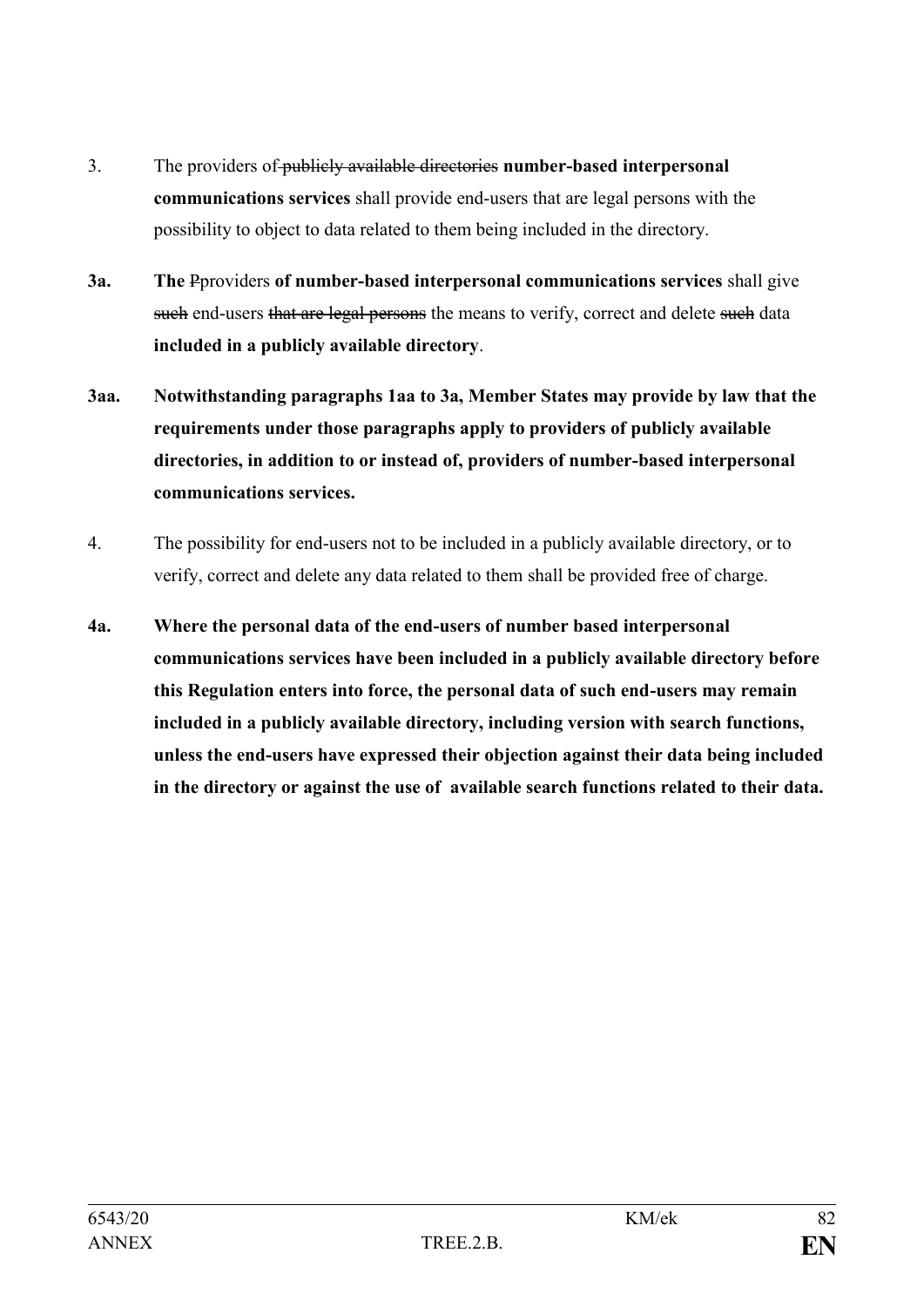3. The providers of ~~publicly available directories~~ **number-based interpersonal communications services** shall provide end-users that are legal persons with the possibility to object to data related to them being included in the directory.

**3a.** **The** ~~P~~providers **of number-based interpersonal communications services** shall give ~~such~~ end-users ~~that are legal persons~~ the means to verify, correct and delete ~~such~~ data **included in a publicly available directory**.

**3aa.** **Notwithstanding paragraphs 1aa to 3a, Member States may provide by law that the requirements under those paragraphs apply to providers of publicly available directories, in addition to or instead of, providers of number-based interpersonal communications services.**

4. The possibility for end-users not to be included in a publicly available directory, or to verify, correct and delete any data related to them shall be provided free of charge.

**4a.** **Where the personal data of the end-users of number based interpersonal communications services have been included in a publicly available directory before this Regulation enters into force, the personal data of such end-users may remain included in a publicly available directory, including version with search functions, unless the end-users have expressed their objection against their data being included in the directory or against the use of available search functions related to their data.**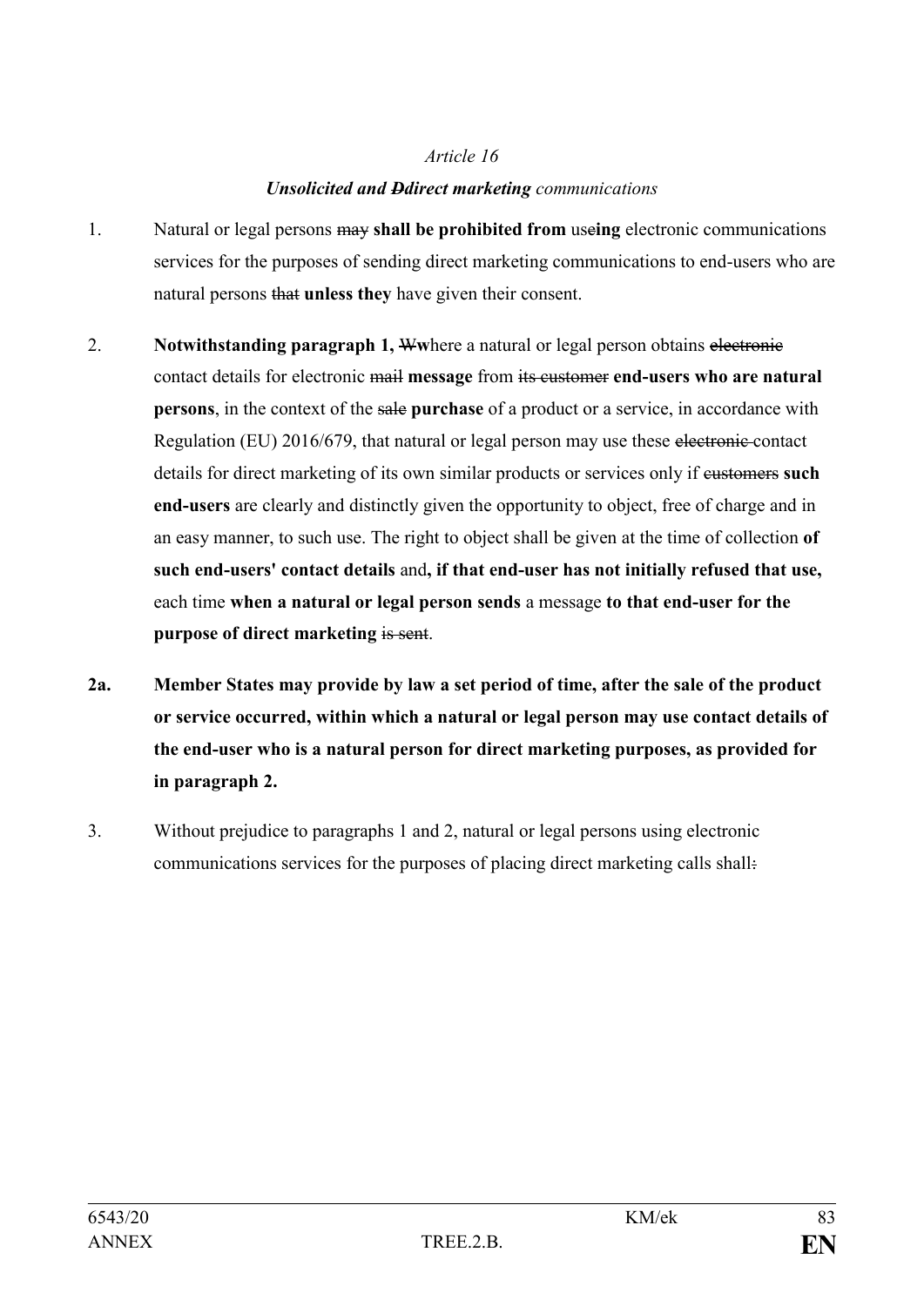*Article 16*

***Unsolicited and ~~D~~direct marketing** communications*

1. Natural or legal persons ~~may~~ **shall be prohibited from** use**ing** electronic communications services for the purposes of sending direct marketing communications to end-users who are natural persons ~~that~~ **unless they** have given their consent.

2. **Notwithstanding paragraph 1,** ~~W~~**w**here a natural or legal person obtains ~~electronic~~ contact details for electronic ~~mail~~ **message** from ~~its customer~~ **end-users who are natural persons**, in the context of the ~~sale~~ **purchase** of a product or a service, in accordance with Regulation (EU) 2016/679, that natural or legal person may use these ~~electronic~~ contact details for direct marketing of its own similar products or services only if ~~customers~~ **such end-users** are clearly and distinctly given the opportunity to object, free of charge and in an easy manner, to such use. The right to object shall be given at the time of collection **of such end-users' contact details** and**, if that end-user has not initially refused that use,** each time **when a natural or legal person sends** a message **to that end-user for the purpose of direct marketing** ~~is sent~~.

**2a. Member States may provide by law a set period of time, after the sale of the product or service occurred, within which a natural or legal person may use contact details of the end-user who is a natural person for direct marketing purposes, as provided for in paragraph 2.**

3. Without prejudice to paragraphs 1 and 2, natural or legal persons using electronic communications services for the purposes of placing direct marketing calls shall~~:~~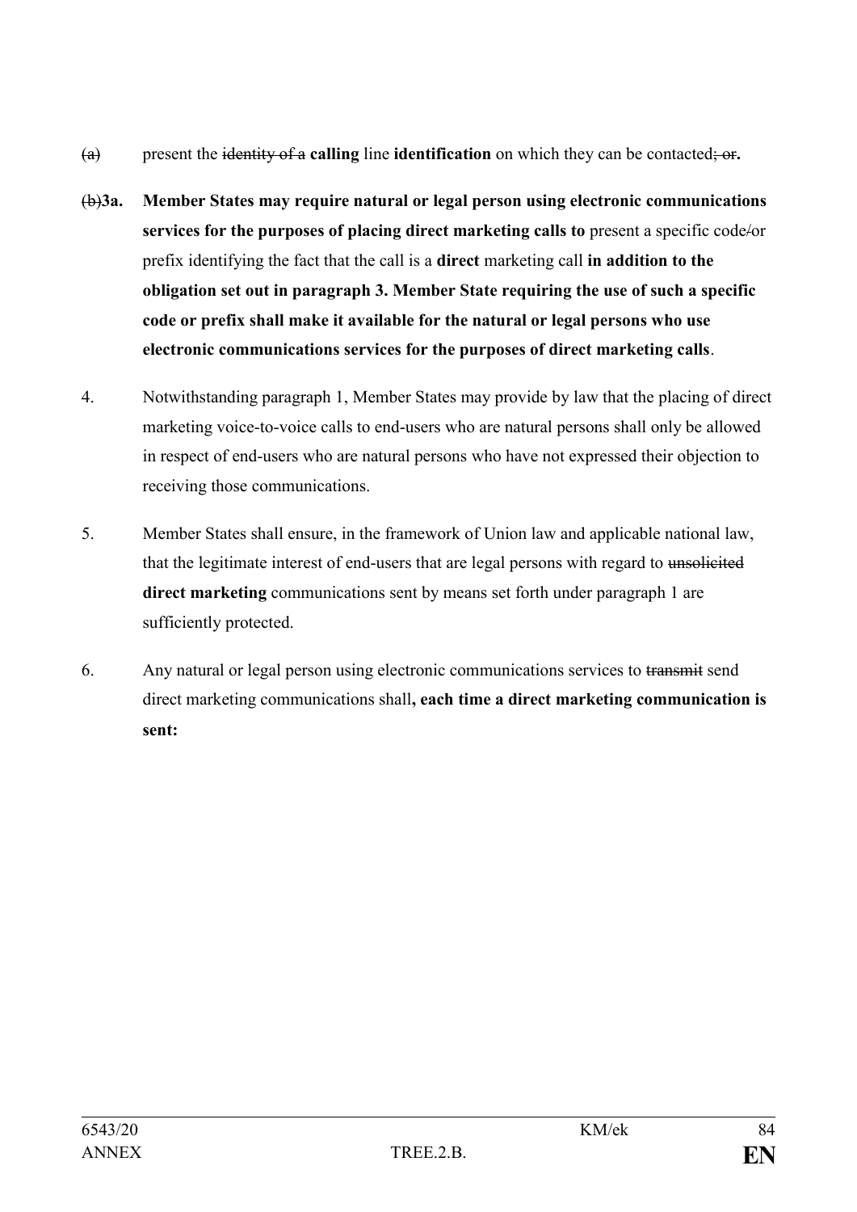~~(a)~~ present the ~~identity of a~~ **calling** line **identification** on which they can be contacted~~; or~~**.**

~~(b)~~**3a. Member States may require natural or legal person using electronic communications services for the purposes of placing direct marketing calls to** present a specific code~~/~~or prefix identifying the fact that the call is a **direct** marketing call **in addition to the obligation set out in paragraph 3. Member State requiring the use of such a specific code or prefix shall make it available for the natural or legal persons who use electronic communications services for the purposes of direct marketing calls**.

4. Notwithstanding paragraph 1, Member States may provide by law that the placing of direct marketing voice-to-voice calls to end-users who are natural persons shall only be allowed in respect of end-users who are natural persons who have not expressed their objection to receiving those communications.

5. Member States shall ensure, in the framework of Union law and applicable national law, that the legitimate interest of end-users that are legal persons with regard to ~~unsolicited~~ **direct marketing** communications sent by means set forth under paragraph 1 are sufficiently protected.

6. Any natural or legal person using electronic communications services to ~~transmit~~ send direct marketing communications shall**, each time a direct marketing communication is sent:**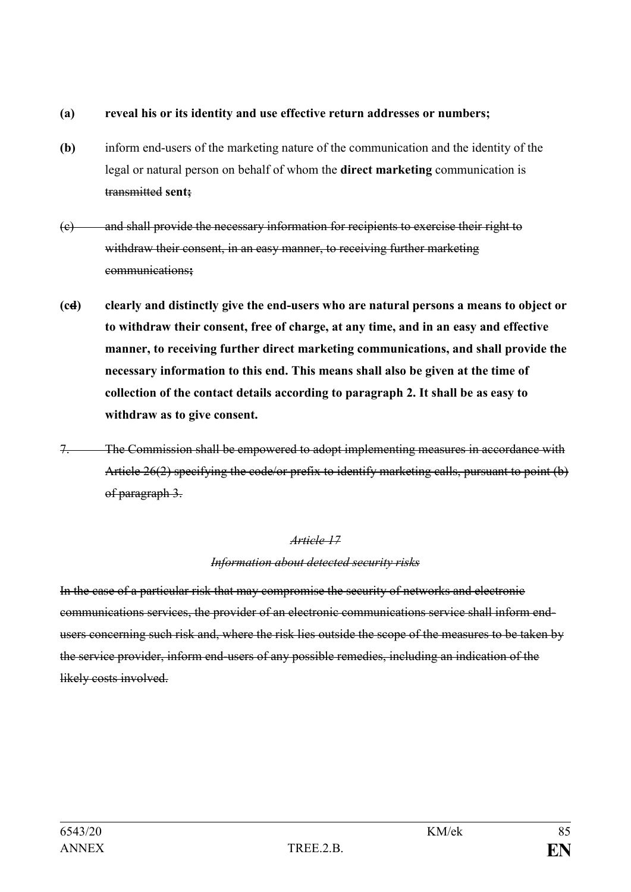**(a) reveal his or its identity and use effective return addresses or numbers;**

**(b)** inform end-users of the marketing nature of the communication and the identity of the legal or natural person on behalf of whom the **direct marketing** communication is ~~transmitted~~ **sent**~~;~~

~~(c) and shall provide the necessary information for recipients to exercise their right to withdraw their consent, in an easy manner, to receiving further marketing communications~~**;**

**(c~~d~~) clearly and distinctly give the end-users who are natural persons a means to object or to withdraw their consent, free of charge, at any time, and in an easy and effective manner, to receiving further direct marketing communications, and shall provide the necessary information to this end. This means shall also be given at the time of collection of the contact details according to paragraph 2. It shall be as easy to withdraw as to give consent.**

~~7. The Commission shall be empowered to adopt implementing measures in accordance with Article 26(2) specifying the code/or prefix to identify marketing calls, pursuant to point (b) of paragraph 3.~~

~~*Article 17*~~

~~*Information about detected security risks*~~

~~In the case of a particular risk that may compromise the security of networks and electronic communications services, the provider of an electronic communications service shall inform end-users concerning such risk and, where the risk lies outside the scope of the measures to be taken by the service provider, inform end-users of any possible remedies, including an indication of the likely costs involved.~~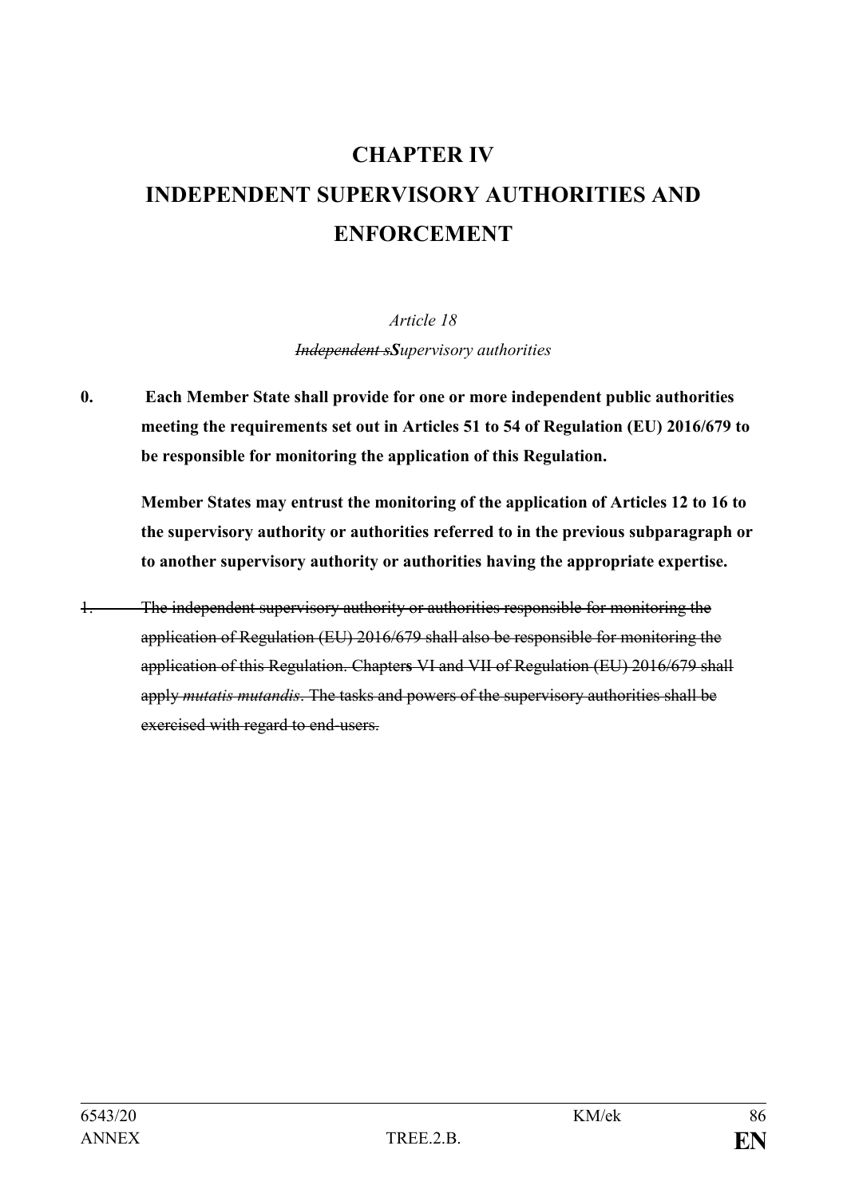# CHAPTER IV

# INDEPENDENT SUPERVISORY AUTHORITIES AND ENFORCEMENT

*Article 18*

*~~Independent s~~**S**upervisory authorities*

**0. Each Member State shall provide for one or more independent public authorities meeting the requirements set out in Articles 51 to 54 of Regulation (EU) 2016/679 to be responsible for monitoring the application of this Regulation.**

**Member States may entrust the monitoring of the application of Articles 12 to 16 to the supervisory authority or authorities referred to in the previous subparagraph or to another supervisory authority or authorities having the appropriate expertise.**

~~1. The independent supervisory authority or authorities responsible for monitoring the application of Regulation (EU) 2016/679 shall also be responsible for monitoring the application of this Regulation. Chapters VI and VII of Regulation (EU) 2016/679 shall apply *mutatis mutandis*. The tasks and powers of the supervisory authorities shall be exercised with regard to end-users.~~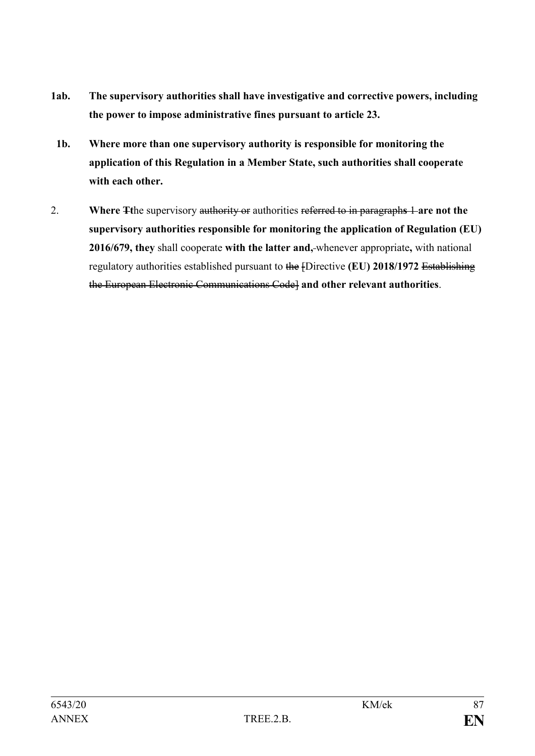**1ab. The supervisory authorities shall have investigative and corrective powers, including the power to impose administrative fines pursuant to article 23.**

**1b. Where more than one supervisory authority is responsible for monitoring the application of this Regulation in a Member State, such authorities shall cooperate with each other.**

2. **Where** ~~T~~**t**he supervisory ~~authority or~~ authorities ~~referred to in paragraph~~**s** ~~1~~ **are not the supervisory authorities responsible for monitoring the application of Regulation (EU) 2016/679, they** shall cooperate **with the latter and,** ~~,~~ whenever appropriate**,** with national regulatory authorities established pursuant to ~~the~~ ~~[~~Directive **(EU) 2018/1972** ~~Establishing the European Electronic Communications Code]~~ **and other relevant authorities**.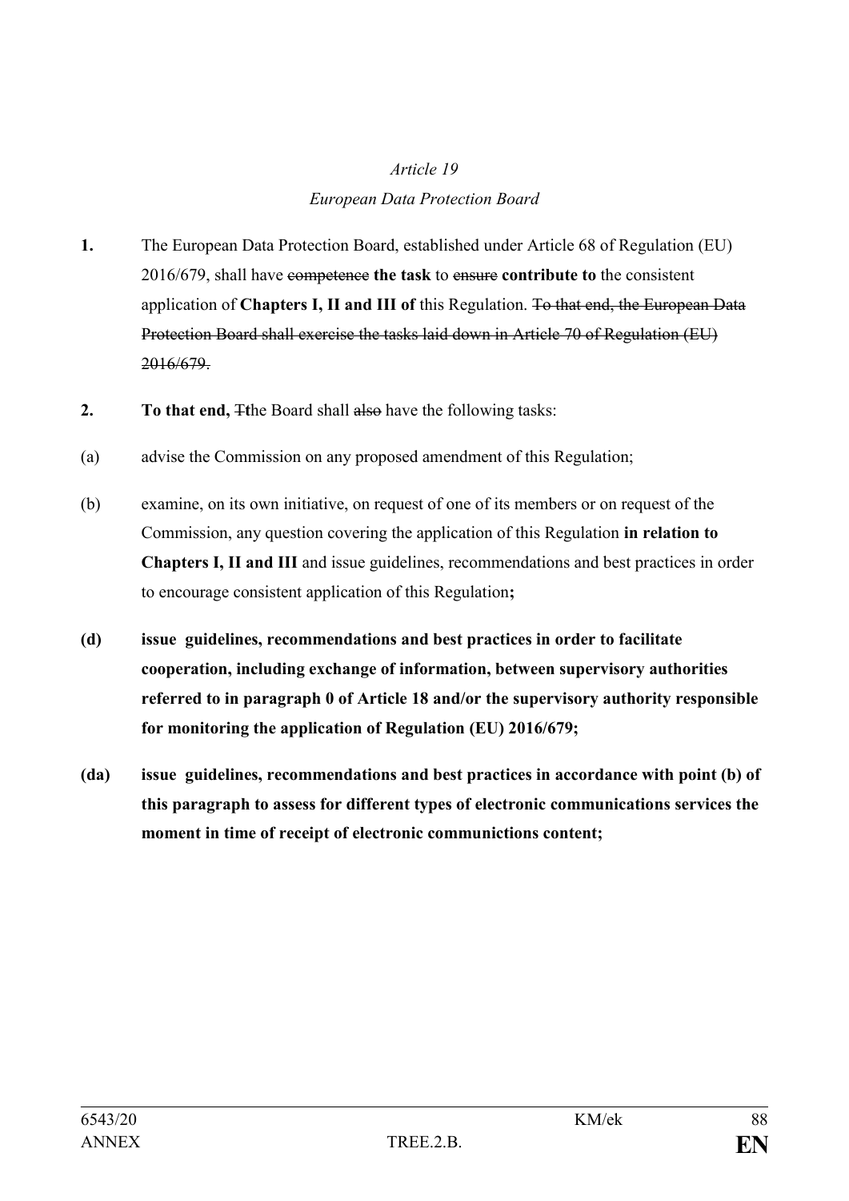*Article 19*

*European Data Protection Board*

**1.** The European Data Protection Board, established under Article 68 of Regulation (EU) 2016/679, shall have ~~competence~~ **the task** to ~~ensure~~ **contribute to** the consistent application of **Chapters I, II and III of** this Regulation. ~~To that end, the European Data Protection Board shall exercise the tasks laid down in Article 70 of Regulation (EU) 2016/679.~~

**2.** **To that end,** ~~T~~**t**he Board shall ~~also~~ have the following tasks:

(a) advise the Commission on any proposed amendment of this Regulation;

(b) examine, on its own initiative, on request of one of its members or on request of the Commission, any question covering the application of this Regulation **in relation to Chapters I, II and III** and issue guidelines, recommendations and best practices in order to encourage consistent application of this Regulation**;**

**(d) issue guidelines, recommendations and best practices in order to facilitate cooperation, including exchange of information, between supervisory authorities referred to in paragraph 0 of Article 18 and/or the supervisory authority responsible for monitoring the application of Regulation (EU) 2016/679;**

**(da) issue guidelines, recommendations and best practices in accordance with point (b) of this paragraph to assess for different types of electronic communications services the moment in time of receipt of electronic communictions content;**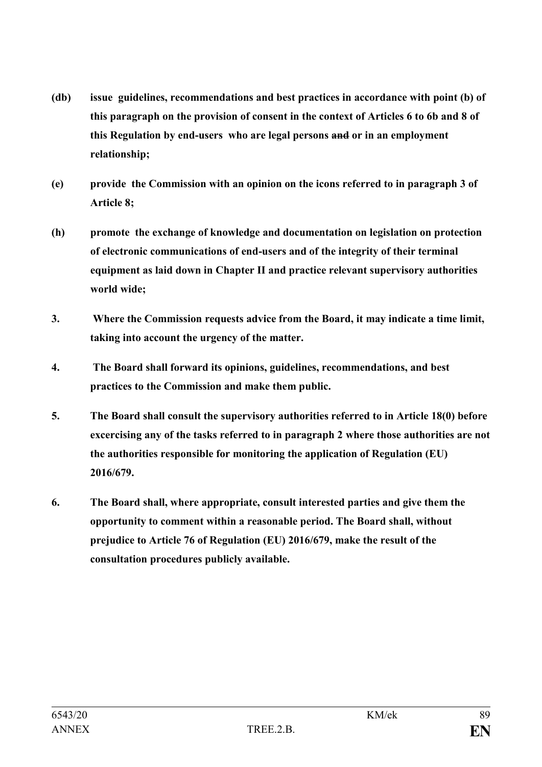**(db) issue guidelines, recommendations and best practices in accordance with point (b) of this paragraph on the provision of consent in the context of Articles 6 to 6b and 8 of this Regulation by end-users who are legal persons ~~and~~ or in an employment relationship;**

**(e) provide the Commission with an opinion on the icons referred to in paragraph 3 of Article 8;**

**(h) promote the exchange of knowledge and documentation on legislation on protection of electronic communications of end-users and of the integrity of their terminal equipment as laid down in Chapter II and practice relevant supervisory authorities world wide;**

**3. Where the Commission requests advice from the Board, it may indicate a time limit, taking into account the urgency of the matter.**

**4. The Board shall forward its opinions, guidelines, recommendations, and best practices to the Commission and make them public.**

**5. The Board shall consult the supervisory authorities referred to in Article 18(0) before excercising any of the tasks referred to in paragraph 2 where those authorities are not the authorities responsible for monitoring the application of Regulation (EU) 2016/679.**

**6. The Board shall, where appropriate, consult interested parties and give them the opportunity to comment within a reasonable period. The Board shall, without prejudice to Article 76 of Regulation (EU) 2016/679, make the result of the consultation procedures publicly available.**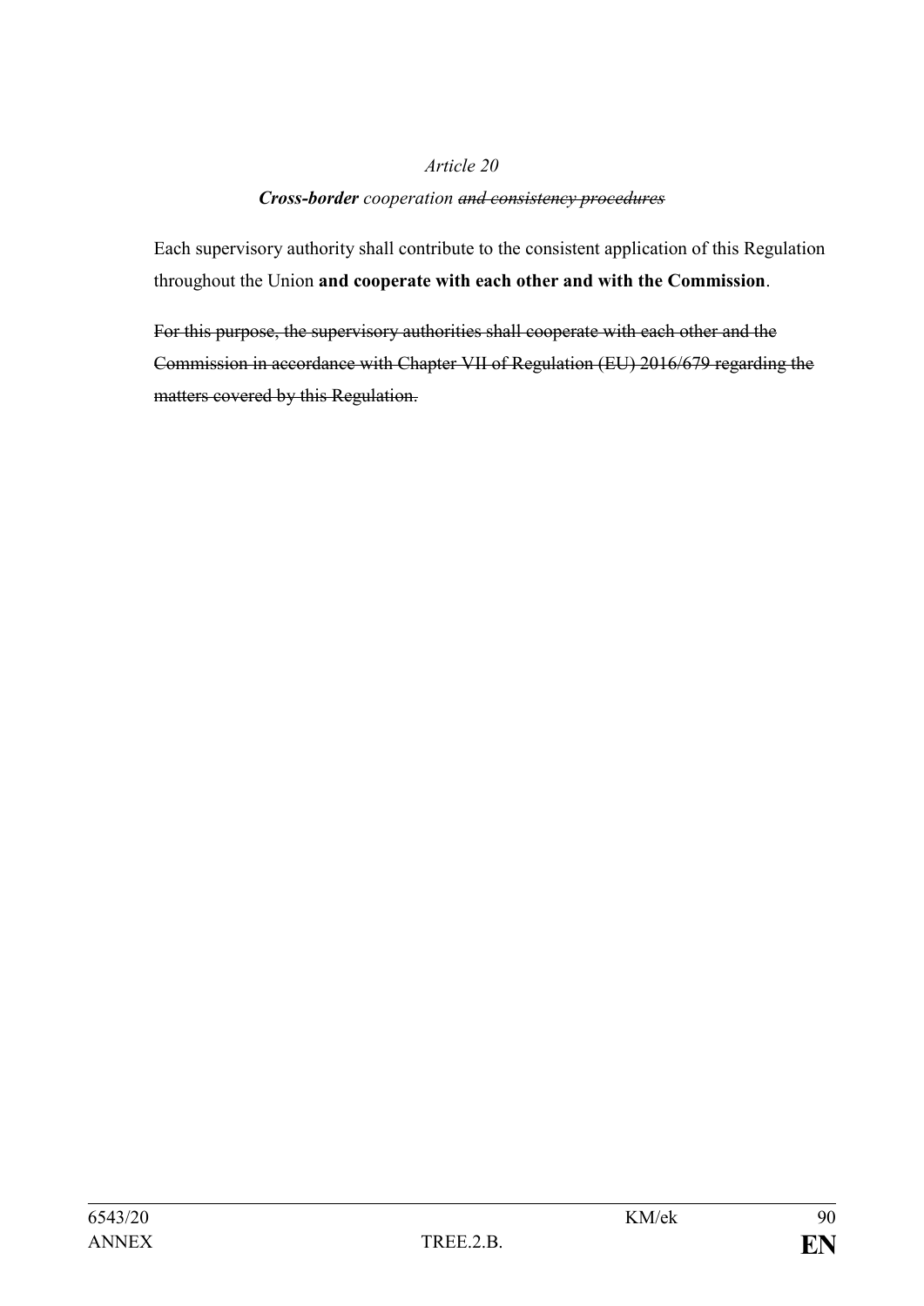*Article 20*

***Cross-border*** *cooperation ~~and consistency procedures~~*

Each supervisory authority shall contribute to the consistent application of this Regulation throughout the Union **and cooperate with each other and with the Commission**.

~~For this purpose, the supervisory authorities shall cooperate with each other and the Commission in accordance with Chapter VII of Regulation (EU) 2016/679 regarding the matters covered by this Regulation.~~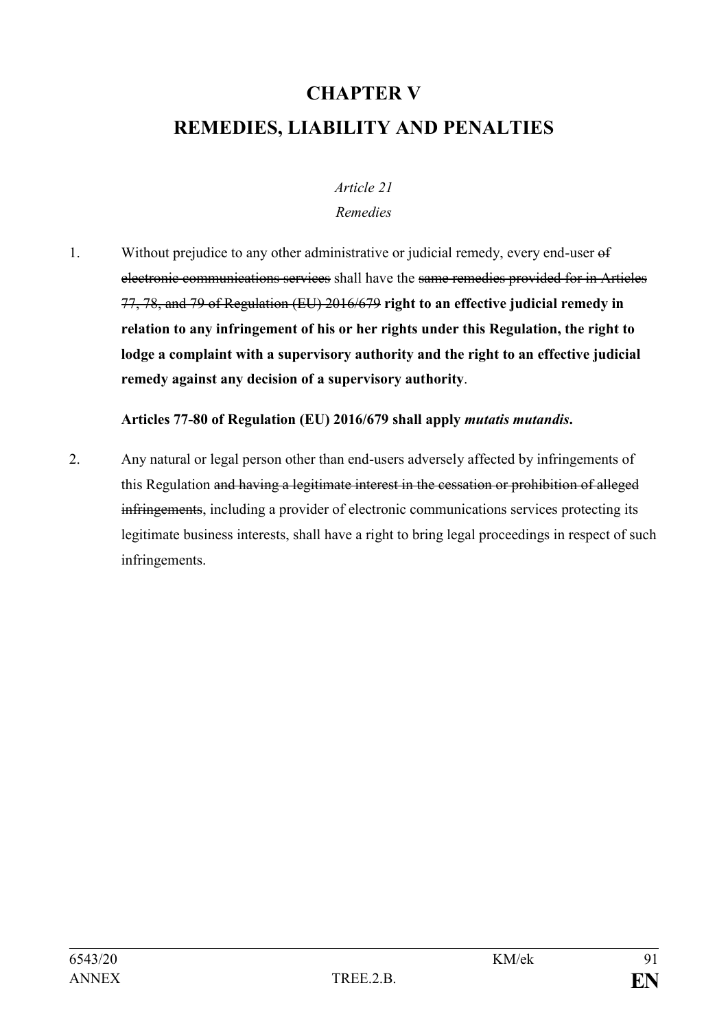# CHAPTER V

# REMEDIES, LIABILITY AND PENALTIES

*Article 21*

*Remedies*

1. Without prejudice to any other administrative or judicial remedy, every end-user ~~of electronic communications services~~ shall have the ~~same remedies provided for in Articles 77, 78, and 79 of Regulation (EU) 2016/679~~ **right to an effective judicial remedy in relation to any infringement of his or her rights under this Regulation, the right to lodge a complaint with a supervisory authority and the right to an effective judicial remedy against any decision of a supervisory authority**.

   **Articles 77-80 of Regulation (EU) 2016/679 shall apply *mutatis mutandis*.**

2. Any natural or legal person other than end-users adversely affected by infringements of this Regulation ~~and having a legitimate interest in the cessation or prohibition of alleged infringements~~, including a provider of electronic communications services protecting its legitimate business interests, shall have a right to bring legal proceedings in respect of such infringements.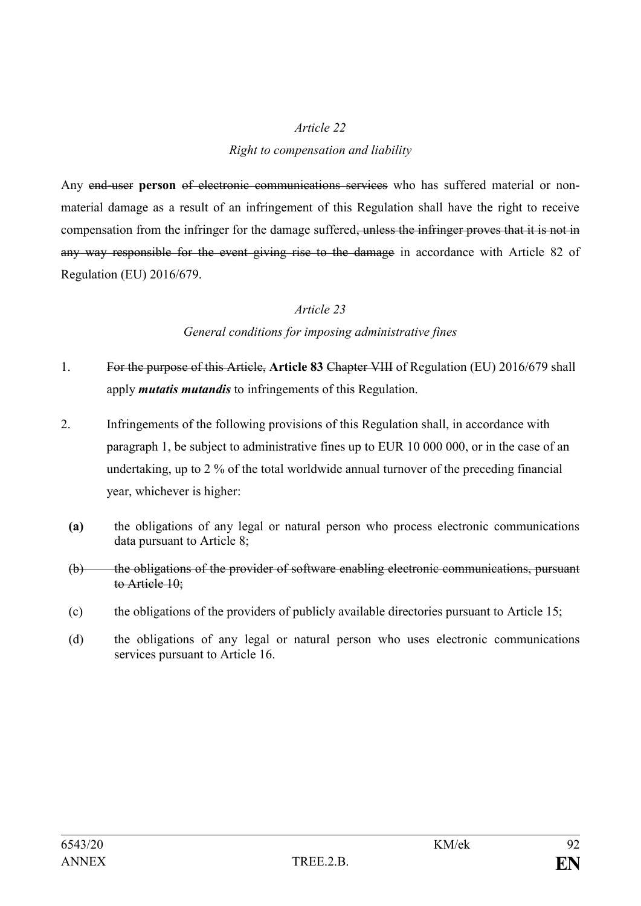*Article 22*

*Right to compensation and liability*

Any ~~end-user~~ **person** ~~of electronic communications services~~ who has suffered material or non-material damage as a result of an infringement of this Regulation shall have the right to receive compensation from the infringer for the damage suffered~~, unless the infringer proves that it is not in any way responsible for the event giving rise to the damage~~ in accordance with Article 82 of Regulation (EU) 2016/679.

*Article 23*

*General conditions for imposing administrative fines*

1. ~~For the purpose of this Article,~~ **Article 83** ~~Chapter VIII~~ of Regulation (EU) 2016/679 shall apply ***mutatis mutandis*** to infringements of this Regulation.

2. Infringements of the following provisions of this Regulation shall, in accordance with paragraph 1, be subject to administrative fines up to EUR 10 000 000, or in the case of an undertaking, up to 2 % of the total worldwide annual turnover of the preceding financial year, whichever is higher:

   **(a)** the obligations of any legal or natural person who process electronic communications data pursuant to Article 8;

   ~~(b) the obligations of the provider of software enabling electronic communications, pursuant to Article 10;~~

   (c) the obligations of the providers of publicly available directories pursuant to Article 15;

   (d) the obligations of any legal or natural person who uses electronic communications services pursuant to Article 16.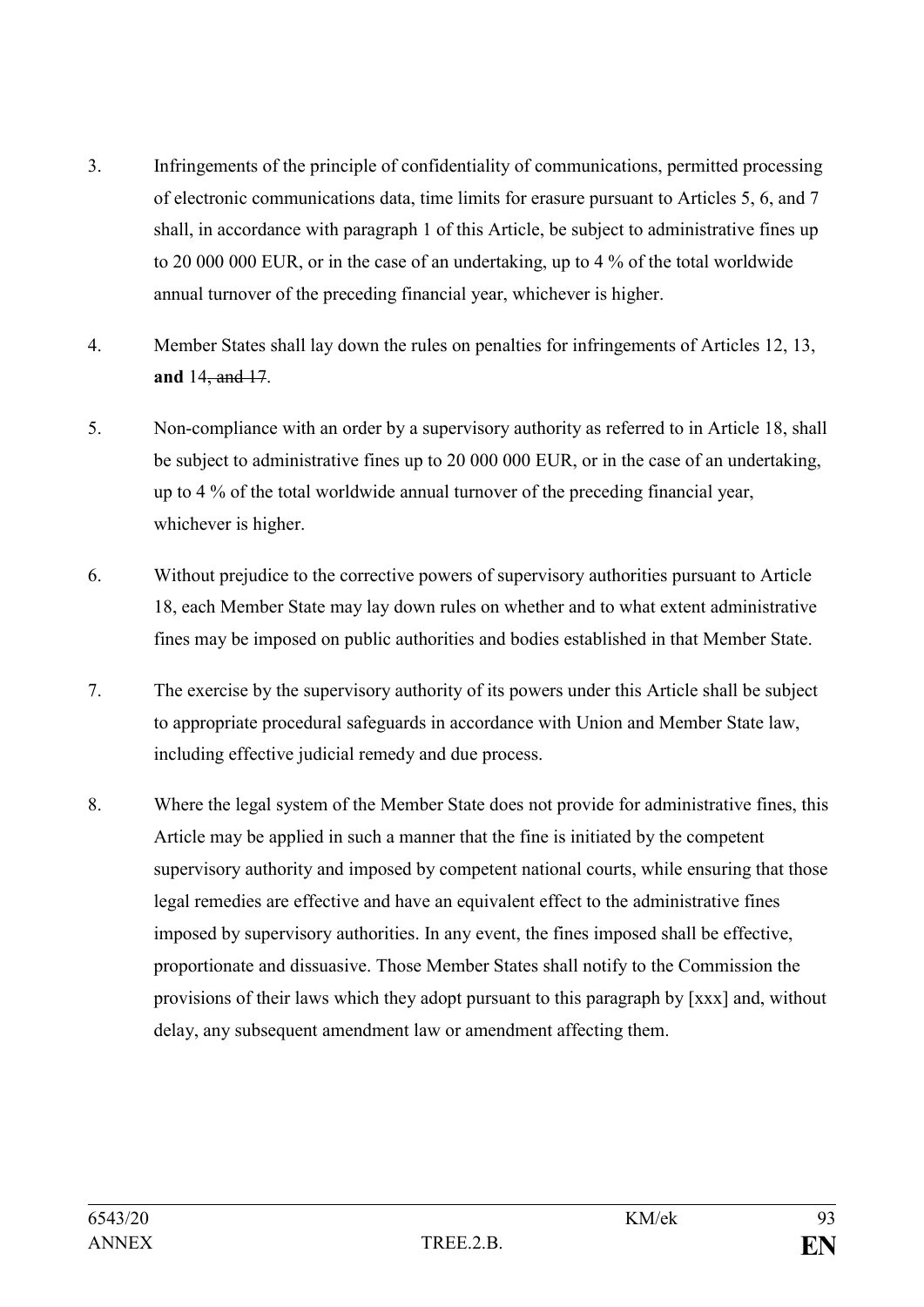3. Infringements of the principle of confidentiality of communications, permitted processing of electronic communications data, time limits for erasure pursuant to Articles 5, 6, and 7 shall, in accordance with paragraph 1 of this Article, be subject to administrative fines up to 20 000 000 EUR, or in the case of an undertaking, up to 4 % of the total worldwide annual turnover of the preceding financial year, whichever is higher.

4. Member States shall lay down the rules on penalties for infringements of Articles 12, 13, **and** 14~~, and 17~~.

5. Non-compliance with an order by a supervisory authority as referred to in Article 18, shall be subject to administrative fines up to 20 000 000 EUR, or in the case of an undertaking, up to 4 % of the total worldwide annual turnover of the preceding financial year, whichever is higher.

6. Without prejudice to the corrective powers of supervisory authorities pursuant to Article 18, each Member State may lay down rules on whether and to what extent administrative fines may be imposed on public authorities and bodies established in that Member State.

7. The exercise by the supervisory authority of its powers under this Article shall be subject to appropriate procedural safeguards in accordance with Union and Member State law, including effective judicial remedy and due process.

8. Where the legal system of the Member State does not provide for administrative fines, this Article may be applied in such a manner that the fine is initiated by the competent supervisory authority and imposed by competent national courts, while ensuring that those legal remedies are effective and have an equivalent effect to the administrative fines imposed by supervisory authorities. In any event, the fines imposed shall be effective, proportionate and dissuasive. Those Member States shall notify to the Commission the provisions of their laws which they adopt pursuant to this paragraph by [xxx] and, without delay, any subsequent amendment law or amendment affecting them.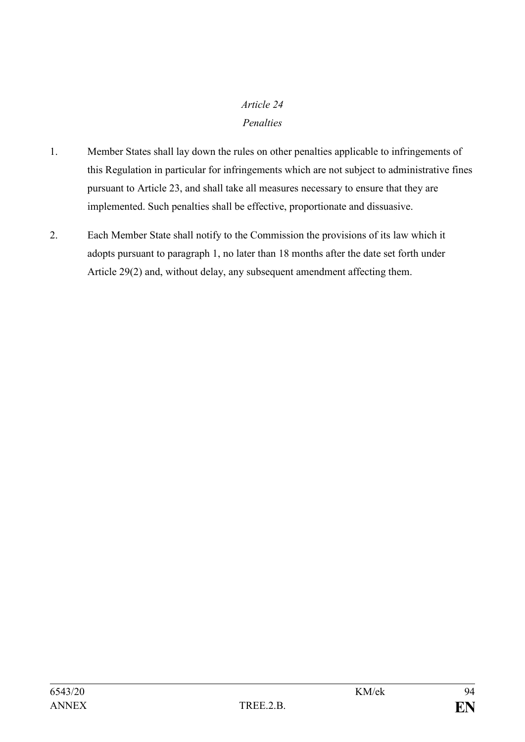*Article 24*

*Penalties*

1. Member States shall lay down the rules on other penalties applicable to infringements of this Regulation in particular for infringements which are not subject to administrative fines pursuant to Article 23, and shall take all measures necessary to ensure that they are implemented. Such penalties shall be effective, proportionate and dissuasive.

2. Each Member State shall notify to the Commission the provisions of its law which it adopts pursuant to paragraph 1, no later than 18 months after the date set forth under Article 29(2) and, without delay, any subsequent amendment affecting them.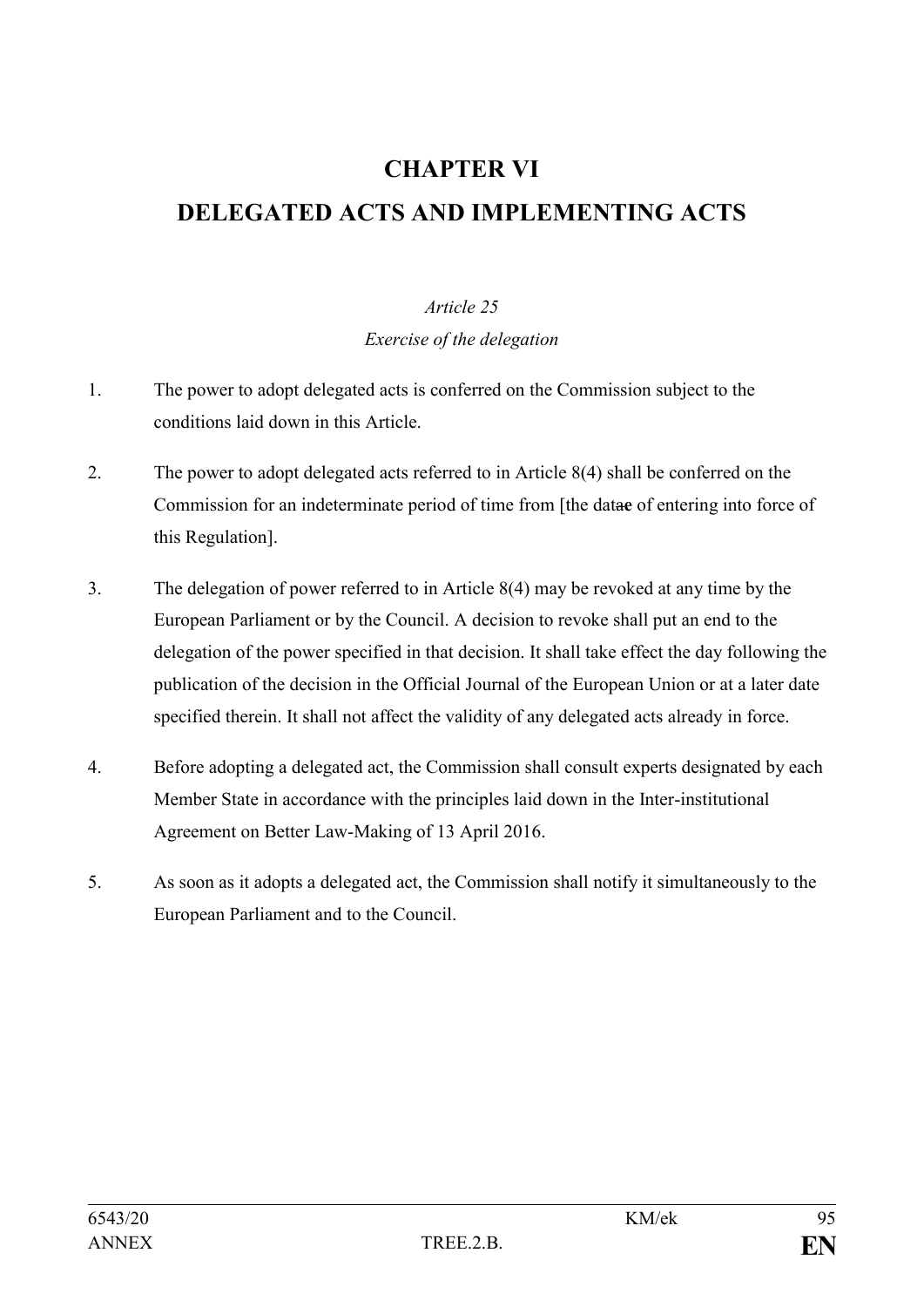# CHAPTER VI

# DELEGATED ACTS AND IMPLEMENTING ACTS

*Article 25*

*Exercise of the delegation*

1. The power to adopt delegated acts is conferred on the Commission subject to the conditions laid down in this Article.

2. The power to adopt delegated acts referred to in Article 8(4) shall be conferred on the Commission for an indeterminate period of time from [the datae of entering into force of this Regulation].

3. The delegation of power referred to in Article 8(4) may be revoked at any time by the European Parliament or by the Council. A decision to revoke shall put an end to the delegation of the power specified in that decision. It shall take effect the day following the publication of the decision in the Official Journal of the European Union or at a later date specified therein. It shall not affect the validity of any delegated acts already in force.

4. Before adopting a delegated act, the Commission shall consult experts designated by each Member State in accordance with the principles laid down in the Inter-institutional Agreement on Better Law-Making of 13 April 2016.

5. As soon as it adopts a delegated act, the Commission shall notify it simultaneously to the European Parliament and to the Council.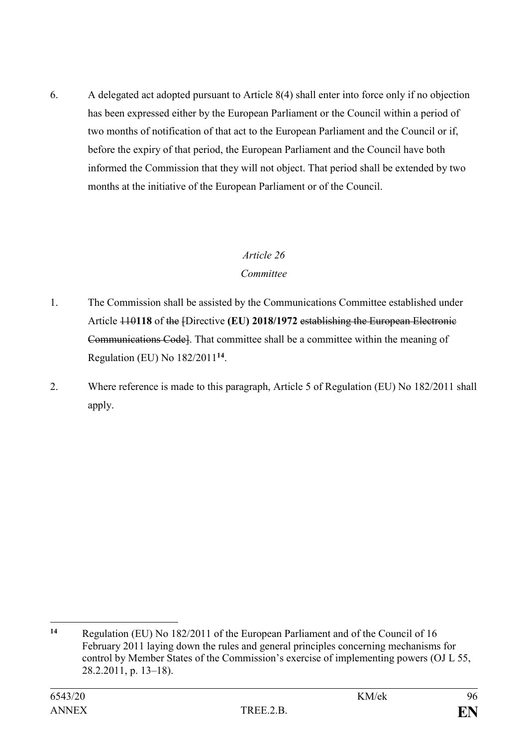6. A delegated act adopted pursuant to Article 8(4) shall enter into force only if no objection has been expressed either by the European Parliament or the Council within a period of two months of notification of that act to the European Parliament and the Council or if, before the expiry of that period, the European Parliament and the Council have both informed the Commission that they will not object. That period shall be extended by two months at the initiative of the European Parliament or of the Council.

*Article 26*

*Committee*

1. The Commission shall be assisted by the Communications Committee established under Article ~~110~~**118** of ~~the~~ ~~[~~Directive **(EU) 2018/1972** ~~establishing the European Electronic Communications Code]~~. That committee shall be a committee within the meaning of Regulation (EU) No 182/2011[14].

2. Where reference is made to this paragraph, Article 5 of Regulation (EU) No 182/2011 shall apply.

---

[14] Regulation (EU) No 182/2011 of the European Parliament and of the Council of 16 February 2011 laying down the rules and general principles concerning mechanisms for control by Member States of the Commission's exercise of implementing powers (OJ L 55, 28.2.2011, p. 13–18).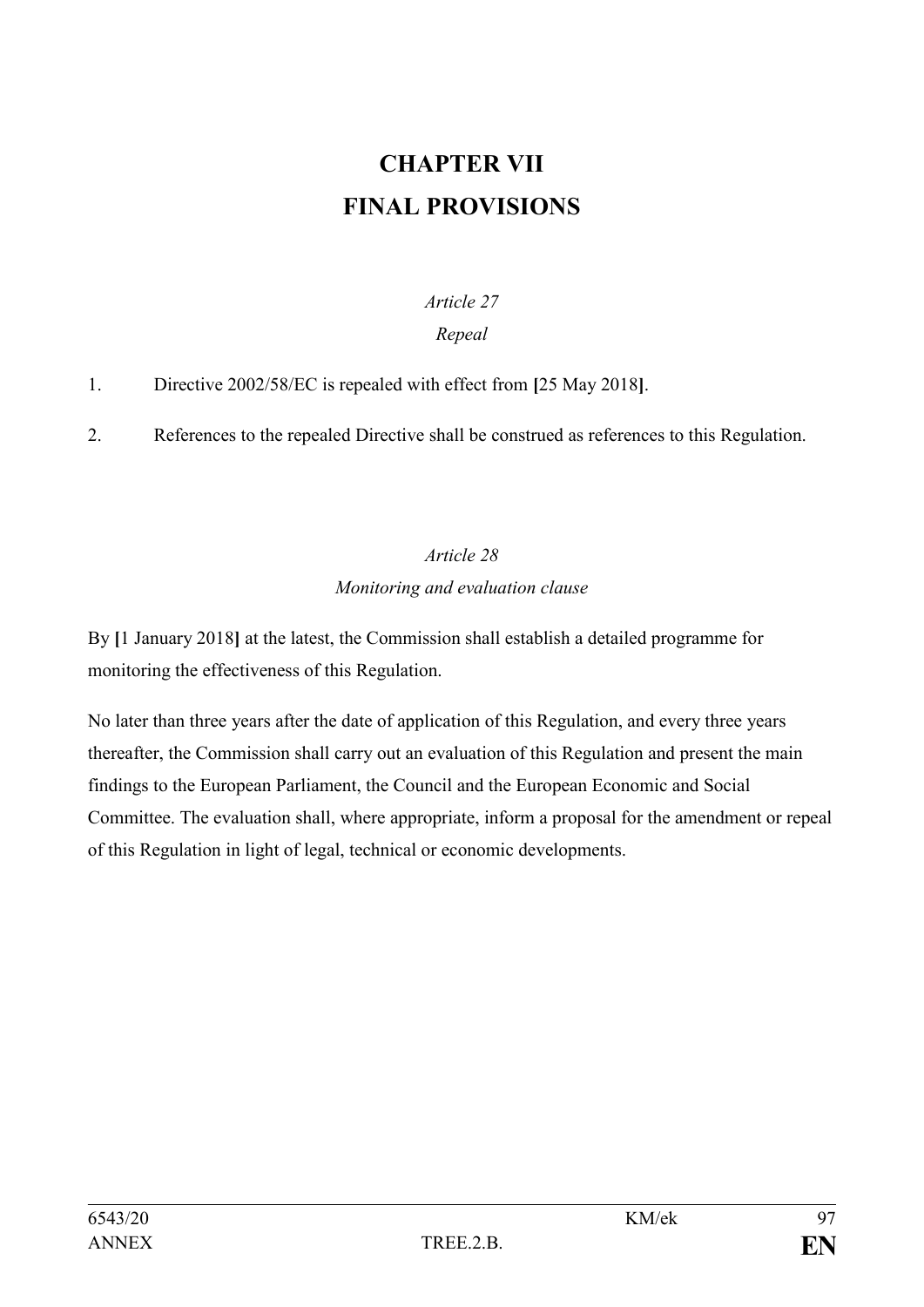# CHAPTER VII
# FINAL PROVISIONS

*Article 27*

*Repeal*

1. Directive 2002/58/EC is repealed with effect from **[**25 May 2018**]**.

2. References to the repealed Directive shall be construed as references to this Regulation.

*Article 28*

*Monitoring and evaluation clause*

By **[**1 January 2018**]** at the latest, the Commission shall establish a detailed programme for monitoring the effectiveness of this Regulation.

No later than three years after the date of application of this Regulation, and every three years thereafter, the Commission shall carry out an evaluation of this Regulation and present the main findings to the European Parliament, the Council and the European Economic and Social Committee. The evaluation shall, where appropriate, inform a proposal for the amendment or repeal of this Regulation in light of legal, technical or economic developments.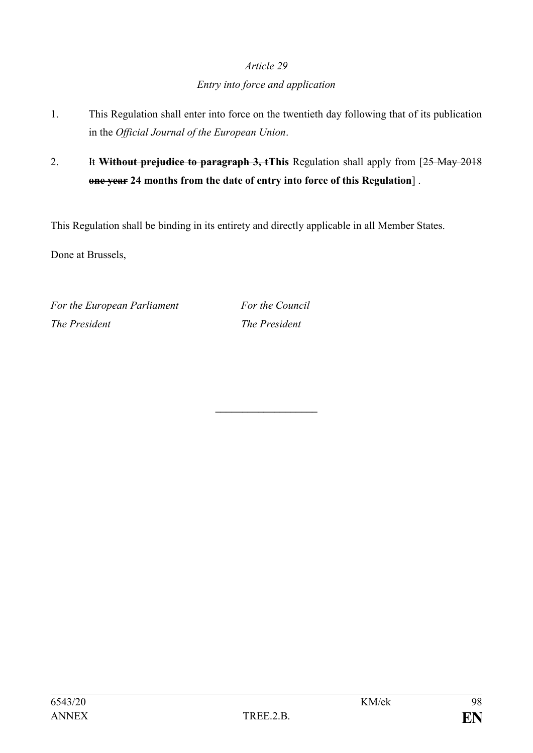*Article 29*

*Entry into force and application*

1. This Regulation shall enter into force on the twentieth day following that of its publication in the *Official Journal of the European Union*.

2. ~~It~~ **~~Without prejudice to paragraph 3, t~~This** Regulation shall apply from [~~25 May 2018~~ **~~one year~~ 24 months from the date of entry into force of this Regulation**] .

This Regulation shall be binding in its entirety and directly applicable in all Member States.

Done at Brussels,

| | |
|---|---|
| *For the European Parliament* | *For the Council* |
| *The President* | *The President* |

---